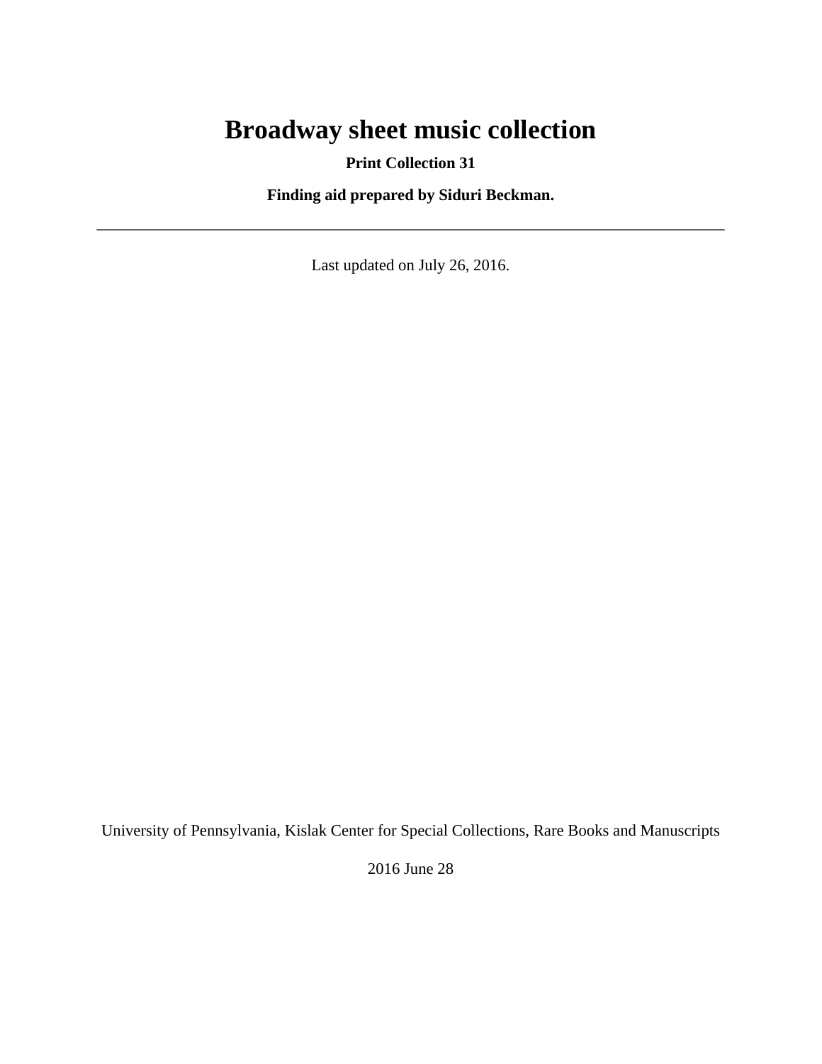# Broadway sheet music collection

**Print Collection 31**

**Finding aid prepared by Siduri Beckman.**

---

Last updated on July 26, 2016.

University of Pennsylvania, Kislak Center for Special Collections, Rare Books and Manuscripts

2016 June 28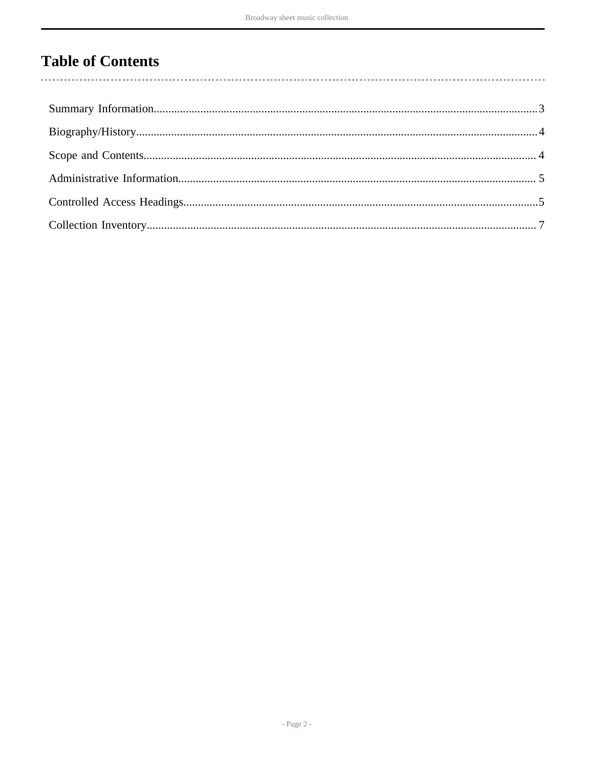# Table of Contents

Summary Information....................................................................................................................................3

Biography/History.........................................................................................................................................4

Scope and Contents.......................................................................................................................................4

Administrative Information...........................................................................................................................5

Controlled Access Headings.........................................................................................................................5

Collection Inventory......................................................................................................................................7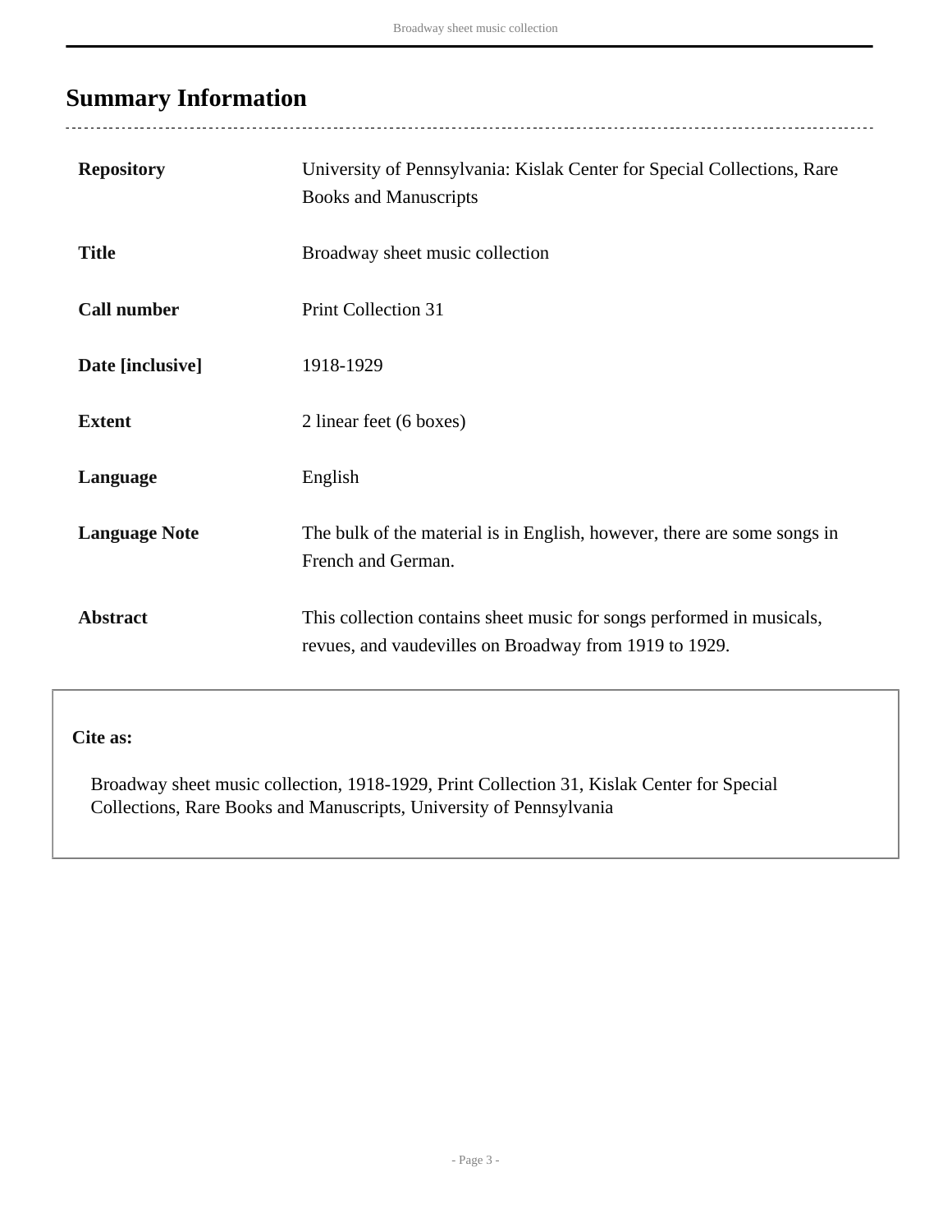## Summary Information

| | |
|---|---|
| **Repository** | University of Pennsylvania: Kislak Center for Special Collections, Rare Books and Manuscripts |
| **Title** | Broadway sheet music collection |
| **Call number** | Print Collection 31 |
| **Date [inclusive]** | 1918-1929 |
| **Extent** | 2 linear feet (6 boxes) |
| **Language** | English |
| **Language Note** | The bulk of the material is in English, however, there are some songs in French and German. |
| **Abstract** | This collection contains sheet music for songs performed in musicals, revues, and vaudevilles on Broadway from 1919 to 1929. |

**Cite as:**

Broadway sheet music collection, 1918-1929, Print Collection 31, Kislak Center for Special Collections, Rare Books and Manuscripts, University of Pennsylvania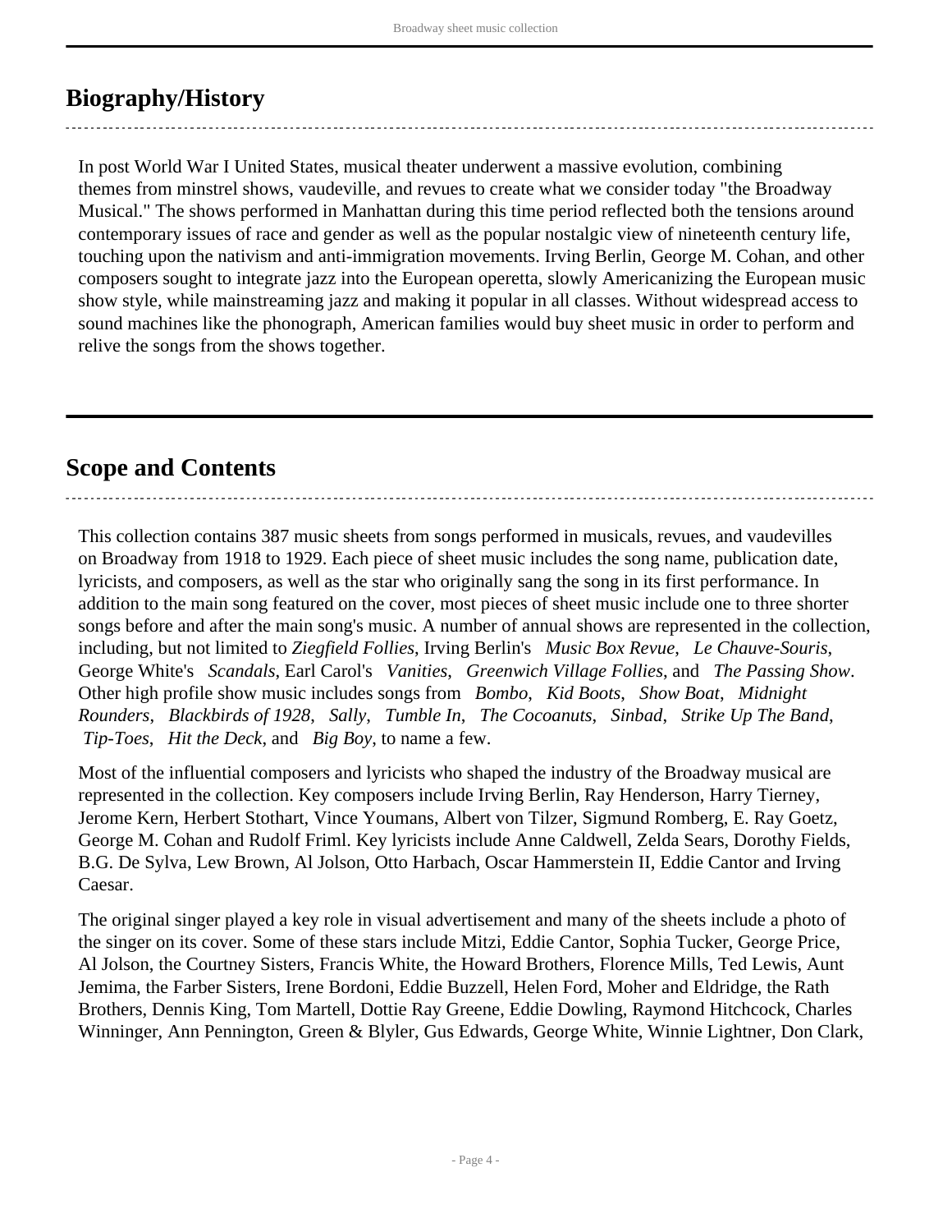## Biography/History

In post World War I United States, musical theater underwent a massive evolution, combining themes from minstrel shows, vaudeville, and revues to create what we consider today "the Broadway Musical." The shows performed in Manhattan during this time period reflected both the tensions around contemporary issues of race and gender as well as the popular nostalgic view of nineteenth century life, touching upon the nativism and anti-immigration movements. Irving Berlin, George M. Cohan, and other composers sought to integrate jazz into the European operetta, slowly Americanizing the European music show style, while mainstreaming jazz and making it popular in all classes. Without widespread access to sound machines like the phonograph, American families would buy sheet music in order to perform and relive the songs from the shows together.

## Scope and Contents

This collection contains 387 music sheets from songs performed in musicals, revues, and vaudevilles on Broadway from 1918 to 1929. Each piece of sheet music includes the song name, publication date, lyricists, and composers, as well as the star who originally sang the song in its first performance. In addition to the main song featured on the cover, most pieces of sheet music include one to three shorter songs before and after the main song's music. A number of annual shows are represented in the collection, including, but not limited to *Ziegfield Follies*, Irving Berlin's *Music Box Revue*, *Le Chauve-Souris*, George White's *Scandals*, Earl Carol's *Vanities*, *Greenwich Village Follies*, and *The Passing Show*. Other high profile show music includes songs from *Bombo*, *Kid Boots*, *Show Boat*, *Midnight Rounders*, *Blackbirds of 1928*, *Sally*, *Tumble In*, *The Cocoanuts*, *Sinbad*, *Strike Up The Band*, *Tip-Toes*, *Hit the Deck*, and *Big Boy*, to name a few.

Most of the influential composers and lyricists who shaped the industry of the Broadway musical are represented in the collection. Key composers include Irving Berlin, Ray Henderson, Harry Tierney, Jerome Kern, Herbert Stothart, Vince Youmans, Albert von Tilzer, Sigmund Romberg, E. Ray Goetz, George M. Cohan and Rudolf Friml. Key lyricists include Anne Caldwell, Zelda Sears, Dorothy Fields, B.G. De Sylva, Lew Brown, Al Jolson, Otto Harbach, Oscar Hammerstein II, Eddie Cantor and Irving Caesar.

The original singer played a key role in visual advertisement and many of the sheets include a photo of the singer on its cover. Some of these stars include Mitzi, Eddie Cantor, Sophia Tucker, George Price, Al Jolson, the Courtney Sisters, Francis White, the Howard Brothers, Florence Mills, Ted Lewis, Aunt Jemima, the Farber Sisters, Irene Bordoni, Eddie Buzzell, Helen Ford, Moher and Eldridge, the Rath Brothers, Dennis King, Tom Martell, Dottie Ray Greene, Eddie Dowling, Raymond Hitchcock, Charles Winninger, Ann Pennington, Green & Blyler, Gus Edwards, George White, Winnie Lightner, Don Clark,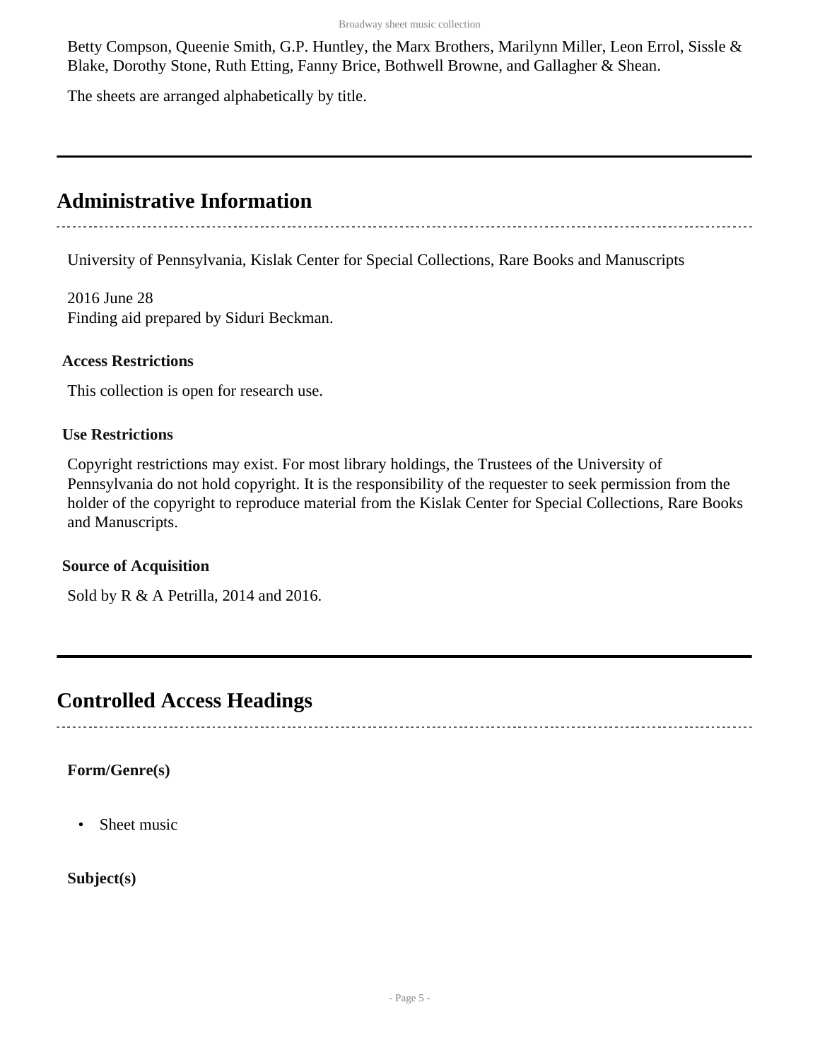Betty Compson, Queenie Smith, G.P. Huntley, the Marx Brothers, Marilynn Miller, Leon Errol, Sissle & Blake, Dorothy Stone, Ruth Etting, Fanny Brice, Bothwell Browne, and Gallagher & Shean.

The sheets are arranged alphabetically by title.

## Administrative Information

University of Pennsylvania, Kislak Center for Special Collections, Rare Books and Manuscripts

2016 June 28
Finding aid prepared by Siduri Beckman.

#### Access Restrictions

This collection is open for research use.

#### Use Restrictions

Copyright restrictions may exist. For most library holdings, the Trustees of the University of Pennsylvania do not hold copyright. It is the responsibility of the requester to seek permission from the holder of the copyright to reproduce material from the Kislak Center for Special Collections, Rare Books and Manuscripts.

#### Source of Acquisition

Sold by R & A Petrilla, 2014 and 2016.

## Controlled Access Headings

**Form/Genre(s)**

- Sheet music

**Subject(s)**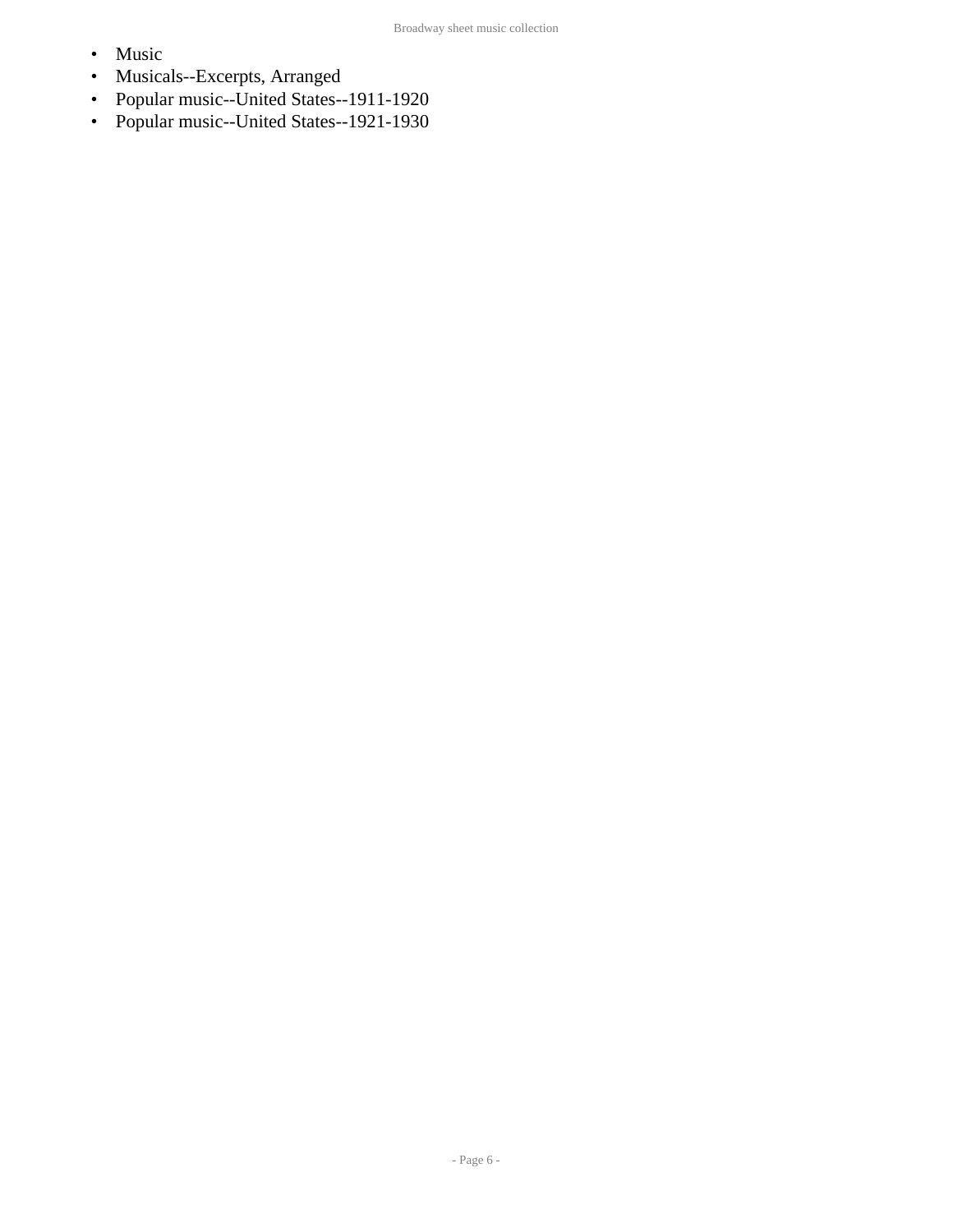- Music
- Musicals--Excerpts, Arranged
- Popular music--United States--1911-1920
- Popular music--United States--1921-1930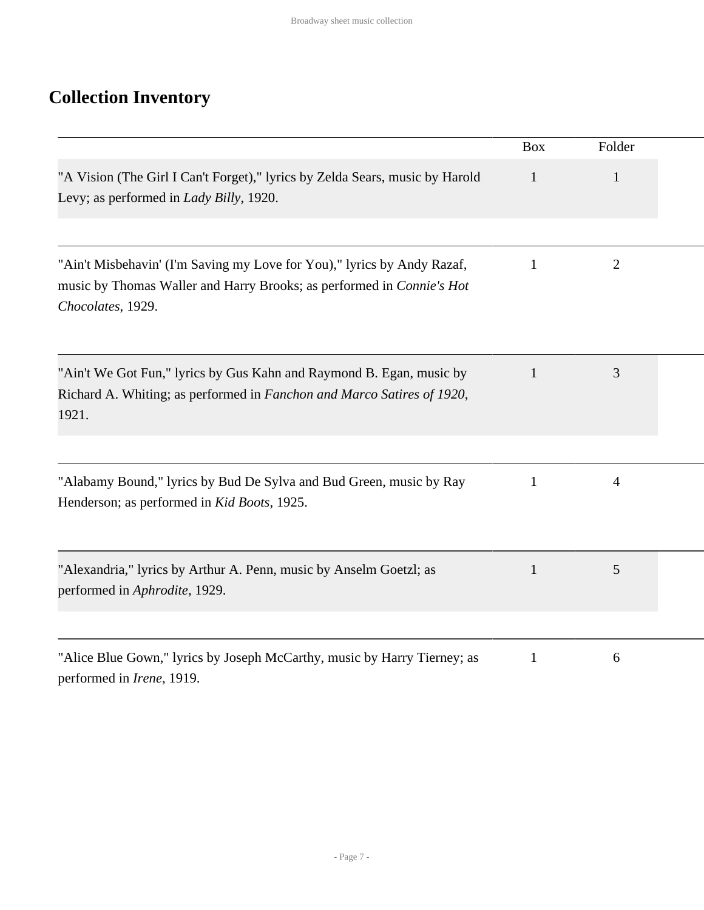## Collection Inventory

| | Box | Folder |
|---|---|---|
| "A Vision (The Girl I Can't Forget)," lyrics by Zelda Sears, music by Harold Levy; as performed in *Lady Billy*, 1920. | 1 | 1 |
| "Ain't Misbehavin' (I'm Saving my Love for You)," lyrics by Andy Razaf, music by Thomas Waller and Harry Brooks; as performed in *Connie's Hot Chocolates*, 1929. | 1 | 2 |
| "Ain't We Got Fun," lyrics by Gus Kahn and Raymond B. Egan, music by Richard A. Whiting; as performed in *Fanchon and Marco Satires of 1920*, 1921. | 1 | 3 |
| "Alabamy Bound," lyrics by Bud De Sylva and Bud Green, music by Ray Henderson; as performed in *Kid Boots*, 1925. | 1 | 4 |
| "Alexandria," lyrics by Arthur A. Penn, music by Anselm Goetzl; as performed in *Aphrodite*, 1929. | 1 | 5 |
| "Alice Blue Gown," lyrics by Joseph McCarthy, music by Harry Tierney; as performed in *Irene*, 1919. | 1 | 6 |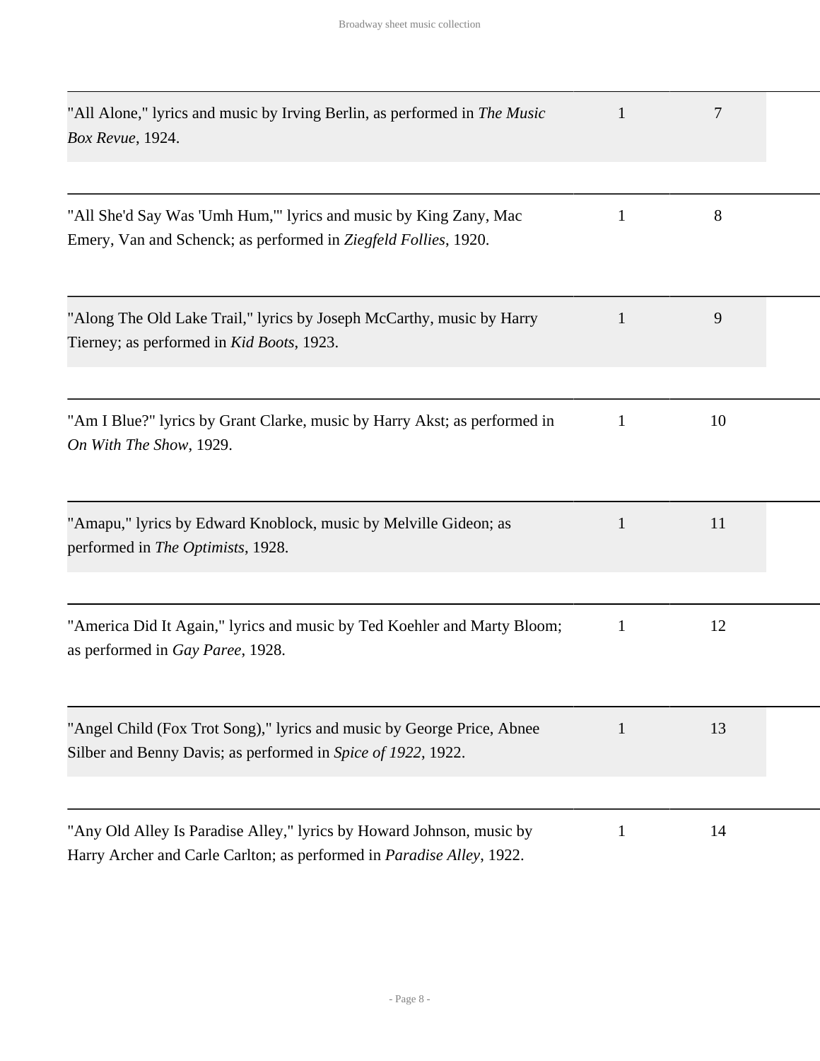| | | |
|---|---|---|
| "All Alone," lyrics and music by Irving Berlin, as performed in *The Music Box Revue*, 1924. | 1 | 7 |
| "All She'd Say Was 'Umh Hum,'" lyrics and music by King Zany, Mac Emery, Van and Schenck; as performed in *Ziegfeld Follies*, 1920. | 1 | 8 |
| "Along The Old Lake Trail," lyrics by Joseph McCarthy, music by Harry Tierney; as performed in *Kid Boots*, 1923. | 1 | 9 |
| "Am I Blue?" lyrics by Grant Clarke, music by Harry Akst; as performed in *On With The Show*, 1929. | 1 | 10 |
| "Amapu," lyrics by Edward Knoblock, music by Melville Gideon; as performed in *The Optimists*, 1928. | 1 | 11 |
| "America Did It Again," lyrics and music by Ted Koehler and Marty Bloom; as performed in *Gay Paree*, 1928. | 1 | 12 |
| "Angel Child (Fox Trot Song)," lyrics and music by George Price, Abnee Silber and Benny Davis; as performed in *Spice of 1922*, 1922. | 1 | 13 |
| "Any Old Alley Is Paradise Alley," lyrics by Howard Johnson, music by Harry Archer and Carle Carlton; as performed in *Paradise Alley*, 1922. | 1 | 14 |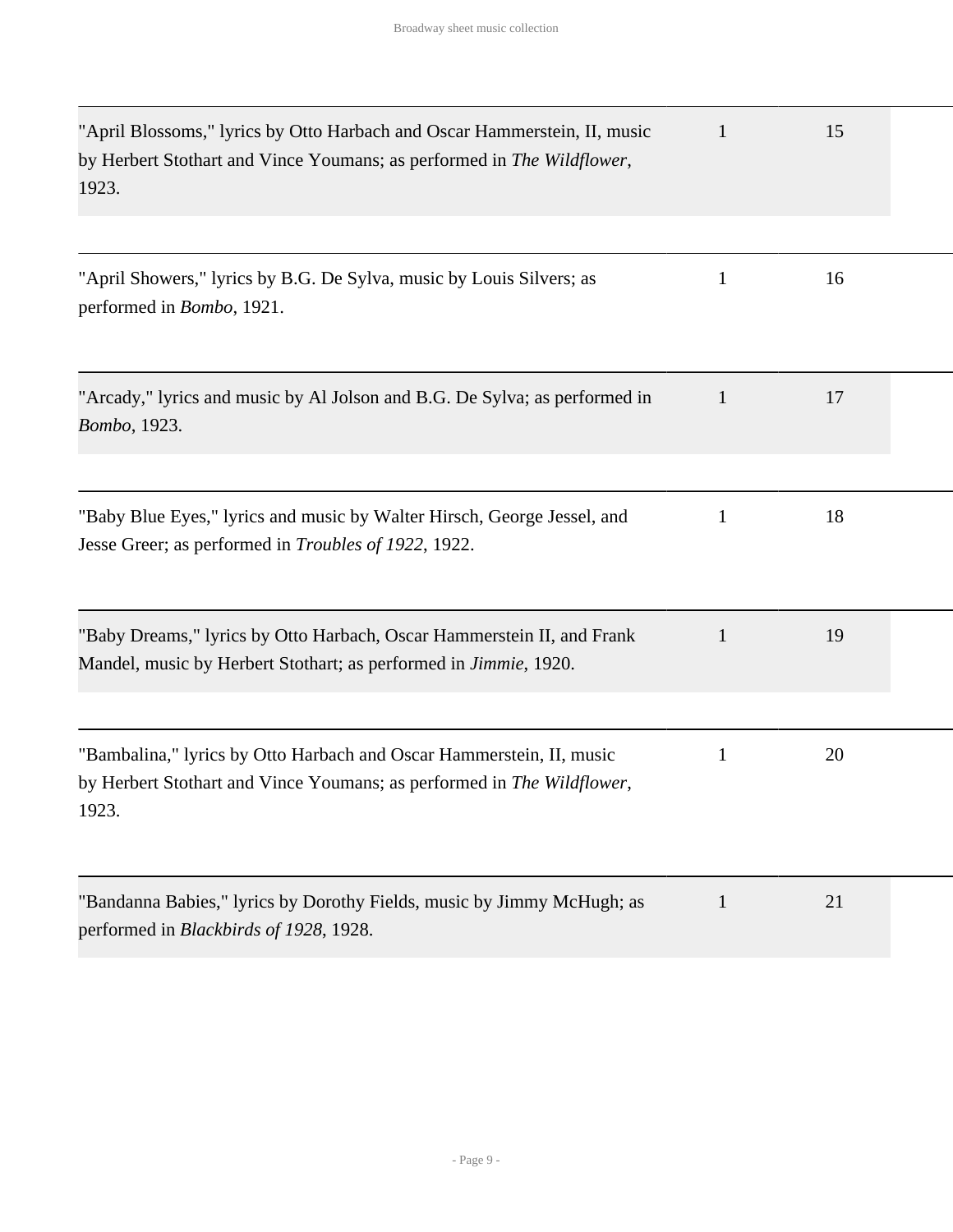| | | |
|---|---|---|
| "April Blossoms," lyrics by Otto Harbach and Oscar Hammerstein, II, music by Herbert Stothart and Vince Youmans; as performed in *The Wildflower*, 1923. | 1 | 15 |
| "April Showers," lyrics by B.G. De Sylva, music by Louis Silvers; as performed in *Bombo*, 1921. | 1 | 16 |
| "Arcady," lyrics and music by Al Jolson and B.G. De Sylva; as performed in *Bombo*, 1923. | 1 | 17 |
| "Baby Blue Eyes," lyrics and music by Walter Hirsch, George Jessel, and Jesse Greer; as performed in *Troubles of 1922*, 1922. | 1 | 18 |
| "Baby Dreams," lyrics by Otto Harbach, Oscar Hammerstein II, and Frank Mandel, music by Herbert Stothart; as performed in *Jimmie*, 1920. | 1 | 19 |
| "Bambalina," lyrics by Otto Harbach and Oscar Hammerstein, II, music by Herbert Stothart and Vince Youmans; as performed in *The Wildflower*, 1923. | 1 | 20 |
| "Bandanna Babies," lyrics by Dorothy Fields, music by Jimmy McHugh; as performed in *Blackbirds of 1928*, 1928. | 1 | 21 |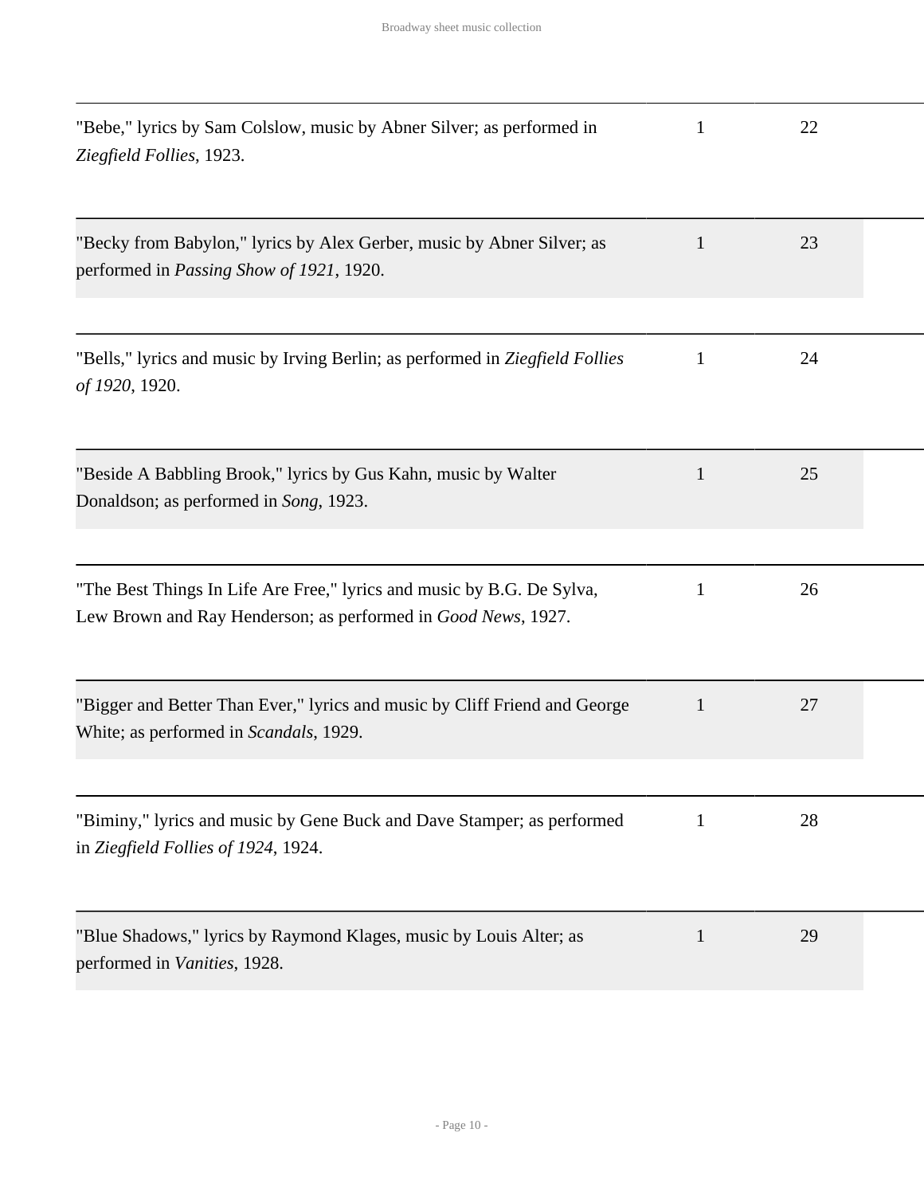| | | |
|---|---|---|
| "Bebe," lyrics by Sam Colslow, music by Abner Silver; as performed in *Ziegfield Follies*, 1923. | 1 | 22 |
| "Becky from Babylon," lyrics by Alex Gerber, music by Abner Silver; as performed in *Passing Show of 1921*, 1920. | 1 | 23 |
| "Bells," lyrics and music by Irving Berlin; as performed in *Ziegfield Follies of 1920*, 1920. | 1 | 24 |
| "Beside A Babbling Brook," lyrics by Gus Kahn, music by Walter Donaldson; as performed in *Song*, 1923. | 1 | 25 |
| "The Best Things In Life Are Free," lyrics and music by B.G. De Sylva, Lew Brown and Ray Henderson; as performed in *Good News*, 1927. | 1 | 26 |
| "Bigger and Better Than Ever," lyrics and music by Cliff Friend and George White; as performed in *Scandals*, 1929. | 1 | 27 |
| "Biminy," lyrics and music by Gene Buck and Dave Stamper; as performed in *Ziegfield Follies of 1924*, 1924. | 1 | 28 |
| "Blue Shadows," lyrics by Raymond Klages, music by Louis Alter; as performed in *Vanities*, 1928. | 1 | 29 |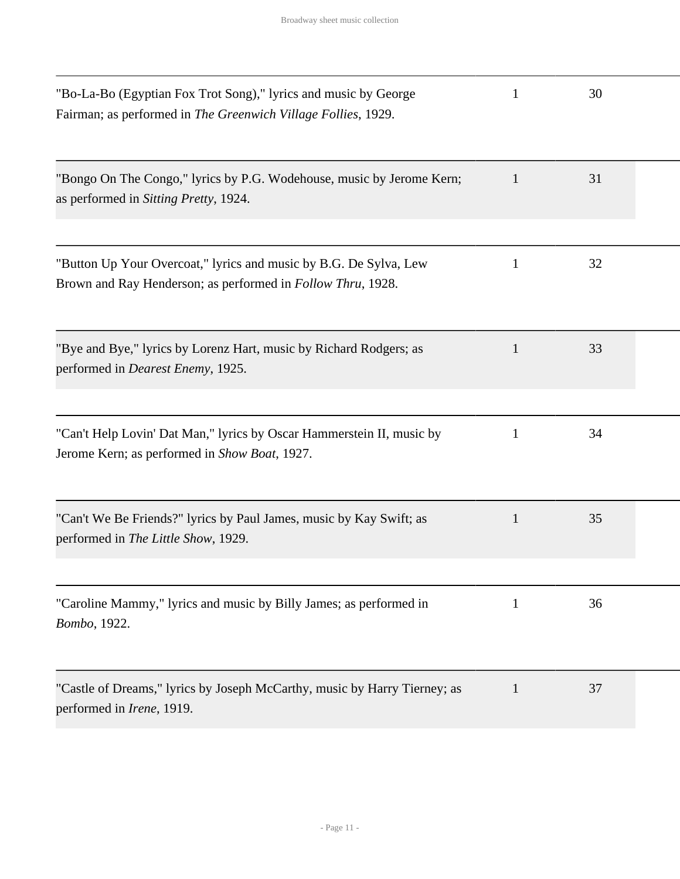| | | |
|---|---|---|
| "Bo-La-Bo (Egyptian Fox Trot Song)," lyrics and music by George Fairman; as performed in *The Greenwich Village Follies*, 1929. | 1 | 30 |
| "Bongo On The Congo," lyrics by P.G. Wodehouse, music by Jerome Kern; as performed in *Sitting Pretty*, 1924. | 1 | 31 |
| "Button Up Your Overcoat," lyrics and music by B.G. De Sylva, Lew Brown and Ray Henderson; as performed in *Follow Thru*, 1928. | 1 | 32 |
| "Bye and Bye," lyrics by Lorenz Hart, music by Richard Rodgers; as performed in *Dearest Enemy*, 1925. | 1 | 33 |
| "Can't Help Lovin' Dat Man," lyrics by Oscar Hammerstein II, music by Jerome Kern; as performed in *Show Boat*, 1927. | 1 | 34 |
| "Can't We Be Friends?" lyrics by Paul James, music by Kay Swift; as performed in *The Little Show*, 1929. | 1 | 35 |
| "Caroline Mammy," lyrics and music by Billy James; as performed in *Bombo*, 1922. | 1 | 36 |
| "Castle of Dreams," lyrics by Joseph McCarthy, music by Harry Tierney; as performed in *Irene*, 1919. | 1 | 37 |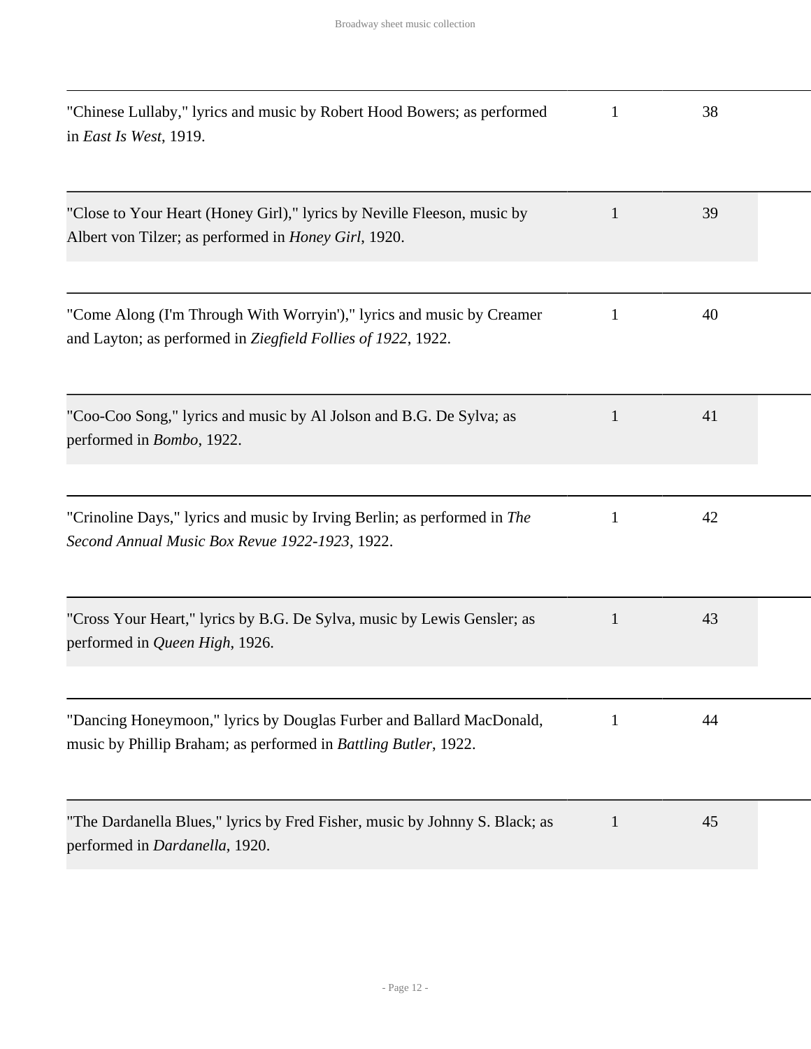| | | |
|---|---|---|
| "Chinese Lullaby," lyrics and music by Robert Hood Bowers; as performed in *East Is West*, 1919. | 1 | 38 |
| "Close to Your Heart (Honey Girl)," lyrics by Neville Fleeson, music by Albert von Tilzer; as performed in *Honey Girl*, 1920. | 1 | 39 |
| "Come Along (I'm Through With Worryin')," lyrics and music by Creamer and Layton; as performed in *Ziegfield Follies of 1922*, 1922. | 1 | 40 |
| "Coo-Coo Song," lyrics and music by Al Jolson and B.G. De Sylva; as performed in *Bombo*, 1922. | 1 | 41 |
| "Crinoline Days," lyrics and music by Irving Berlin; as performed in *The Second Annual Music Box Revue 1922-1923*, 1922. | 1 | 42 |
| "Cross Your Heart," lyrics by B.G. De Sylva, music by Lewis Gensler; as performed in *Queen High*, 1926. | 1 | 43 |
| "Dancing Honeymoon," lyrics by Douglas Furber and Ballard MacDonald, music by Phillip Braham; as performed in *Battling Butler*, 1922. | 1 | 44 |
| "The Dardanella Blues," lyrics by Fred Fisher, music by Johnny S. Black; as performed in *Dardanella*, 1920. | 1 | 45 |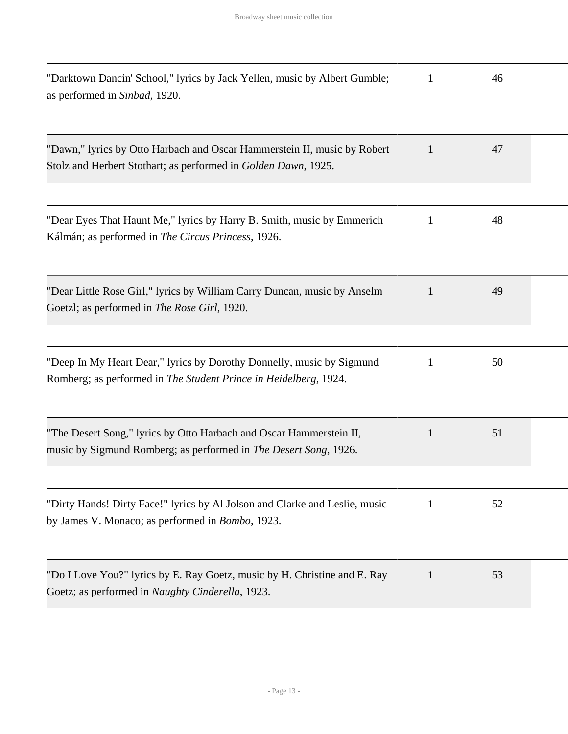| | | |
|---|---|---|
| "Darktown Dancin' School," lyrics by Jack Yellen, music by Albert Gumble; as performed in *Sinbad*, 1920. | 1 | 46 |
| "Dawn," lyrics by Otto Harbach and Oscar Hammerstein II, music by Robert Stolz and Herbert Stothart; as performed in *Golden Dawn*, 1925. | 1 | 47 |
| "Dear Eyes That Haunt Me," lyrics by Harry B. Smith, music by Emmerich Kálmán; as performed in *The Circus Princess*, 1926. | 1 | 48 |
| "Dear Little Rose Girl," lyrics by William Carry Duncan, music by Anselm Goetzl; as performed in *The Rose Girl*, 1920. | 1 | 49 |
| "Deep In My Heart Dear," lyrics by Dorothy Donnelly, music by Sigmund Romberg; as performed in *The Student Prince in Heidelberg*, 1924. | 1 | 50 |
| "The Desert Song," lyrics by Otto Harbach and Oscar Hammerstein II, music by Sigmund Romberg; as performed in *The Desert Song*, 1926. | 1 | 51 |
| "Dirty Hands! Dirty Face!" lyrics by Al Jolson and Clarke and Leslie, music by James V. Monaco; as performed in *Bombo*, 1923. | 1 | 52 |
| "Do I Love You?" lyrics by E. Ray Goetz, music by H. Christine and E. Ray Goetz; as performed in *Naughty Cinderella*, 1923. | 1 | 53 |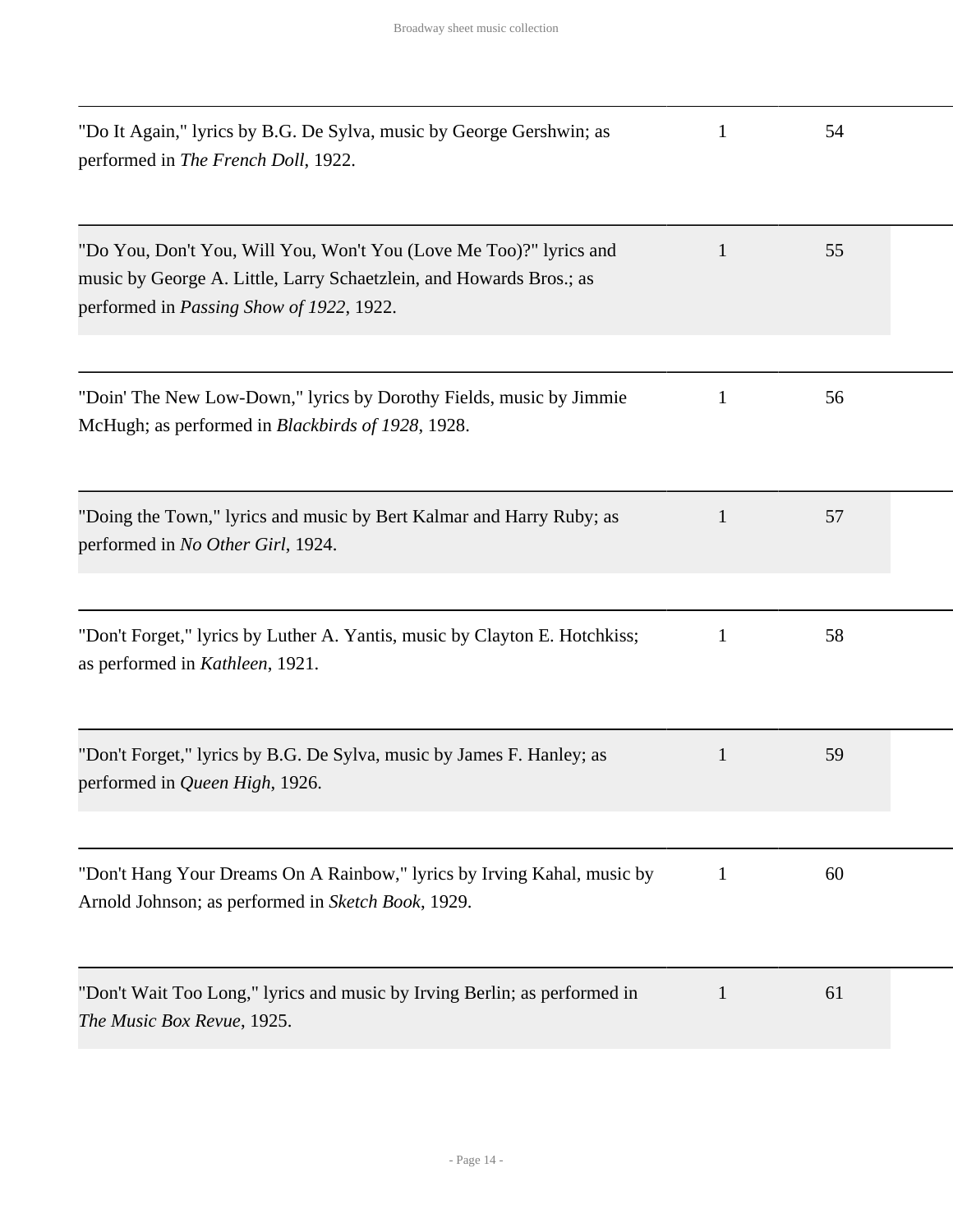| | | |
|---|---|---|
| "Do It Again," lyrics by B.G. De Sylva, music by George Gershwin; as performed in *The French Doll*, 1922. | 1 | 54 |
| "Do You, Don't You, Will You, Won't You (Love Me Too)?" lyrics and music by George A. Little, Larry Schaetzlein, and Howards Bros.; as performed in *Passing Show of 1922*, 1922. | 1 | 55 |
| "Doin' The New Low-Down," lyrics by Dorothy Fields, music by Jimmie McHugh; as performed in *Blackbirds of 1928*, 1928. | 1 | 56 |
| "Doing the Town," lyrics and music by Bert Kalmar and Harry Ruby; as performed in *No Other Girl*, 1924. | 1 | 57 |
| "Don't Forget," lyrics by Luther A. Yantis, music by Clayton E. Hotchkiss; as performed in *Kathleen*, 1921. | 1 | 58 |
| "Don't Forget," lyrics by B.G. De Sylva, music by James F. Hanley; as performed in *Queen High*, 1926. | 1 | 59 |
| "Don't Hang Your Dreams On A Rainbow," lyrics by Irving Kahal, music by Arnold Johnson; as performed in *Sketch Book*, 1929. | 1 | 60 |
| "Don't Wait Too Long," lyrics and music by Irving Berlin; as performed in *The Music Box Revue*, 1925. | 1 | 61 |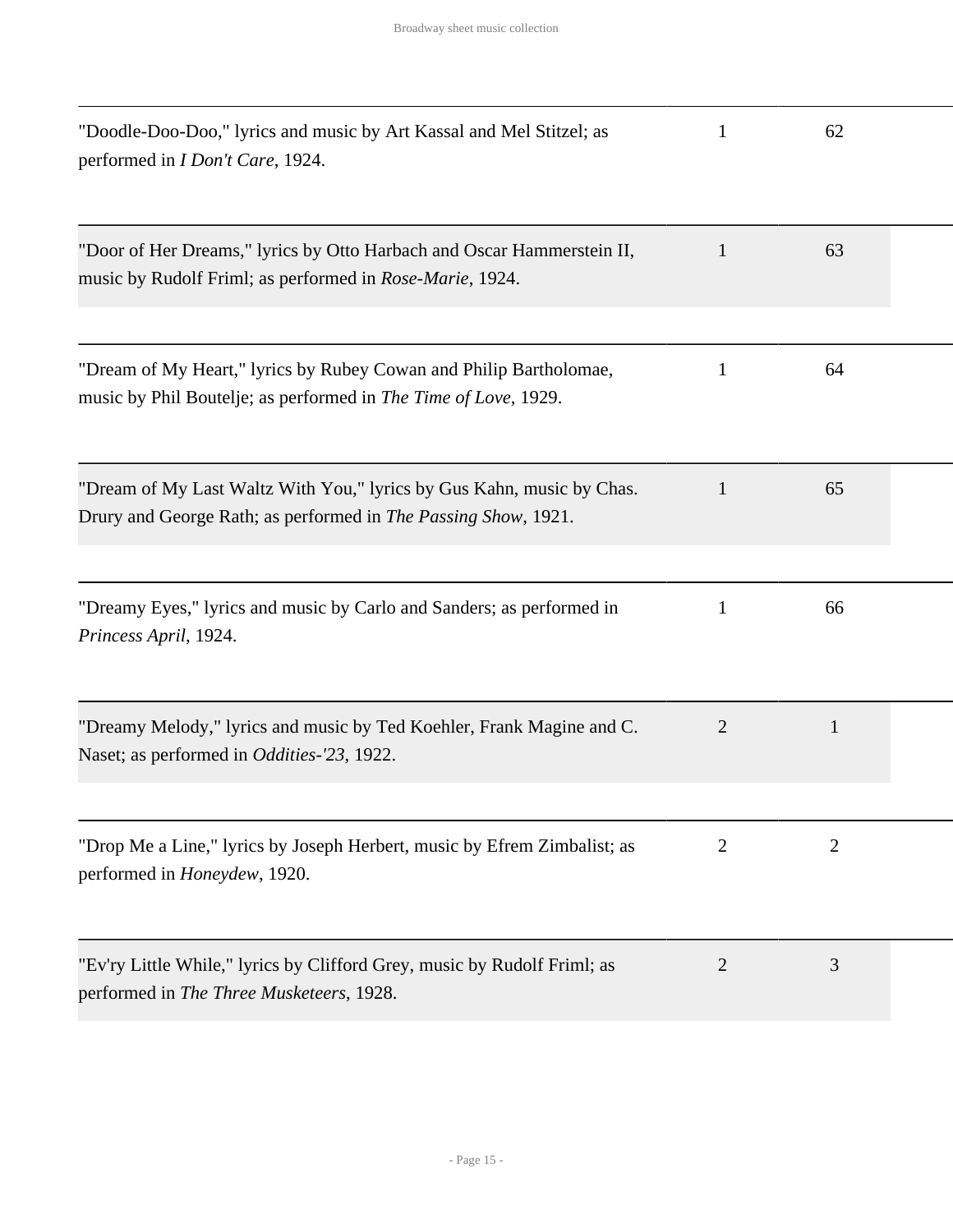| | | |
|---|---|---|
| "Doodle-Doo-Doo," lyrics and music by Art Kassal and Mel Stitzel; as performed in *I Don't Care*, 1924. | 1 | 62 |
| "Door of Her Dreams," lyrics by Otto Harbach and Oscar Hammerstein II, music by Rudolf Friml; as performed in *Rose-Marie*, 1924. | 1 | 63 |
| "Dream of My Heart," lyrics by Rubey Cowan and Philip Bartholomae, music by Phil Boutelje; as performed in *The Time of Love*, 1929. | 1 | 64 |
| "Dream of My Last Waltz With You," lyrics by Gus Kahn, music by Chas. Drury and George Rath; as performed in *The Passing Show*, 1921. | 1 | 65 |
| "Dreamy Eyes," lyrics and music by Carlo and Sanders; as performed in *Princess April*, 1924. | 1 | 66 |
| "Dreamy Melody," lyrics and music by Ted Koehler, Frank Magine and C. Naset; as performed in *Oddities-'23*, 1922. | 2 | 1 |
| "Drop Me a Line," lyrics by Joseph Herbert, music by Efrem Zimbalist; as performed in *Honeydew*, 1920. | 2 | 2 |
| "Ev'ry Little While," lyrics by Clifford Grey, music by Rudolf Friml; as performed in *The Three Musketeers*, 1928. | 2 | 3 |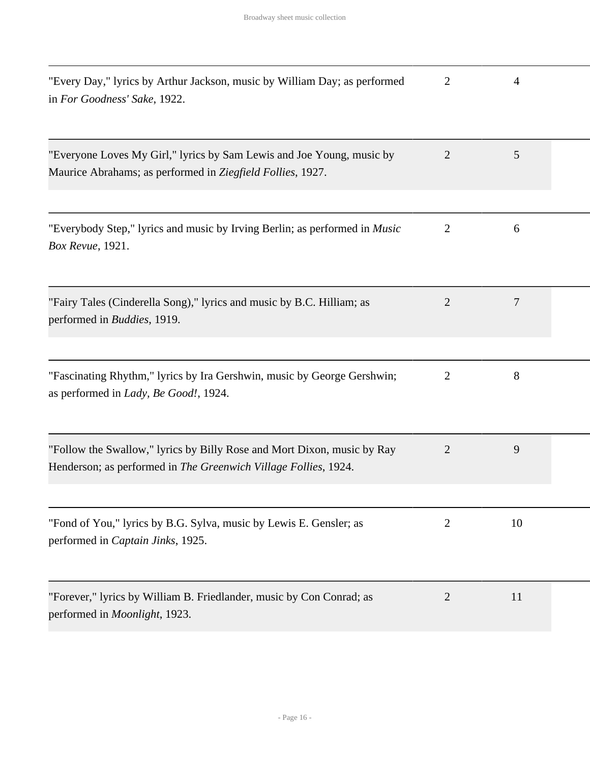| | | |
|---|---|---|
| "Every Day," lyrics by Arthur Jackson, music by William Day; as performed in *For Goodness' Sake*, 1922. | 2 | 4 |
| "Everyone Loves My Girl," lyrics by Sam Lewis and Joe Young, music by Maurice Abrahams; as performed in *Ziegfield Follies*, 1927. | 2 | 5 |
| "Everybody Step," lyrics and music by Irving Berlin; as performed in *Music Box Revue*, 1921. | 2 | 6 |
| "Fairy Tales (Cinderella Song)," lyrics and music by B.C. Hilliam; as performed in *Buddies*, 1919. | 2 | 7 |
| "Fascinating Rhythm," lyrics by Ira Gershwin, music by George Gershwin; as performed in *Lady, Be Good!*, 1924. | 2 | 8 |
| "Follow the Swallow," lyrics by Billy Rose and Mort Dixon, music by Ray Henderson; as performed in *The Greenwich Village Follies*, 1924. | 2 | 9 |
| "Fond of You," lyrics by B.G. Sylva, music by Lewis E. Gensler; as performed in *Captain Jinks*, 1925. | 2 | 10 |
| "Forever," lyrics by William B. Friedlander, music by Con Conrad; as performed in *Moonlight*, 1923. | 2 | 11 |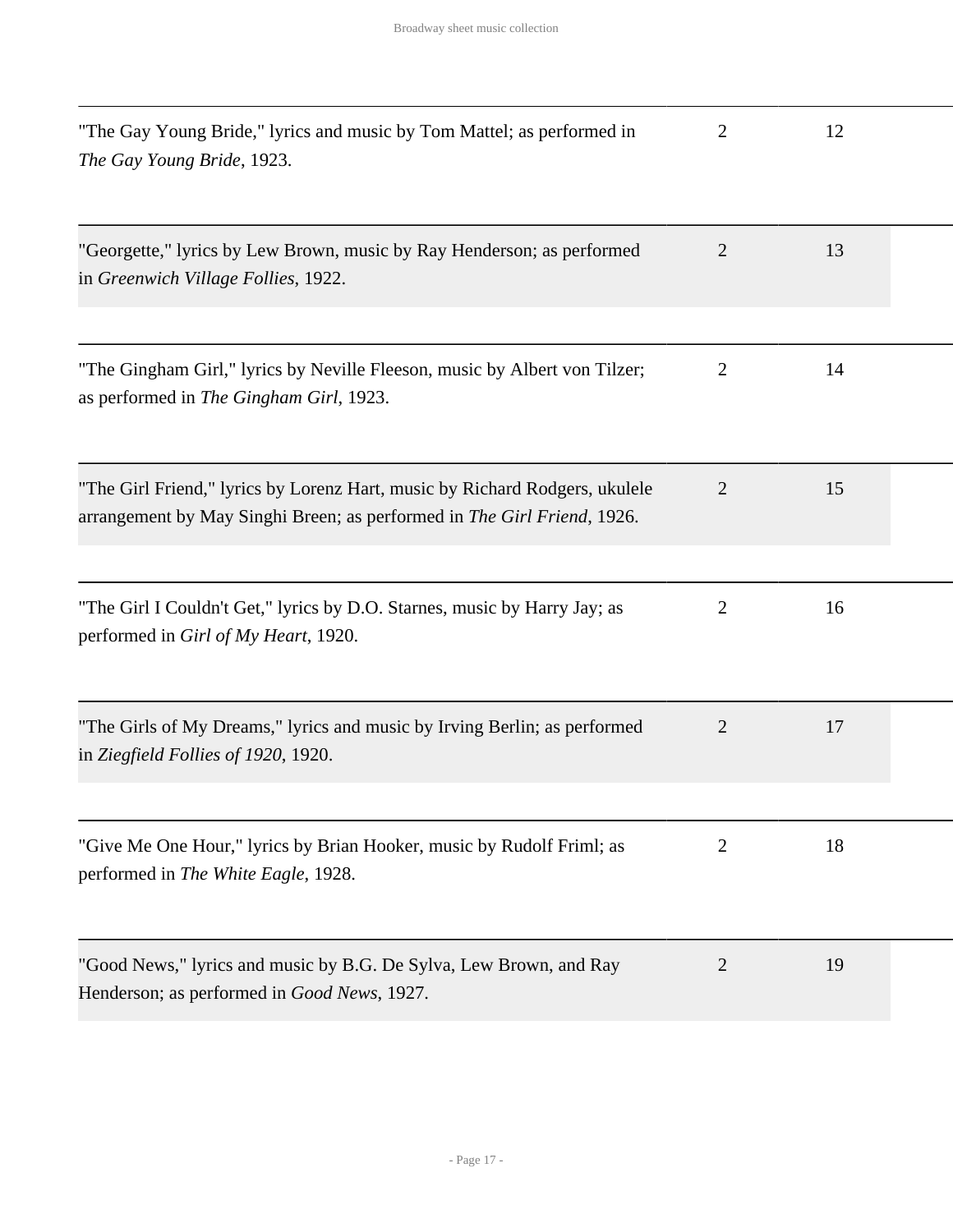| | | |
|---|---|---|
| "The Gay Young Bride," lyrics and music by Tom Mattel; as performed in *The Gay Young Bride*, 1923. | 2 | 12 |
| "Georgette," lyrics by Lew Brown, music by Ray Henderson; as performed in *Greenwich Village Follies*, 1922. | 2 | 13 |
| "The Gingham Girl," lyrics by Neville Fleeson, music by Albert von Tilzer; as performed in *The Gingham Girl*, 1923. | 2 | 14 |
| "The Girl Friend," lyrics by Lorenz Hart, music by Richard Rodgers, ukulele arrangement by May Singhi Breen; as performed in *The Girl Friend*, 1926. | 2 | 15 |
| "The Girl I Couldn't Get," lyrics by D.O. Starnes, music by Harry Jay; as performed in *Girl of My Heart*, 1920. | 2 | 16 |
| "The Girls of My Dreams," lyrics and music by Irving Berlin; as performed in *Ziegfield Follies of 1920*, 1920. | 2 | 17 |
| "Give Me One Hour," lyrics by Brian Hooker, music by Rudolf Friml; as performed in *The White Eagle*, 1928. | 2 | 18 |
| "Good News," lyrics and music by B.G. De Sylva, Lew Brown, and Ray Henderson; as performed in *Good News*, 1927. | 2 | 19 |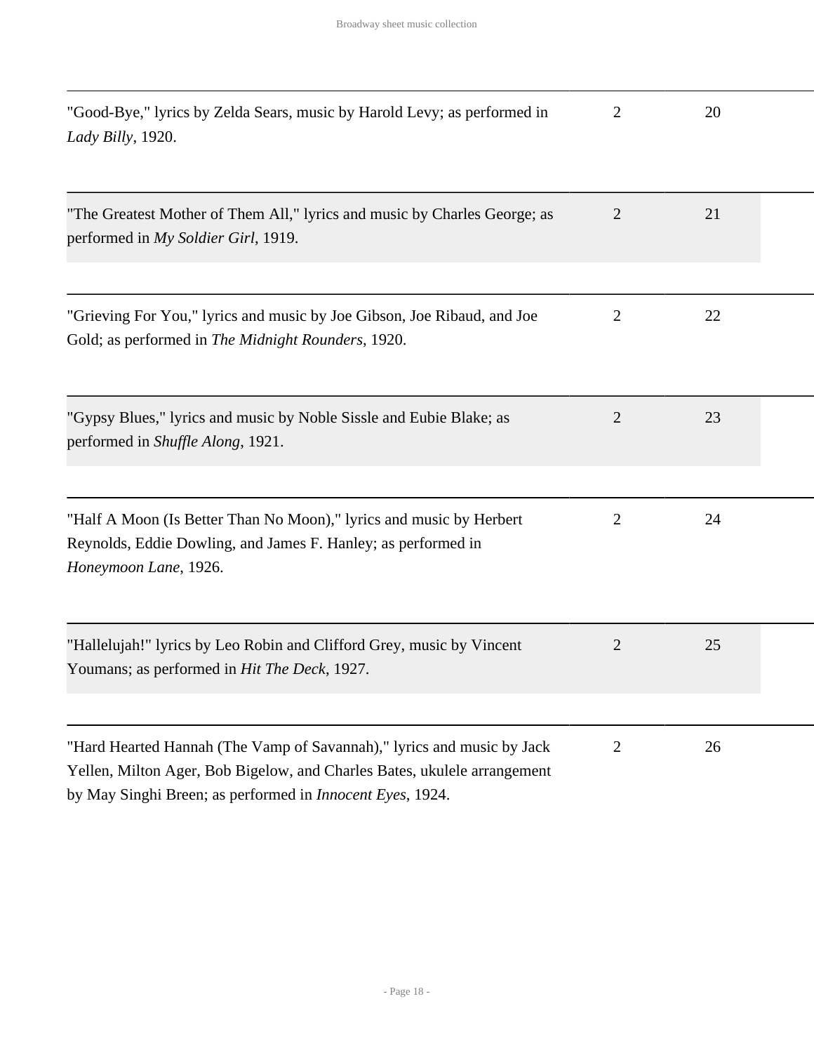| | | |
|---|---|---|
| "Good-Bye," lyrics by Zelda Sears, music by Harold Levy; as performed in *Lady Billy*, 1920. | 2 | 20 |
| "The Greatest Mother of Them All," lyrics and music by Charles George; as performed in *My Soldier Girl*, 1919. | 2 | 21 |
| "Grieving For You," lyrics and music by Joe Gibson, Joe Ribaud, and Joe Gold; as performed in *The Midnight Rounders*, 1920. | 2 | 22 |
| "Gypsy Blues," lyrics and music by Noble Sissle and Eubie Blake; as performed in *Shuffle Along*, 1921. | 2 | 23 |
| "Half A Moon (Is Better Than No Moon)," lyrics and music by Herbert Reynolds, Eddie Dowling, and James F. Hanley; as performed in *Honeymoon Lane*, 1926. | 2 | 24 |
| "Hallelujah!" lyrics by Leo Robin and Clifford Grey, music by Vincent Youmans; as performed in *Hit The Deck*, 1927. | 2 | 25 |
| "Hard Hearted Hannah (The Vamp of Savannah)," lyrics and music by Jack Yellen, Milton Ager, Bob Bigelow, and Charles Bates, ukulele arrangement by May Singhi Breen; as performed in *Innocent Eyes*, 1924. | 2 | 26 |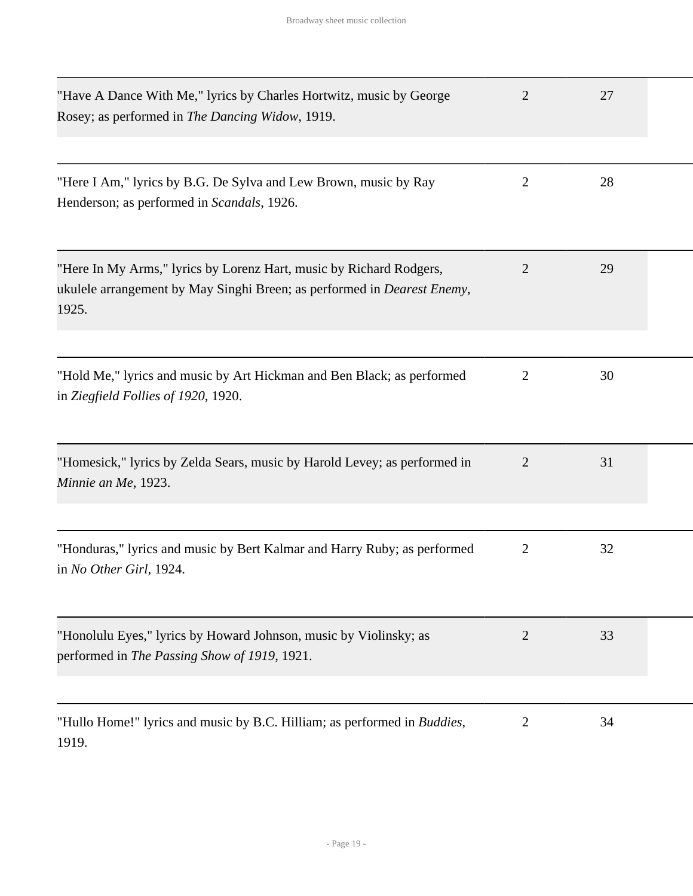| | | |
|---|---|---|
| "Have A Dance With Me," lyrics by Charles Hortwitz, music by George Rosey; as performed in *The Dancing Widow*, 1919. | 2 | 27 |
| "Here I Am," lyrics by B.G. De Sylva and Lew Brown, music by Ray Henderson; as performed in *Scandals*, 1926. | 2 | 28 |
| "Here In My Arms," lyrics by Lorenz Hart, music by Richard Rodgers, ukulele arrangement by May Singhi Breen; as performed in *Dearest Enemy*, 1925. | 2 | 29 |
| "Hold Me," lyrics and music by Art Hickman and Ben Black; as performed in *Ziegfield Follies of 1920*, 1920. | 2 | 30 |
| "Homesick," lyrics by Zelda Sears, music by Harold Levey; as performed in *Minnie an Me*, 1923. | 2 | 31 |
| "Honduras," lyrics and music by Bert Kalmar and Harry Ruby; as performed in *No Other Girl*, 1924. | 2 | 32 |
| "Honolulu Eyes," lyrics by Howard Johnson, music by Violinsky; as performed in *The Passing Show of 1919*, 1921. | 2 | 33 |
| "Hullo Home!" lyrics and music by B.C. Hilliam; as performed in *Buddies*, 1919. | 2 | 34 |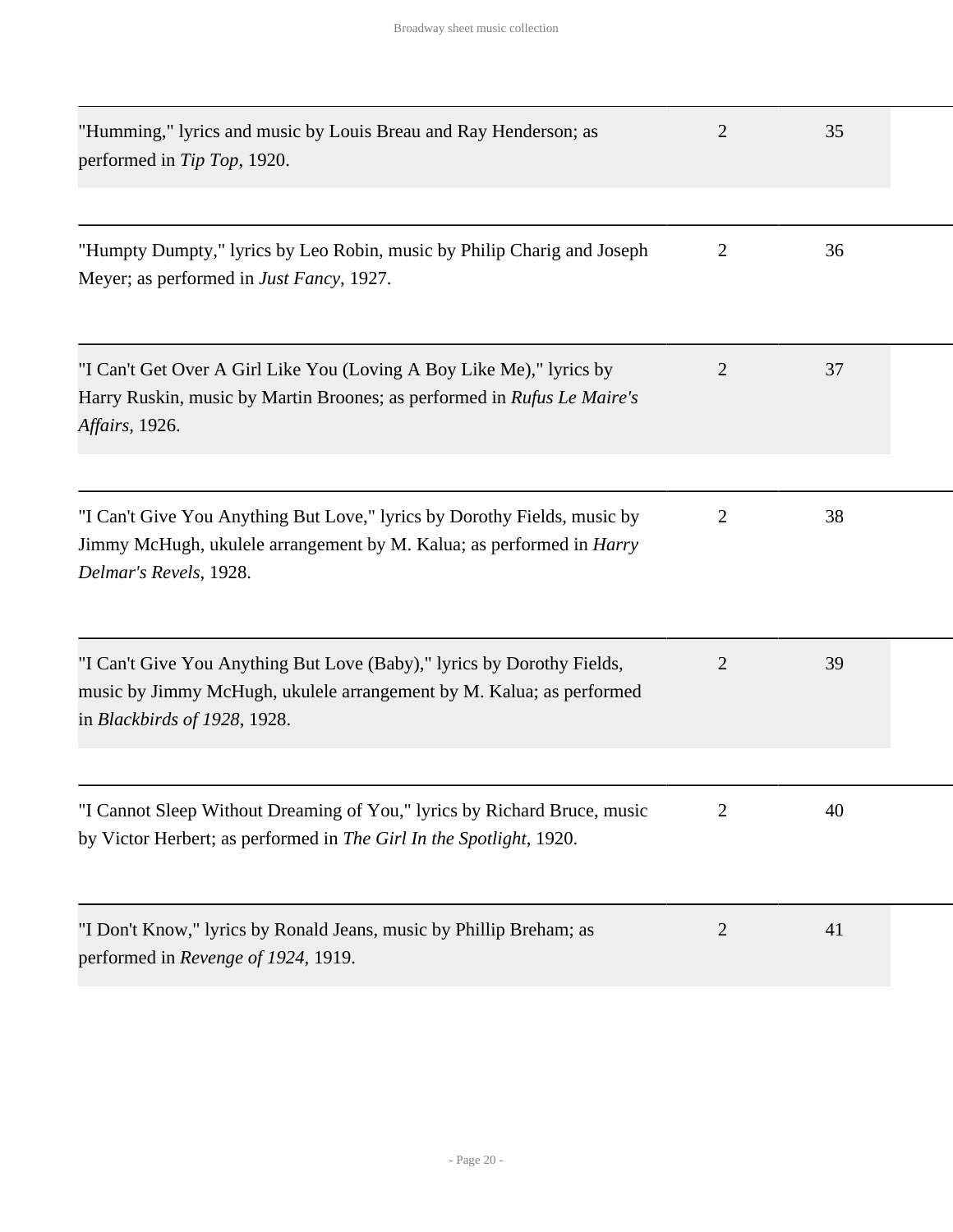| | | |
|---|---|---|
| "Humming," lyrics and music by Louis Breau and Ray Henderson; as performed in *Tip Top*, 1920. | 2 | 35 |
| "Humpty Dumpty," lyrics by Leo Robin, music by Philip Charig and Joseph Meyer; as performed in *Just Fancy*, 1927. | 2 | 36 |
| "I Can't Get Over A Girl Like You (Loving A Boy Like Me)," lyrics by Harry Ruskin, music by Martin Broones; as performed in *Rufus Le Maire's Affairs*, 1926. | 2 | 37 |
| "I Can't Give You Anything But Love," lyrics by Dorothy Fields, music by Jimmy McHugh, ukulele arrangement by M. Kalua; as performed in *Harry Delmar's Revels*, 1928. | 2 | 38 |
| "I Can't Give You Anything But Love (Baby)," lyrics by Dorothy Fields, music by Jimmy McHugh, ukulele arrangement by M. Kalua; as performed in *Blackbirds of 1928*, 1928. | 2 | 39 |
| "I Cannot Sleep Without Dreaming of You," lyrics by Richard Bruce, music by Victor Herbert; as performed in *The Girl In the Spotlight*, 1920. | 2 | 40 |
| "I Don't Know," lyrics by Ronald Jeans, music by Phillip Breham; as performed in *Revenge of 1924*, 1919. | 2 | 41 |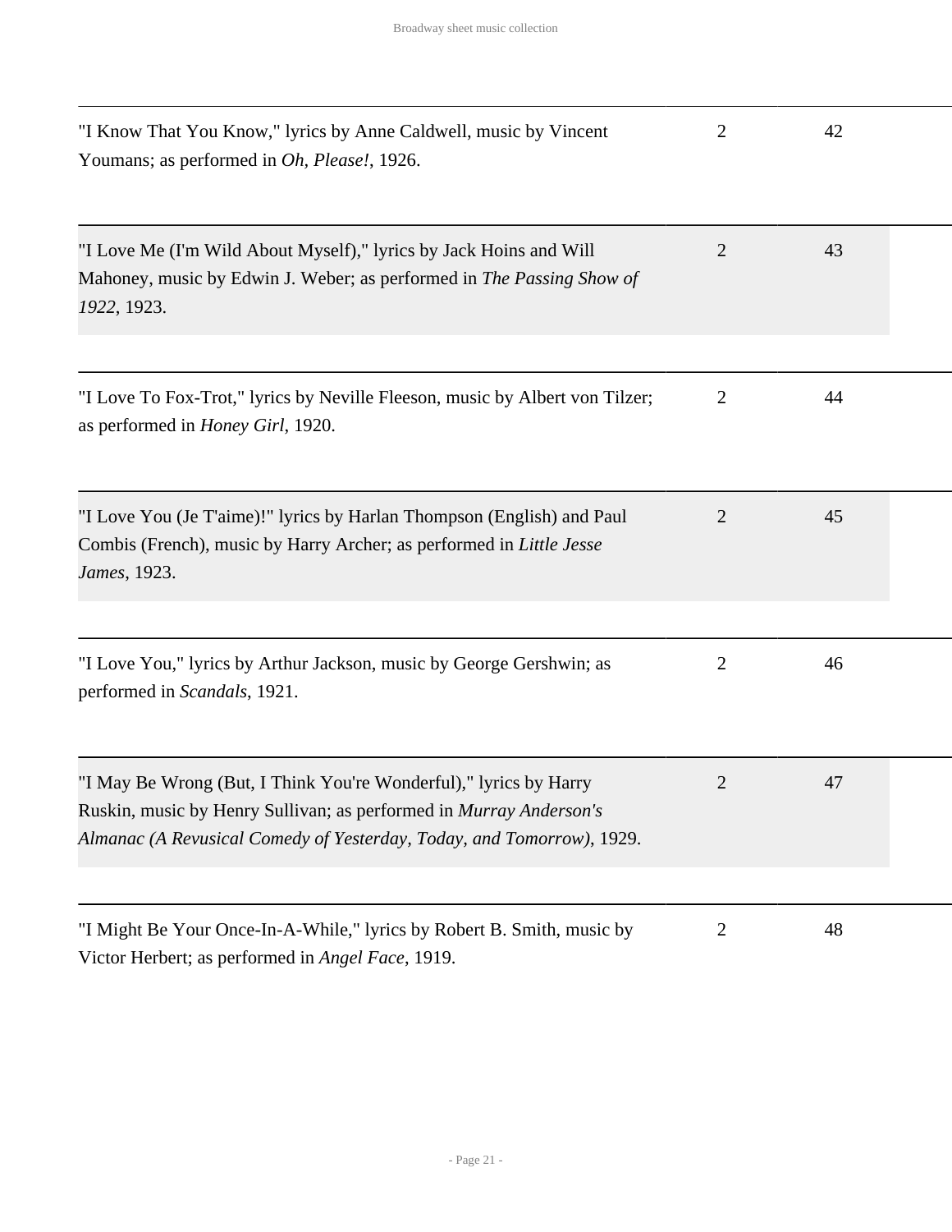| | | |
|---|---|---|
| "I Know That You Know," lyrics by Anne Caldwell, music by Vincent Youmans; as performed in *Oh, Please!*, 1926. | 2 | 42 |
| "I Love Me (I'm Wild About Myself)," lyrics by Jack Hoins and Will Mahoney, music by Edwin J. Weber; as performed in *The Passing Show of 1922*, 1923. | 2 | 43 |
| "I Love To Fox-Trot," lyrics by Neville Fleeson, music by Albert von Tilzer; as performed in *Honey Girl*, 1920. | 2 | 44 |
| "I Love You (Je T'aime)!" lyrics by Harlan Thompson (English) and Paul Combis (French), music by Harry Archer; as performed in *Little Jesse James*, 1923. | 2 | 45 |
| "I Love You," lyrics by Arthur Jackson, music by George Gershwin; as performed in *Scandals*, 1921. | 2 | 46 |
| "I May Be Wrong (But, I Think You're Wonderful)," lyrics by Harry Ruskin, music by Henry Sullivan; as performed in *Murray Anderson's Almanac (A Revusical Comedy of Yesterday, Today, and Tomorrow)*, 1929. | 2 | 47 |
| "I Might Be Your Once-In-A-While," lyrics by Robert B. Smith, music by Victor Herbert; as performed in *Angel Face*, 1919. | 2 | 48 |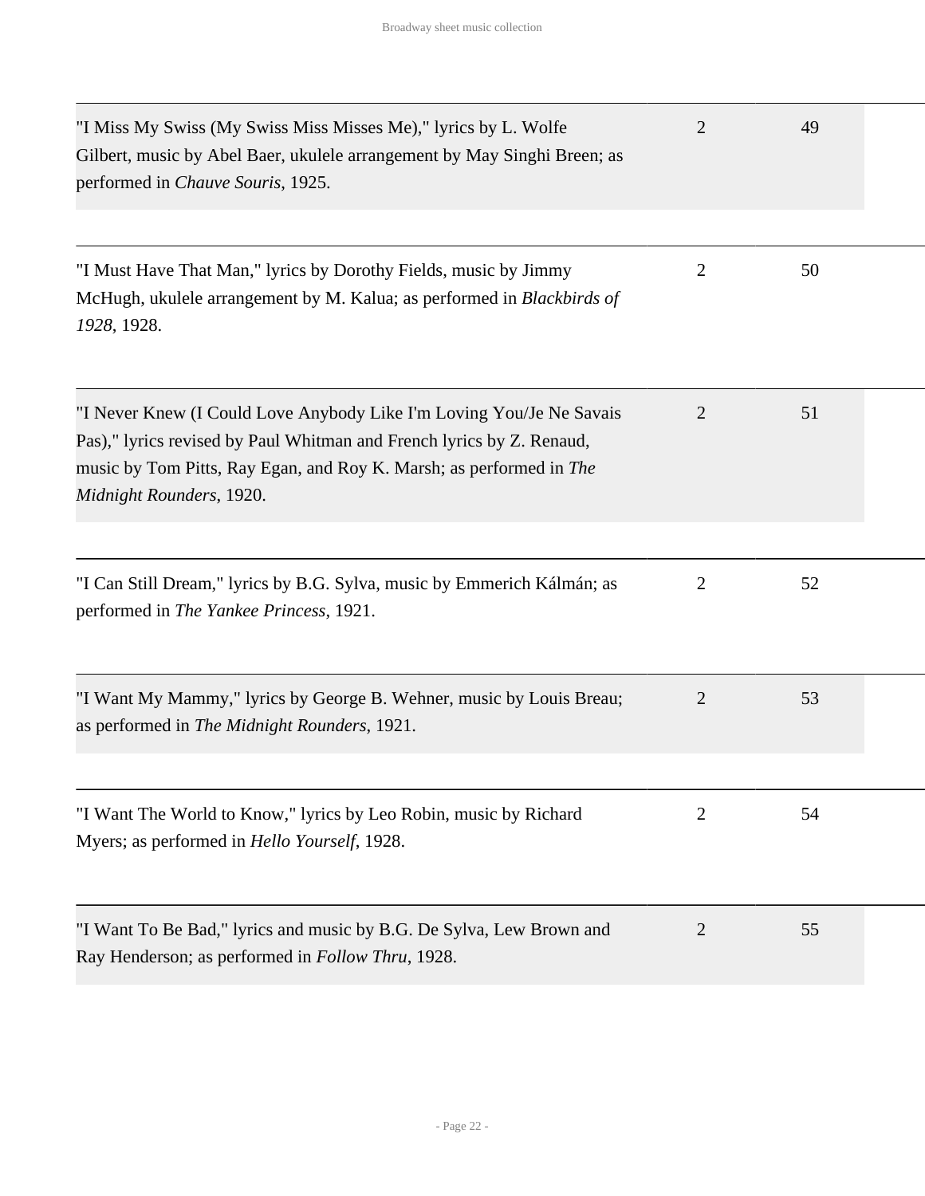| | | |
|---|---|---|
| "I Miss My Swiss (My Swiss Miss Misses Me)," lyrics by L. Wolfe Gilbert, music by Abel Baer, ukulele arrangement by May Singhi Breen; as performed in *Chauve Souris*, 1925. | 2 | 49 |
| "I Must Have That Man," lyrics by Dorothy Fields, music by Jimmy McHugh, ukulele arrangement by M. Kalua; as performed in *Blackbirds of 1928*, 1928. | 2 | 50 |
| "I Never Knew (I Could Love Anybody Like I'm Loving You/Je Ne Savais Pas)," lyrics revised by Paul Whitman and French lyrics by Z. Renaud, music by Tom Pitts, Ray Egan, and Roy K. Marsh; as performed in *The Midnight Rounders*, 1920. | 2 | 51 |
| "I Can Still Dream," lyrics by B.G. Sylva, music by Emmerich Kálmán; as performed in *The Yankee Princess*, 1921. | 2 | 52 |
| "I Want My Mammy," lyrics by George B. Wehner, music by Louis Breau; as performed in *The Midnight Rounders*, 1921. | 2 | 53 |
| "I Want The World to Know," lyrics by Leo Robin, music by Richard Myers; as performed in *Hello Yourself*, 1928. | 2 | 54 |
| "I Want To Be Bad," lyrics and music by B.G. De Sylva, Lew Brown and Ray Henderson; as performed in *Follow Thru*, 1928. | 2 | 55 |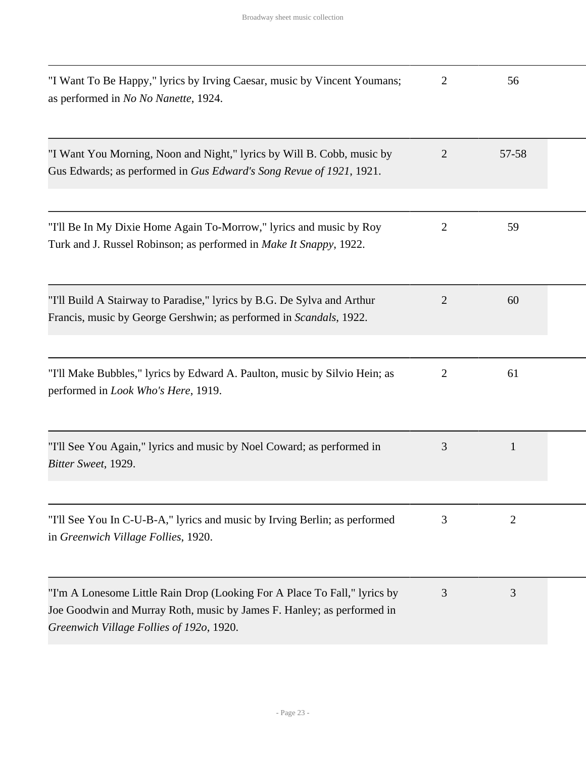| | | |
|---|---|---|
| "I Want To Be Happy," lyrics by Irving Caesar, music by Vincent Youmans; as performed in *No No Nanette*, 1924. | 2 | 56 |
| "I Want You Morning, Noon and Night," lyrics by Will B. Cobb, music by Gus Edwards; as performed in *Gus Edward's Song Revue of 1921*, 1921. | 2 | 57-58 |
| "I'll Be In My Dixie Home Again To-Morrow," lyrics and music by Roy Turk and J. Russel Robinson; as performed in *Make It Snappy*, 1922. | 2 | 59 |
| "I'll Build A Stairway to Paradise," lyrics by B.G. De Sylva and Arthur Francis, music by George Gershwin; as performed in *Scandals*, 1922. | 2 | 60 |
| "I'll Make Bubbles," lyrics by Edward A. Paulton, music by Silvio Hein; as performed in *Look Who's Here*, 1919. | 2 | 61 |
| "I'll See You Again," lyrics and music by Noel Coward; as performed in *Bitter Sweet*, 1929. | 3 | 1 |
| "I'll See You In C-U-B-A," lyrics and music by Irving Berlin; as performed in *Greenwich Village Follies*, 1920. | 3 | 2 |
| "I'm A Lonesome Little Rain Drop (Looking For A Place To Fall," lyrics by Joe Goodwin and Murray Roth, music by James F. Hanley; as performed in *Greenwich Village Follies of 192o*, 1920. | 3 | 3 |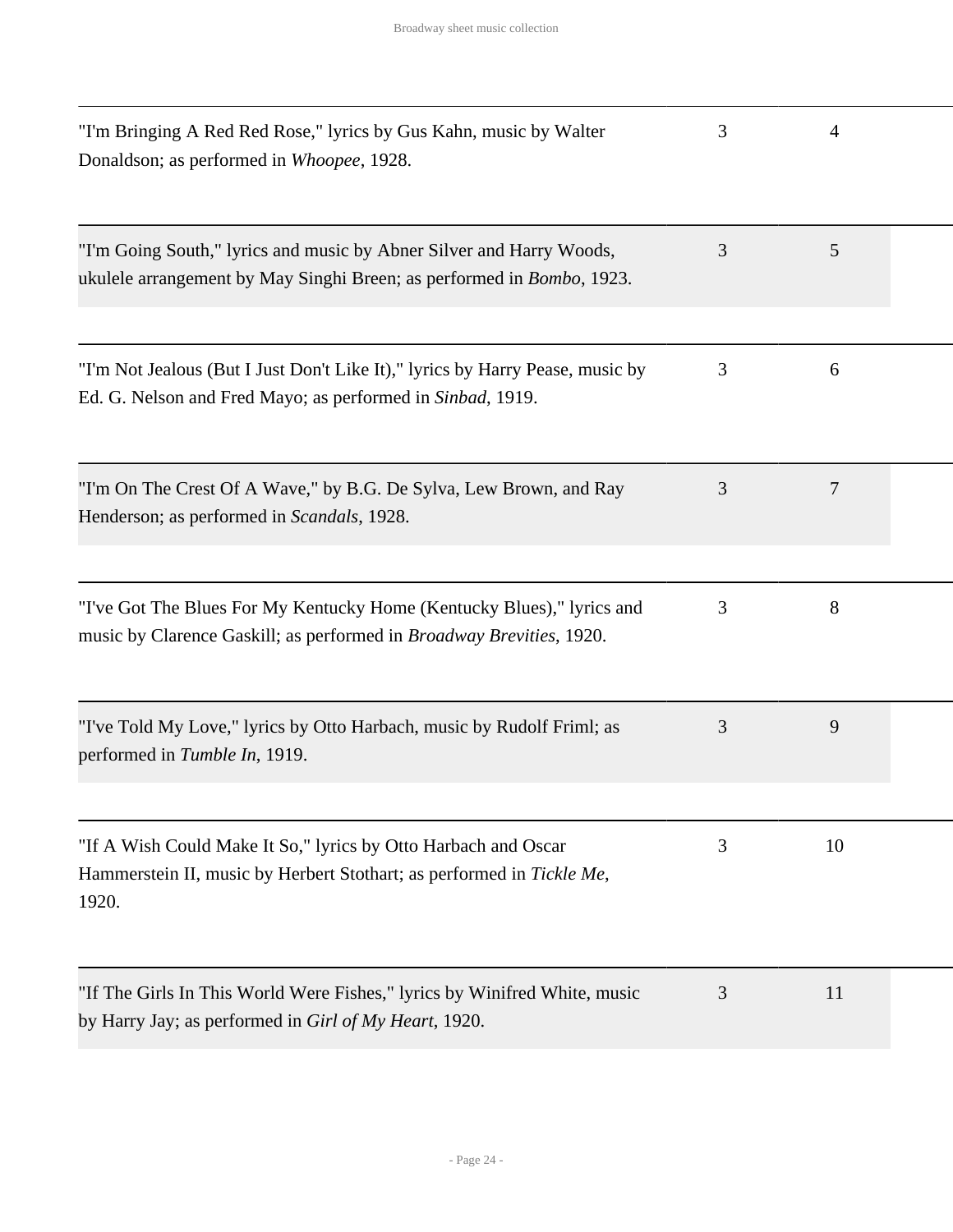| | | |
|---|---|---|
| "I'm Bringing A Red Red Rose," lyrics by Gus Kahn, music by Walter Donaldson; as performed in *Whoopee*, 1928. | 3 | 4 |
| "I'm Going South," lyrics and music by Abner Silver and Harry Woods, ukulele arrangement by May Singhi Breen; as performed in *Bombo*, 1923. | 3 | 5 |
| "I'm Not Jealous (But I Just Don't Like It)," lyrics by Harry Pease, music by Ed. G. Nelson and Fred Mayo; as performed in *Sinbad*, 1919. | 3 | 6 |
| "I'm On The Crest Of A Wave," by B.G. De Sylva, Lew Brown, and Ray Henderson; as performed in *Scandals*, 1928. | 3 | 7 |
| "I've Got The Blues For My Kentucky Home (Kentucky Blues)," lyrics and music by Clarence Gaskill; as performed in *Broadway Brevities*, 1920. | 3 | 8 |
| "I've Told My Love," lyrics by Otto Harbach, music by Rudolf Friml; as performed in *Tumble In*, 1919. | 3 | 9 |
| "If A Wish Could Make It So," lyrics by Otto Harbach and Oscar Hammerstein II, music by Herbert Stothart; as performed in *Tickle Me*, 1920. | 3 | 10 |
| "If The Girls In This World Were Fishes," lyrics by Winifred White, music by Harry Jay; as performed in *Girl of My Heart*, 1920. | 3 | 11 |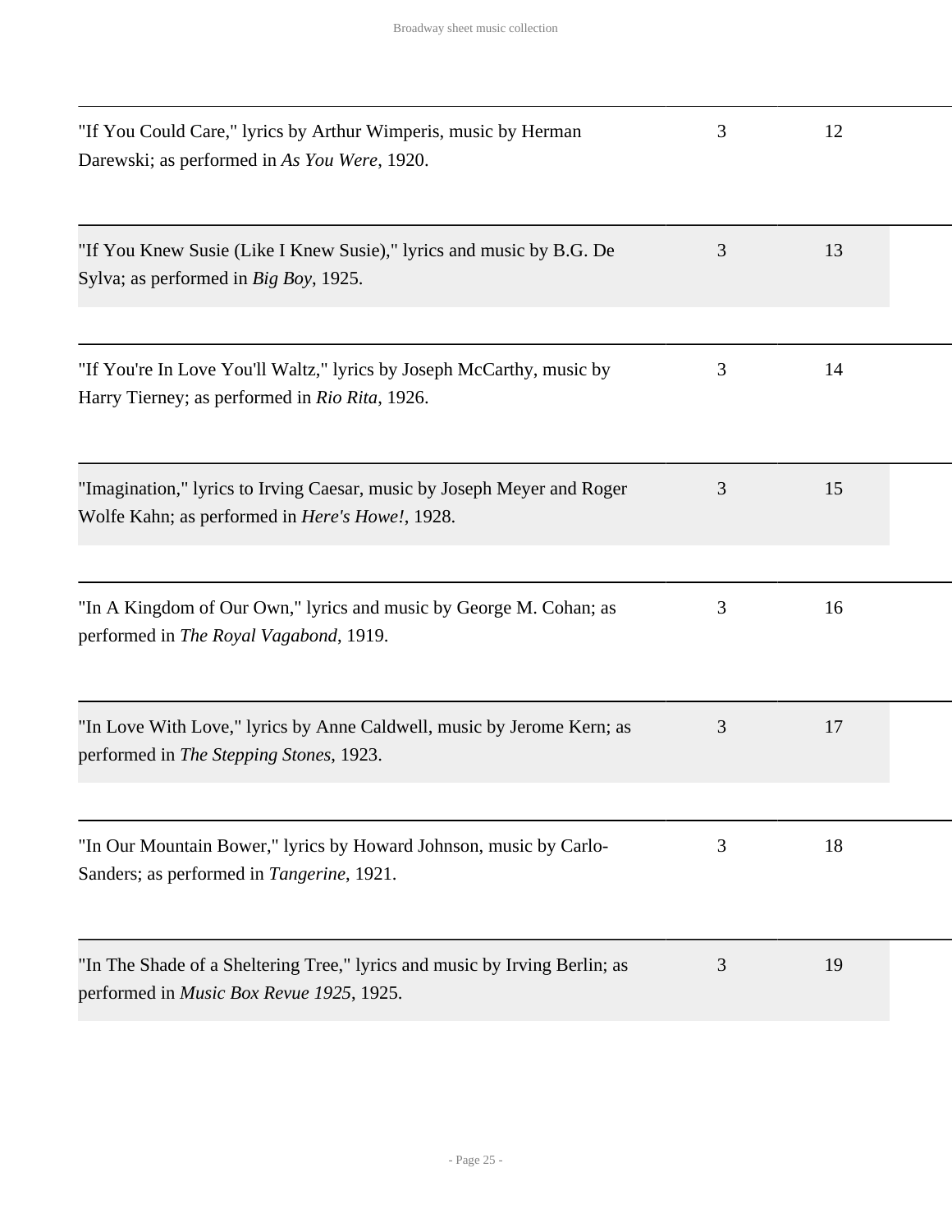| | | |
|---|---|---|
| "If You Could Care," lyrics by Arthur Wimperis, music by Herman Darewski; as performed in *As You Were*, 1920. | 3 | 12 |
| "If You Knew Susie (Like I Knew Susie)," lyrics and music by B.G. De Sylva; as performed in *Big Boy*, 1925. | 3 | 13 |
| "If You're In Love You'll Waltz," lyrics by Joseph McCarthy, music by Harry Tierney; as performed in *Rio Rita*, 1926. | 3 | 14 |
| "Imagination," lyrics to Irving Caesar, music by Joseph Meyer and Roger Wolfe Kahn; as performed in *Here's Howe!*, 1928. | 3 | 15 |
| "In A Kingdom of Our Own," lyrics and music by George M. Cohan; as performed in *The Royal Vagabond*, 1919. | 3 | 16 |
| "In Love With Love," lyrics by Anne Caldwell, music by Jerome Kern; as performed in *The Stepping Stones*, 1923. | 3 | 17 |
| "In Our Mountain Bower," lyrics by Howard Johnson, music by Carlo-Sanders; as performed in *Tangerine*, 1921. | 3 | 18 |
| "In The Shade of a Sheltering Tree," lyrics and music by Irving Berlin; as performed in *Music Box Revue 1925*, 1925. | 3 | 19 |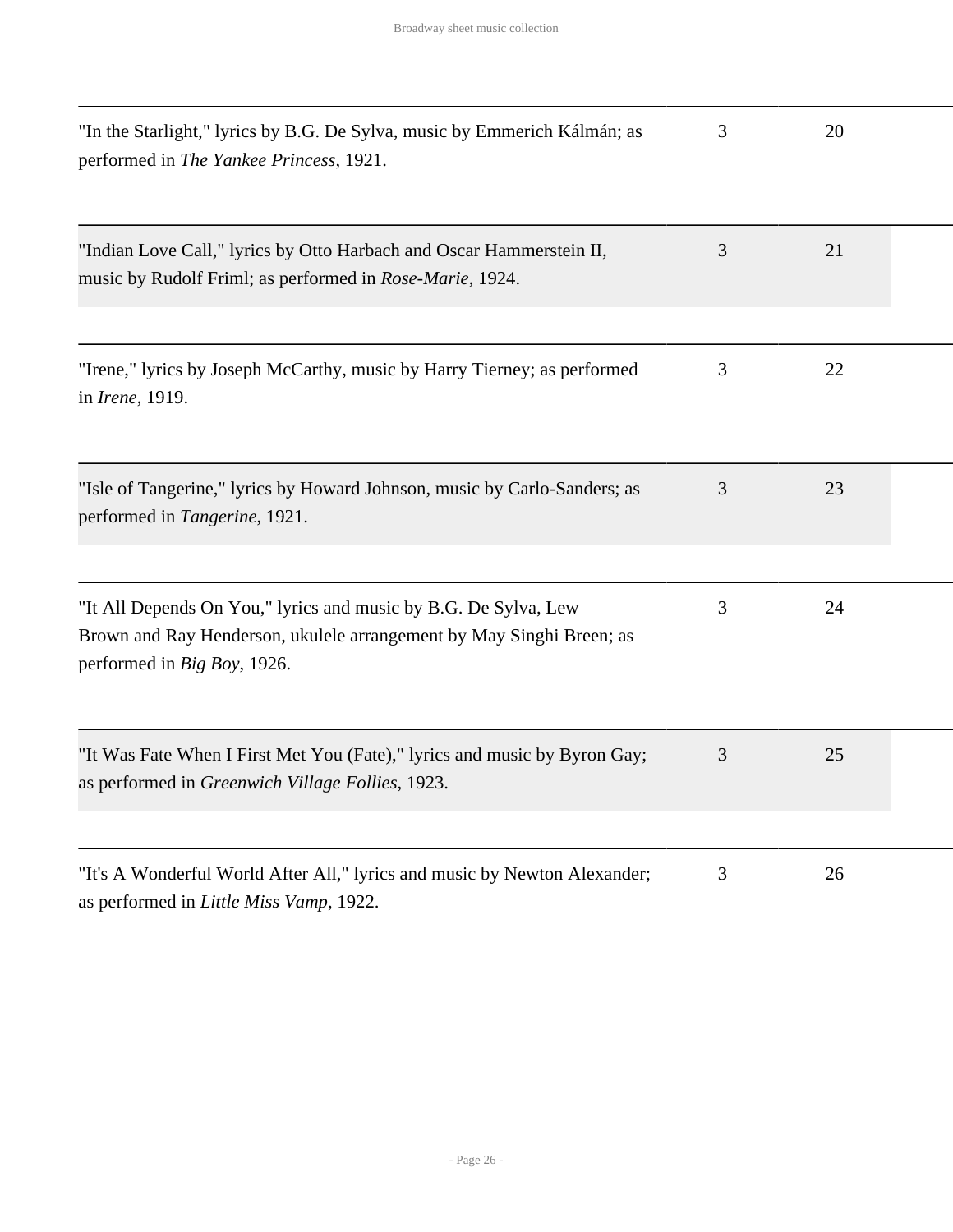| | | |
|---|---|---|
| "In the Starlight," lyrics by B.G. De Sylva, music by Emmerich Kálmán; as performed in *The Yankee Princess*, 1921. | 3 | 20 |
| "Indian Love Call," lyrics by Otto Harbach and Oscar Hammerstein II, music by Rudolf Friml; as performed in *Rose-Marie*, 1924. | 3 | 21 |
| "Irene," lyrics by Joseph McCarthy, music by Harry Tierney; as performed in *Irene*, 1919. | 3 | 22 |
| "Isle of Tangerine," lyrics by Howard Johnson, music by Carlo-Sanders; as performed in *Tangerine*, 1921. | 3 | 23 |
| "It All Depends On You," lyrics and music by B.G. De Sylva, Lew Brown and Ray Henderson, ukulele arrangement by May Singhi Breen; as performed in *Big Boy*, 1926. | 3 | 24 |
| "It Was Fate When I First Met You (Fate)," lyrics and music by Byron Gay; as performed in *Greenwich Village Follies*, 1923. | 3 | 25 |
| "It's A Wonderful World After All," lyrics and music by Newton Alexander; as performed in *Little Miss Vamp*, 1922. | 3 | 26 |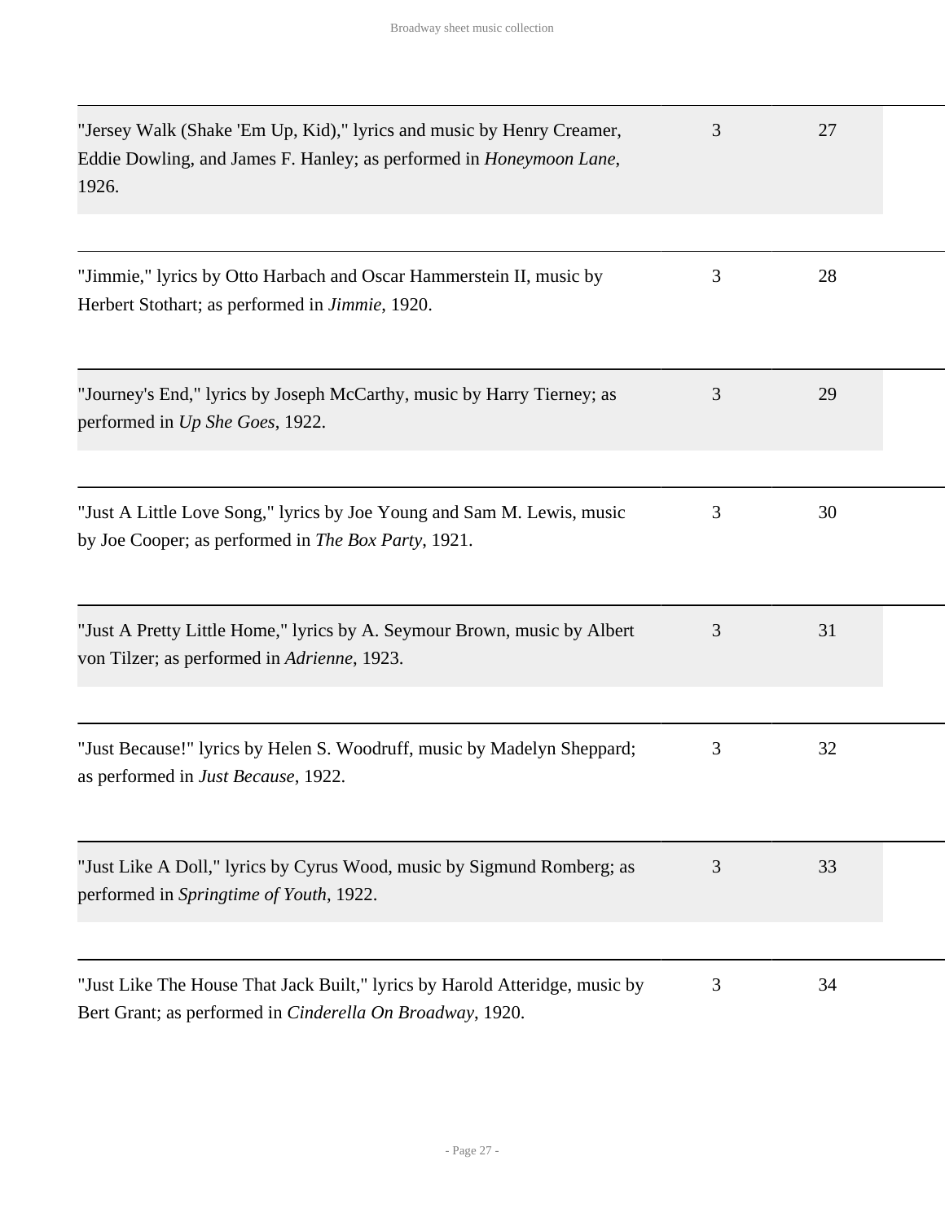| | | |
|---|---|---|
| "Jersey Walk (Shake 'Em Up, Kid)," lyrics and music by Henry Creamer, Eddie Dowling, and James F. Hanley; as performed in *Honeymoon Lane*, 1926. | 3 | 27 |
| "Jimmie," lyrics by Otto Harbach and Oscar Hammerstein II, music by Herbert Stothart; as performed in *Jimmie*, 1920. | 3 | 28 |
| "Journey's End," lyrics by Joseph McCarthy, music by Harry Tierney; as performed in *Up She Goes*, 1922. | 3 | 29 |
| "Just A Little Love Song," lyrics by Joe Young and Sam M. Lewis, music by Joe Cooper; as performed in *The Box Party*, 1921. | 3 | 30 |
| "Just A Pretty Little Home," lyrics by A. Seymour Brown, music by Albert von Tilzer; as performed in *Adrienne*, 1923. | 3 | 31 |
| "Just Because!" lyrics by Helen S. Woodruff, music by Madelyn Sheppard; as performed in *Just Because*, 1922. | 3 | 32 |
| "Just Like A Doll," lyrics by Cyrus Wood, music by Sigmund Romberg; as performed in *Springtime of Youth*, 1922. | 3 | 33 |
| "Just Like The House That Jack Built," lyrics by Harold Atteridge, music by Bert Grant; as performed in *Cinderella On Broadway*, 1920. | 3 | 34 |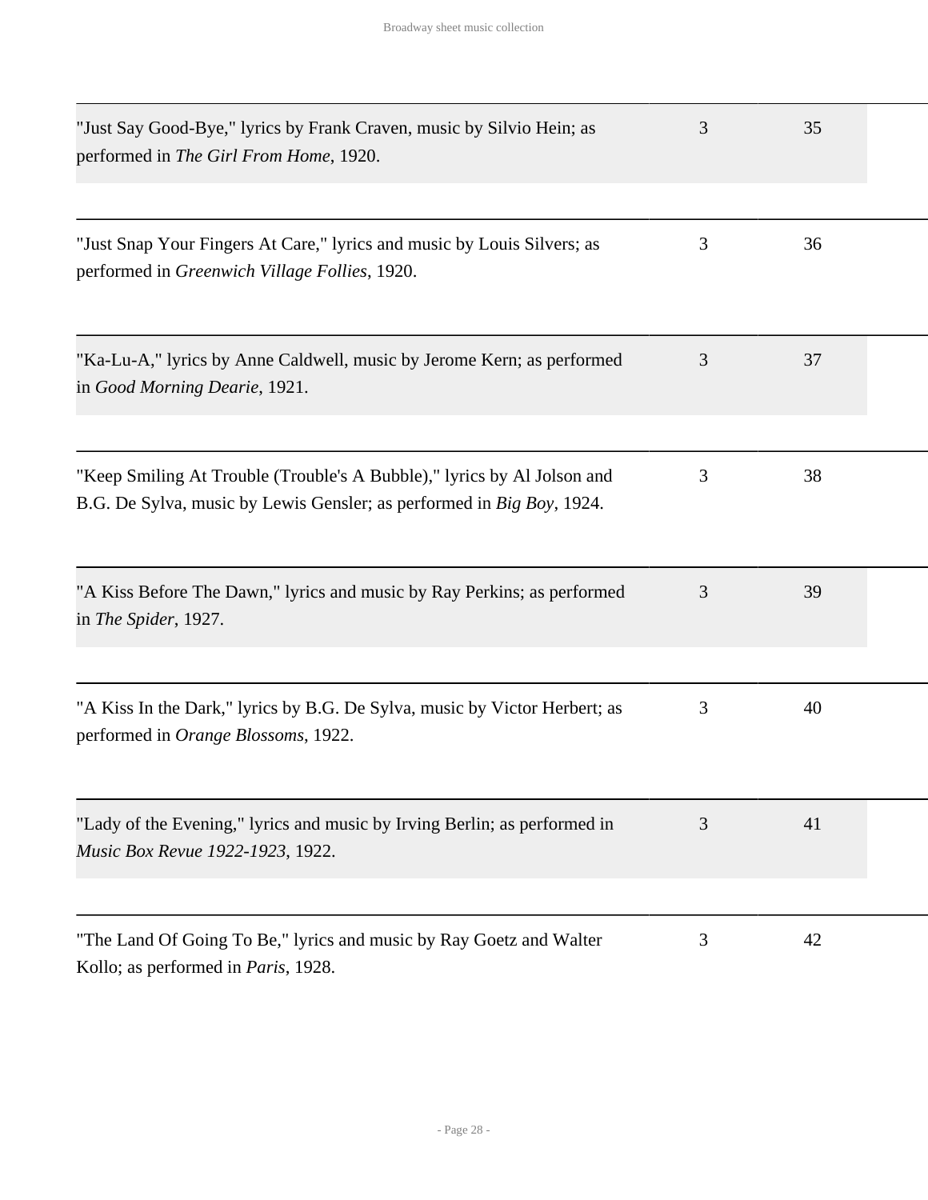| | | |
|---|---|---|
| "Just Say Good-Bye," lyrics by Frank Craven, music by Silvio Hein; as performed in *The Girl From Home*, 1920. | 3 | 35 |
| "Just Snap Your Fingers At Care," lyrics and music by Louis Silvers; as performed in *Greenwich Village Follies*, 1920. | 3 | 36 |
| "Ka-Lu-A," lyrics by Anne Caldwell, music by Jerome Kern; as performed in *Good Morning Dearie*, 1921. | 3 | 37 |
| "Keep Smiling At Trouble (Trouble's A Bubble)," lyrics by Al Jolson and B.G. De Sylva, music by Lewis Gensler; as performed in *Big Boy*, 1924. | 3 | 38 |
| "A Kiss Before The Dawn," lyrics and music by Ray Perkins; as performed in *The Spider*, 1927. | 3 | 39 |
| "A Kiss In the Dark," lyrics by B.G. De Sylva, music by Victor Herbert; as performed in *Orange Blossoms*, 1922. | 3 | 40 |
| "Lady of the Evening," lyrics and music by Irving Berlin; as performed in *Music Box Revue 1922-1923*, 1922. | 3 | 41 |
| "The Land Of Going To Be," lyrics and music by Ray Goetz and Walter Kollo; as performed in *Paris*, 1928. | 3 | 42 |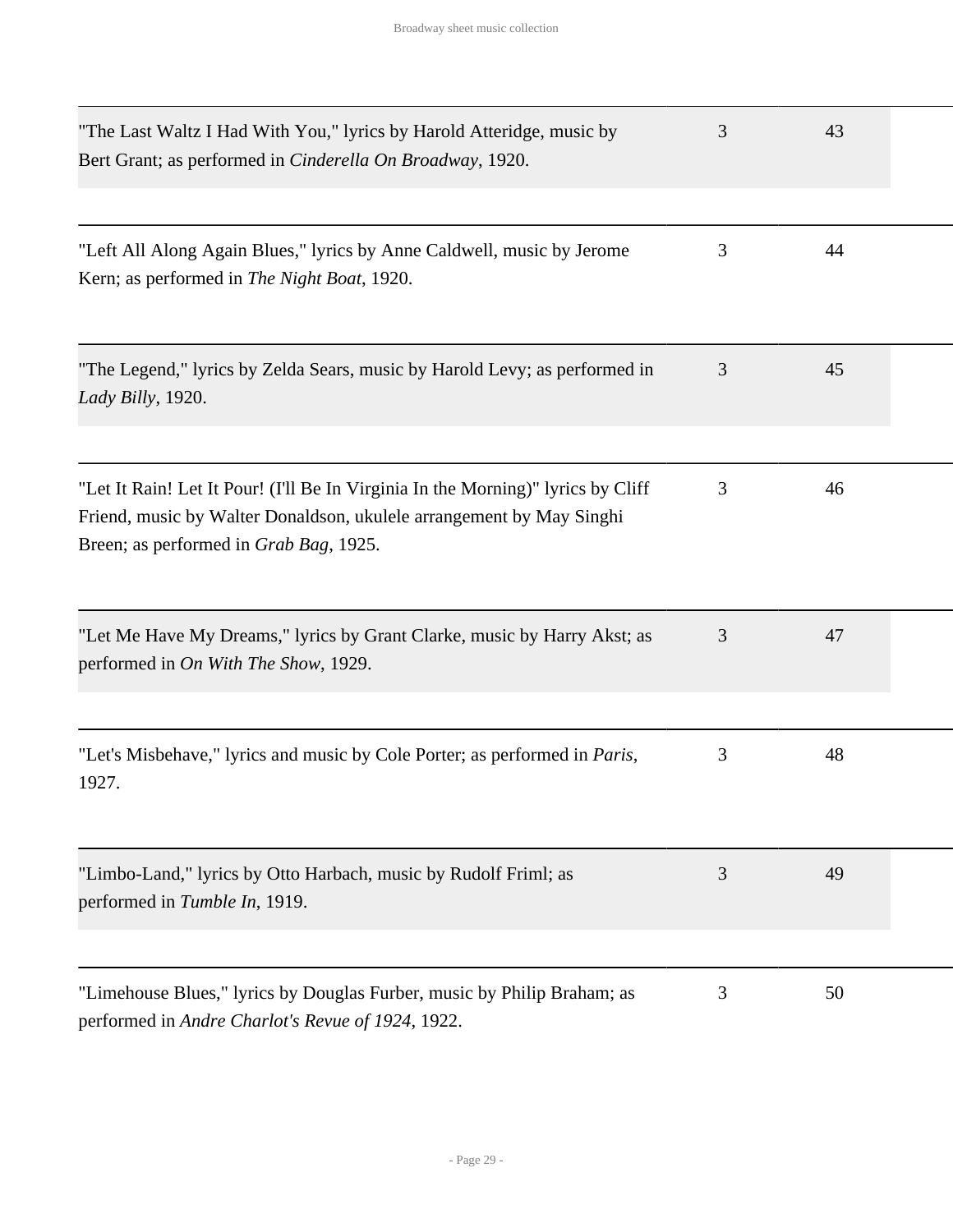| | | |
|---|---|---|
| "The Last Waltz I Had With You," lyrics by Harold Atteridge, music by Bert Grant; as performed in *Cinderella On Broadway*, 1920. | 3 | 43 |
| "Left All Along Again Blues," lyrics by Anne Caldwell, music by Jerome Kern; as performed in *The Night Boat*, 1920. | 3 | 44 |
| "The Legend," lyrics by Zelda Sears, music by Harold Levy; as performed in *Lady Billy*, 1920. | 3 | 45 |
| "Let It Rain! Let It Pour! (I'll Be In Virginia In the Morning)" lyrics by Cliff Friend, music by Walter Donaldson, ukulele arrangement by May Singhi Breen; as performed in *Grab Bag*, 1925. | 3 | 46 |
| "Let Me Have My Dreams," lyrics by Grant Clarke, music by Harry Akst; as performed in *On With The Show*, 1929. | 3 | 47 |
| "Let's Misbehave," lyrics and music by Cole Porter; as performed in *Paris*, 1927. | 3 | 48 |
| "Limbo-Land," lyrics by Otto Harbach, music by Rudolf Friml; as performed in *Tumble In*, 1919. | 3 | 49 |
| "Limehouse Blues," lyrics by Douglas Furber, music by Philip Braham; as performed in *Andre Charlot's Revue of 1924*, 1922. | 3 | 50 |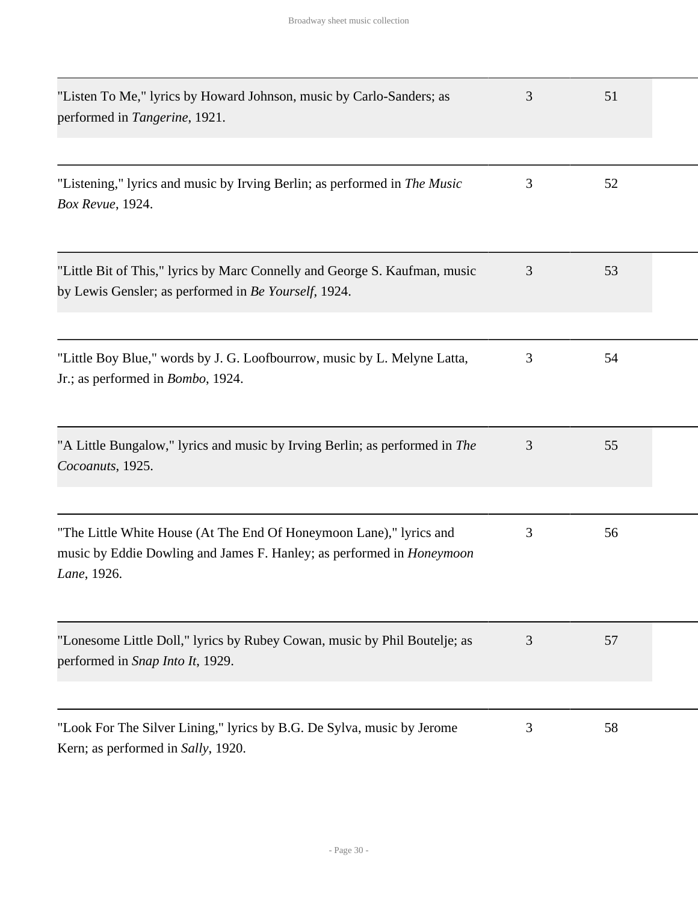| | | |
|---|---|---|
| "Listen To Me," lyrics by Howard Johnson, music by Carlo-Sanders; as performed in *Tangerine*, 1921. | 3 | 51 |
| "Listening," lyrics and music by Irving Berlin; as performed in *The Music Box Revue*, 1924. | 3 | 52 |
| "Little Bit of This," lyrics by Marc Connelly and George S. Kaufman, music by Lewis Gensler; as performed in *Be Yourself*, 1924. | 3 | 53 |
| "Little Boy Blue," words by J. G. Loofbourrow, music by L. Melyne Latta, Jr.; as performed in *Bombo*, 1924. | 3 | 54 |
| "A Little Bungalow," lyrics and music by Irving Berlin; as performed in *The Cocoanuts*, 1925. | 3 | 55 |
| "The Little White House (At The End Of Honeymoon Lane)," lyrics and music by Eddie Dowling and James F. Hanley; as performed in *Honeymoon Lane*, 1926. | 3 | 56 |
| "Lonesome Little Doll," lyrics by Rubey Cowan, music by Phil Boutelje; as performed in *Snap Into It*, 1929. | 3 | 57 |
| "Look For The Silver Lining," lyrics by B.G. De Sylva, music by Jerome Kern; as performed in *Sally*, 1920. | 3 | 58 |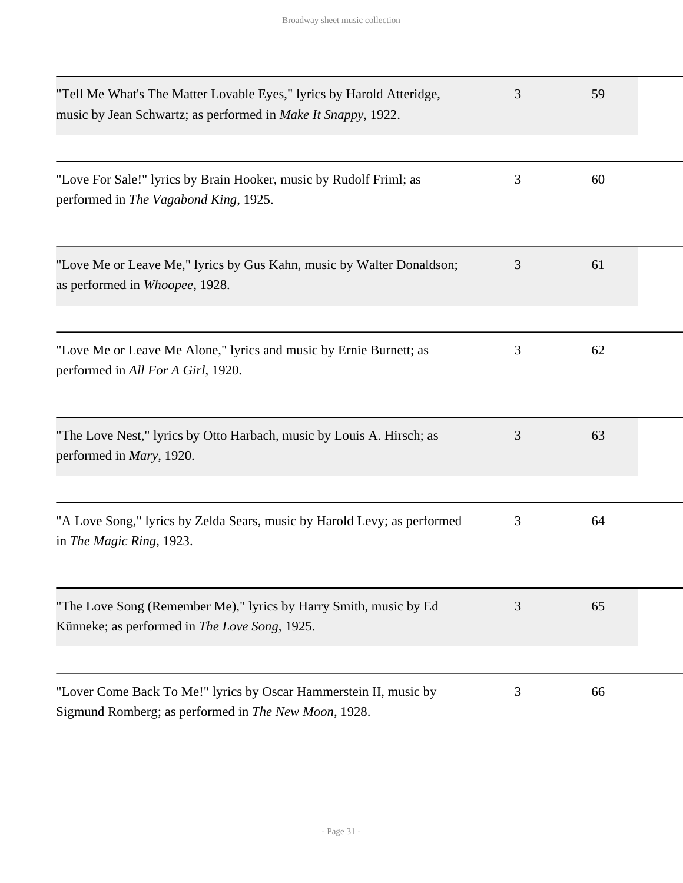| | | |
|---|---|---|
| "Tell Me What's The Matter Lovable Eyes," lyrics by Harold Atteridge, music by Jean Schwartz; as performed in *Make It Snappy*, 1922. | 3 | 59 |
| "Love For Sale!" lyrics by Brain Hooker, music by Rudolf Friml; as performed in *The Vagabond King*, 1925. | 3 | 60 |
| "Love Me or Leave Me," lyrics by Gus Kahn, music by Walter Donaldson; as performed in *Whoopee*, 1928. | 3 | 61 |
| "Love Me or Leave Me Alone," lyrics and music by Ernie Burnett; as performed in *All For A Girl*, 1920. | 3 | 62 |
| "The Love Nest," lyrics by Otto Harbach, music by Louis A. Hirsch; as performed in *Mary*, 1920. | 3 | 63 |
| "A Love Song," lyrics by Zelda Sears, music by Harold Levy; as performed in *The Magic Ring*, 1923. | 3 | 64 |
| "The Love Song (Remember Me)," lyrics by Harry Smith, music by Ed Künneke; as performed in *The Love Song*, 1925. | 3 | 65 |
| "Lover Come Back To Me!" lyrics by Oscar Hammerstein II, music by Sigmund Romberg; as performed in *The New Moon*, 1928. | 3 | 66 |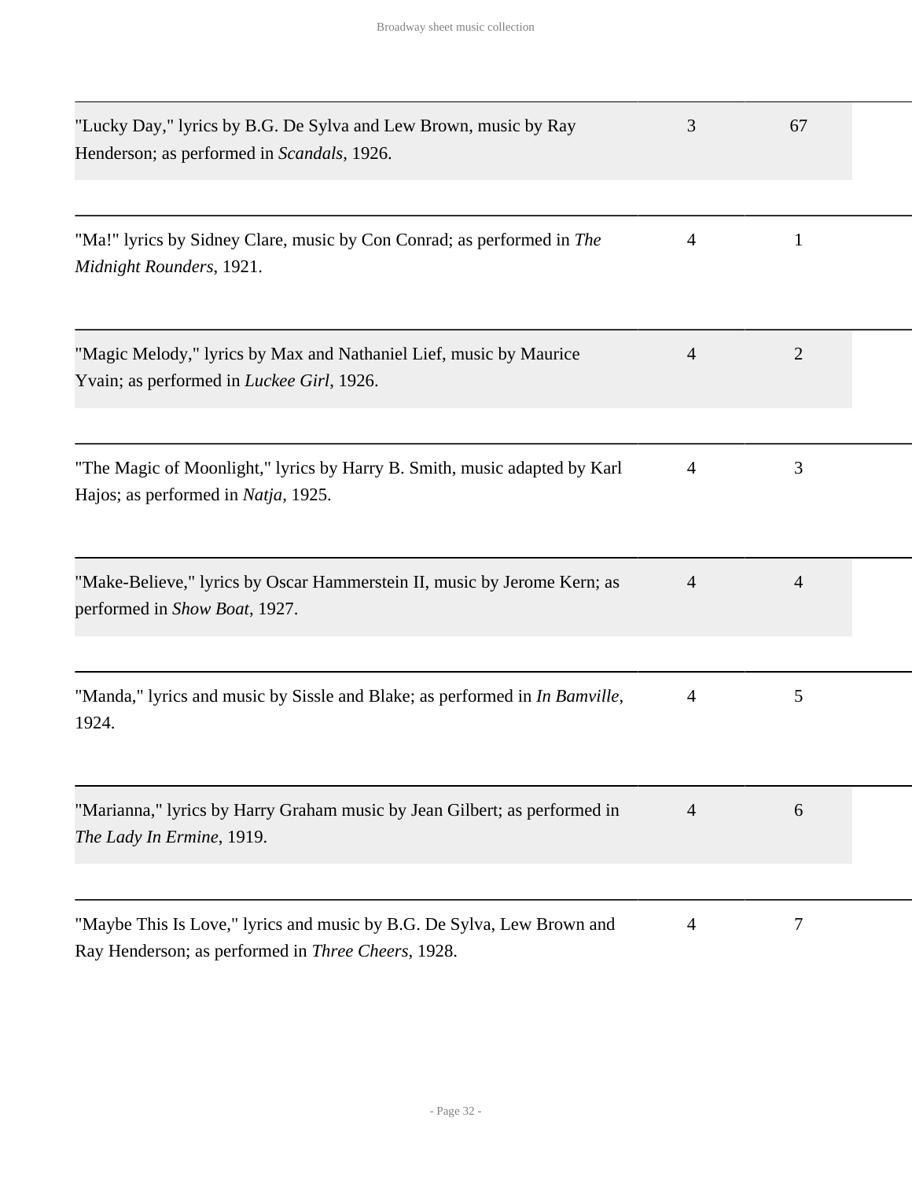| | | |
|---|---|---|
| "Lucky Day," lyrics by B.G. De Sylva and Lew Brown, music by Ray Henderson; as performed in *Scandals*, 1926. | 3 | 67 |
| "Ma!" lyrics by Sidney Clare, music by Con Conrad; as performed in *The Midnight Rounders*, 1921. | 4 | 1 |
| "Magic Melody," lyrics by Max and Nathaniel Lief, music by Maurice Yvain; as performed in *Luckee Girl*, 1926. | 4 | 2 |
| "The Magic of Moonlight," lyrics by Harry B. Smith, music adapted by Karl Hajos; as performed in *Natja*, 1925. | 4 | 3 |
| "Make-Believe," lyrics by Oscar Hammerstein II, music by Jerome Kern; as performed in *Show Boat*, 1927. | 4 | 4 |
| "Manda," lyrics and music by Sissle and Blake; as performed in *In Bamville*, 1924. | 4 | 5 |
| "Marianna," lyrics by Harry Graham music by Jean Gilbert; as performed in *The Lady In Ermine*, 1919. | 4 | 6 |
| "Maybe This Is Love," lyrics and music by B.G. De Sylva, Lew Brown and Ray Henderson; as performed in *Three Cheers*, 1928. | 4 | 7 |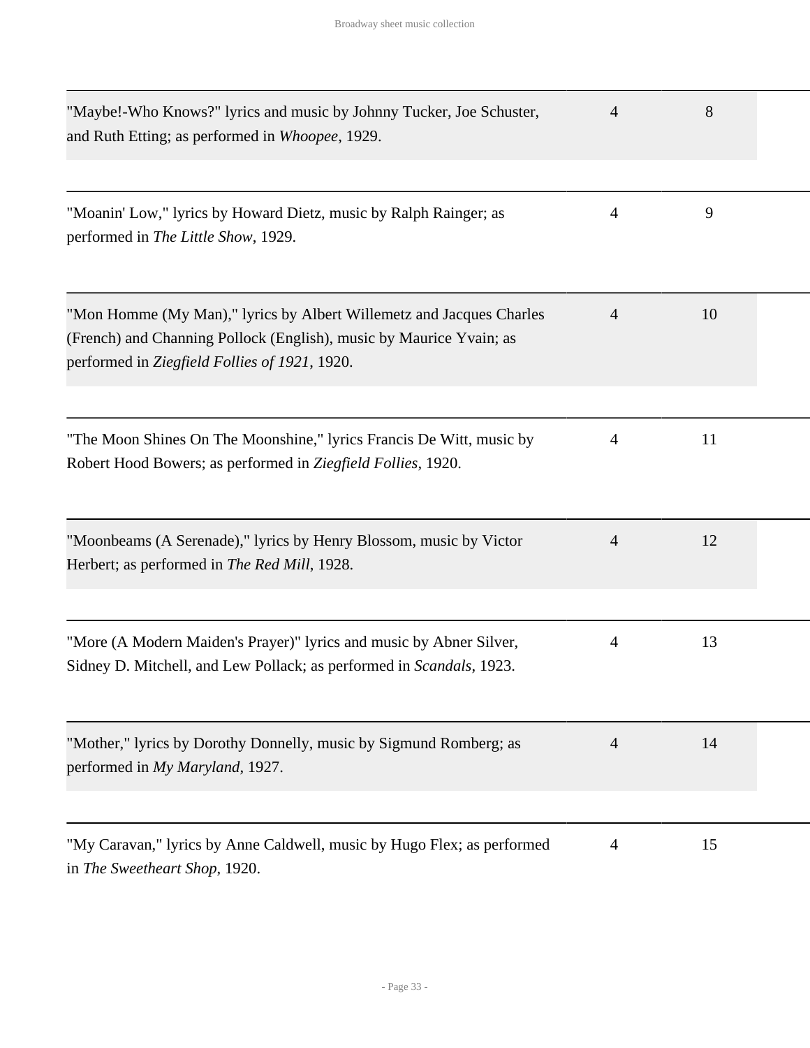| | | |
|---|---|---|
| "Maybe!-Who Knows?" lyrics and music by Johnny Tucker, Joe Schuster, and Ruth Etting; as performed in *Whoopee*, 1929. | 4 | 8 |
| "Moanin' Low," lyrics by Howard Dietz, music by Ralph Rainger; as performed in *The Little Show*, 1929. | 4 | 9 |
| "Mon Homme (My Man)," lyrics by Albert Willemetz and Jacques Charles (French) and Channing Pollock (English), music by Maurice Yvain; as performed in *Ziegfield Follies of 1921*, 1920. | 4 | 10 |
| "The Moon Shines On The Moonshine," lyrics Francis De Witt, music by Robert Hood Bowers; as performed in *Ziegfield Follies*, 1920. | 4 | 11 |
| "Moonbeams (A Serenade)," lyrics by Henry Blossom, music by Victor Herbert; as performed in *The Red Mill*, 1928. | 4 | 12 |
| "More (A Modern Maiden's Prayer)" lyrics and music by Abner Silver, Sidney D. Mitchell, and Lew Pollack; as performed in *Scandals*, 1923. | 4 | 13 |
| "Mother," lyrics by Dorothy Donnelly, music by Sigmund Romberg; as performed in *My Maryland*, 1927. | 4 | 14 |
| "My Caravan," lyrics by Anne Caldwell, music by Hugo Flex; as performed in *The Sweetheart Shop*, 1920. | 4 | 15 |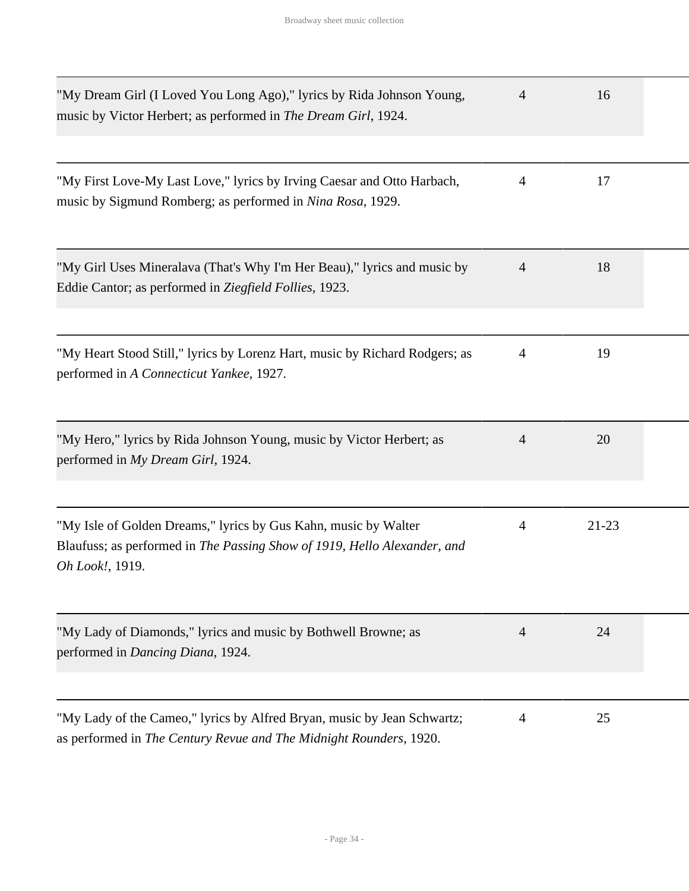| | | |
|---|---|---|
| "My Dream Girl (I Loved You Long Ago)," lyrics by Rida Johnson Young, music by Victor Herbert; as performed in *The Dream Girl*, 1924. | 4 | 16 |
| "My First Love-My Last Love," lyrics by Irving Caesar and Otto Harbach, music by Sigmund Romberg; as performed in *Nina Rosa*, 1929. | 4 | 17 |
| "My Girl Uses Mineralava (That's Why I'm Her Beau)," lyrics and music by Eddie Cantor; as performed in *Ziegfield Follies*, 1923. | 4 | 18 |
| "My Heart Stood Still," lyrics by Lorenz Hart, music by Richard Rodgers; as performed in *A Connecticut Yankee*, 1927. | 4 | 19 |
| "My Hero," lyrics by Rida Johnson Young, music by Victor Herbert; as performed in *My Dream Girl*, 1924. | 4 | 20 |
| "My Isle of Golden Dreams," lyrics by Gus Kahn, music by Walter Blaufuss; as performed in *The Passing Show of 1919, Hello Alexander, and Oh Look!*, 1919. | 4 | 21-23 |
| "My Lady of Diamonds," lyrics and music by Bothwell Browne; as performed in *Dancing Diana*, 1924. | 4 | 24 |
| "My Lady of the Cameo," lyrics by Alfred Bryan, music by Jean Schwartz; as performed in *The Century Revue and The Midnight Rounders*, 1920. | 4 | 25 |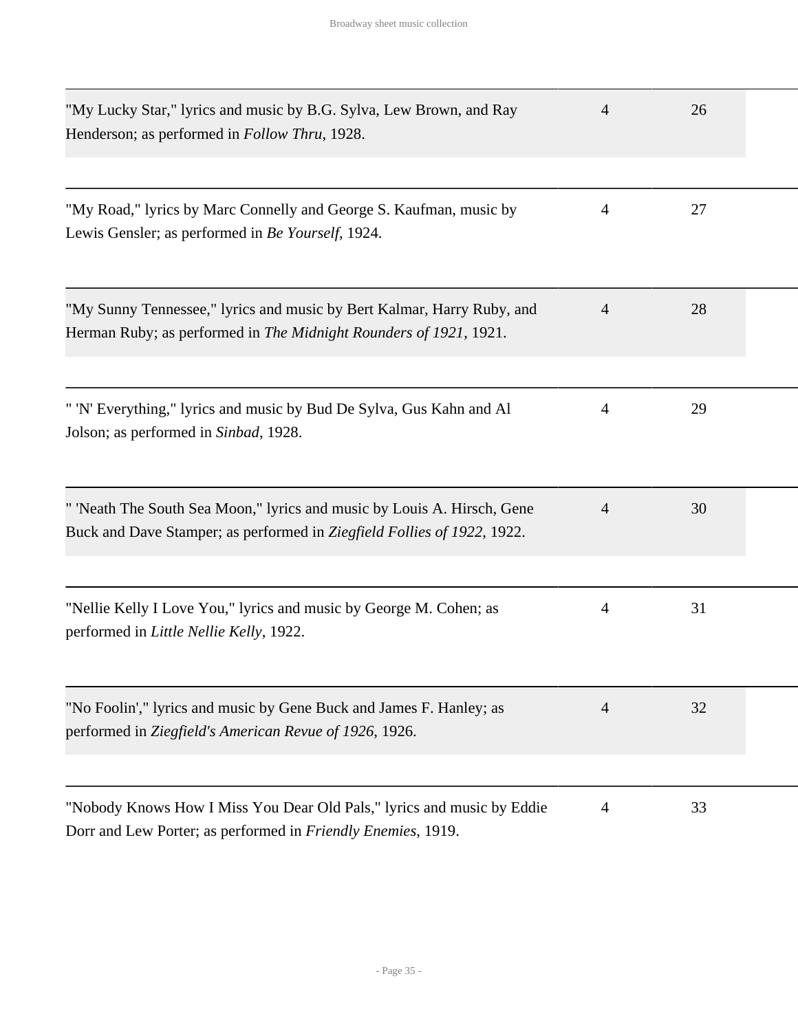| | | |
|---|---|---|
| "My Lucky Star," lyrics and music by B.G. Sylva, Lew Brown, and Ray Henderson; as performed in *Follow Thru*, 1928. | 4 | 26 |
| "My Road," lyrics by Marc Connelly and George S. Kaufman, music by Lewis Gensler; as performed in *Be Yourself*, 1924. | 4 | 27 |
| "My Sunny Tennessee," lyrics and music by Bert Kalmar, Harry Ruby, and Herman Ruby; as performed in *The Midnight Rounders of 1921*, 1921. | 4 | 28 |
| " 'N' Everything," lyrics and music by Bud De Sylva, Gus Kahn and Al Jolson; as performed in *Sinbad*, 1928. | 4 | 29 |
| " 'Neath The South Sea Moon," lyrics and music by Louis A. Hirsch, Gene Buck and Dave Stamper; as performed in *Ziegfield Follies of 1922*, 1922. | 4 | 30 |
| "Nellie Kelly I Love You," lyrics and music by George M. Cohen; as performed in *Little Nellie Kelly*, 1922. | 4 | 31 |
| "No Foolin'," lyrics and music by Gene Buck and James F. Hanley; as performed in *Ziegfield's American Revue of 1926*, 1926. | 4 | 32 |
| "Nobody Knows How I Miss You Dear Old Pals," lyrics and music by Eddie Dorr and Lew Porter; as performed in *Friendly Enemies*, 1919. | 4 | 33 |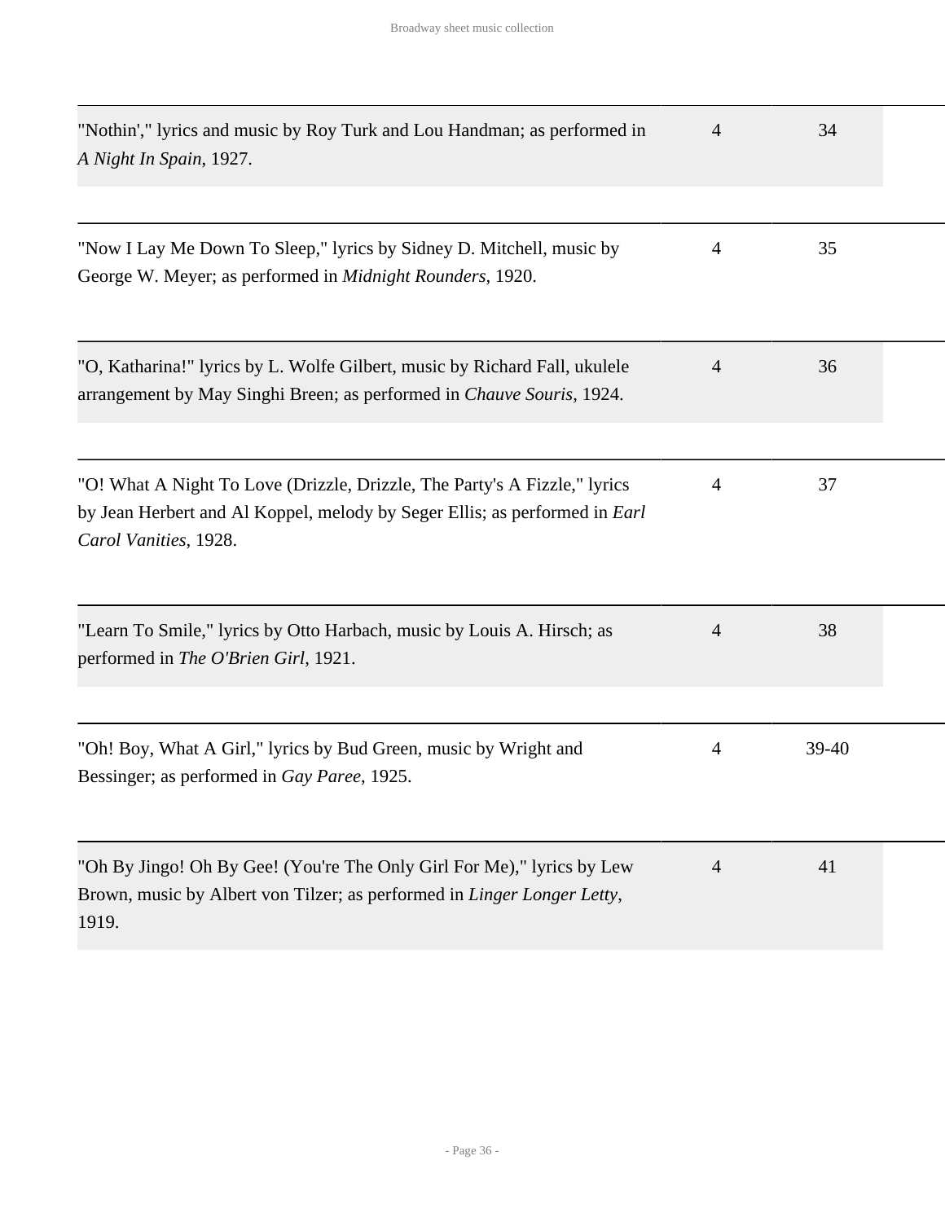| | | |
|---|---|---|
| "Nothin'," lyrics and music by Roy Turk and Lou Handman; as performed in *A Night In Spain*, 1927. | 4 | 34 |
| "Now I Lay Me Down To Sleep," lyrics by Sidney D. Mitchell, music by George W. Meyer; as performed in *Midnight Rounders*, 1920. | 4 | 35 |
| "O, Katharina!" lyrics by L. Wolfe Gilbert, music by Richard Fall, ukulele arrangement by May Singhi Breen; as performed in *Chauve Souris*, 1924. | 4 | 36 |
| "O! What A Night To Love (Drizzle, Drizzle, The Party's A Fizzle," lyrics by Jean Herbert and Al Koppel, melody by Seger Ellis; as performed in *Earl Carol Vanities*, 1928. | 4 | 37 |
| "Learn To Smile," lyrics by Otto Harbach, music by Louis A. Hirsch; as performed in *The O'Brien Girl*, 1921. | 4 | 38 |
| "Oh! Boy, What A Girl," lyrics by Bud Green, music by Wright and Bessinger; as performed in *Gay Paree*, 1925. | 4 | 39-40 |
| "Oh By Jingo! Oh By Gee! (You're The Only Girl For Me)," lyrics by Lew Brown, music by Albert von Tilzer; as performed in *Linger Longer Letty*, 1919. | 4 | 41 |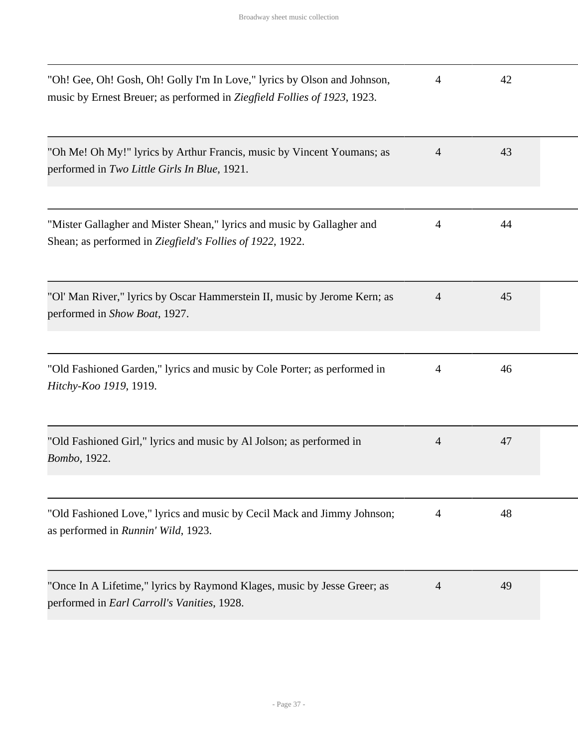| | | |
|---|---|---|
| "Oh! Gee, Oh! Gosh, Oh! Golly I'm In Love," lyrics by Olson and Johnson, music by Ernest Breuer; as performed in *Ziegfield Follies of 1923*, 1923. | 4 | 42 |
| "Oh Me! Oh My!" lyrics by Arthur Francis, music by Vincent Youmans; as performed in *Two Little Girls In Blue*, 1921. | 4 | 43 |
| "Mister Gallagher and Mister Shean," lyrics and music by Gallagher and Shean; as performed in *Ziegfield's Follies of 1922*, 1922. | 4 | 44 |
| "Ol' Man River," lyrics by Oscar Hammerstein II, music by Jerome Kern; as performed in *Show Boat*, 1927. | 4 | 45 |
| "Old Fashioned Garden," lyrics and music by Cole Porter; as performed in *Hitchy-Koo 1919*, 1919. | 4 | 46 |
| "Old Fashioned Girl," lyrics and music by Al Jolson; as performed in *Bombo*, 1922. | 4 | 47 |
| "Old Fashioned Love," lyrics and music by Cecil Mack and Jimmy Johnson; as performed in *Runnin' Wild*, 1923. | 4 | 48 |
| "Once In A Lifetime," lyrics by Raymond Klages, music by Jesse Greer; as performed in *Earl Carroll's Vanities*, 1928. | 4 | 49 |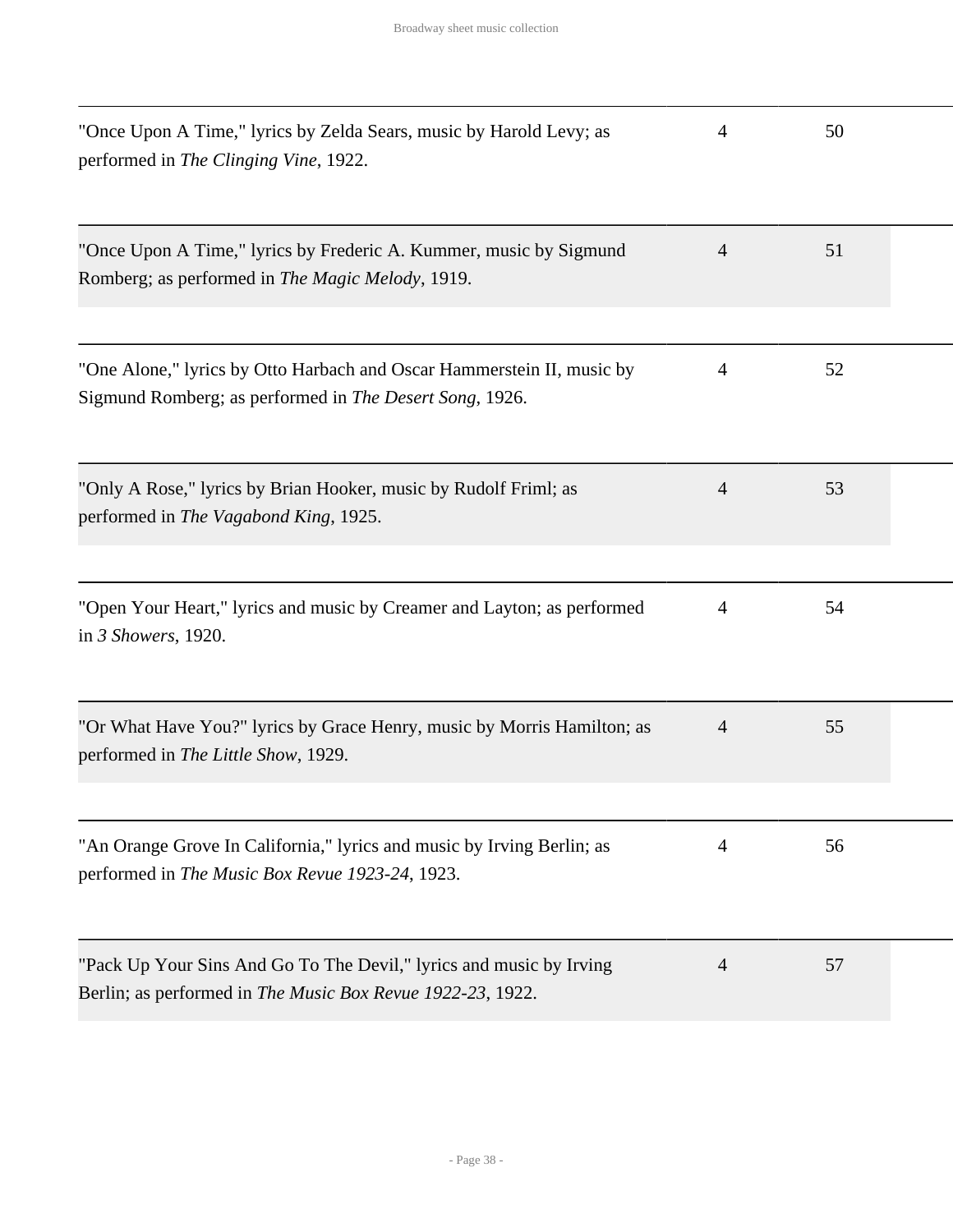| | | |
|---|---|---|
| "Once Upon A Time," lyrics by Zelda Sears, music by Harold Levy; as performed in *The Clinging Vine*, 1922. | 4 | 50 |
| "Once Upon A Time," lyrics by Frederic A. Kummer, music by Sigmund Romberg; as performed in *The Magic Melody*, 1919. | 4 | 51 |
| "One Alone," lyrics by Otto Harbach and Oscar Hammerstein II, music by Sigmund Romberg; as performed in *The Desert Song*, 1926. | 4 | 52 |
| "Only A Rose," lyrics by Brian Hooker, music by Rudolf Friml; as performed in *The Vagabond King*, 1925. | 4 | 53 |
| "Open Your Heart," lyrics and music by Creamer and Layton; as performed in *3 Showers*, 1920. | 4 | 54 |
| "Or What Have You?" lyrics by Grace Henry, music by Morris Hamilton; as performed in *The Little Show*, 1929. | 4 | 55 |
| "An Orange Grove In California," lyrics and music by Irving Berlin; as performed in *The Music Box Revue 1923-24*, 1923. | 4 | 56 |
| "Pack Up Your Sins And Go To The Devil," lyrics and music by Irving Berlin; as performed in *The Music Box Revue 1922-23*, 1922. | 4 | 57 |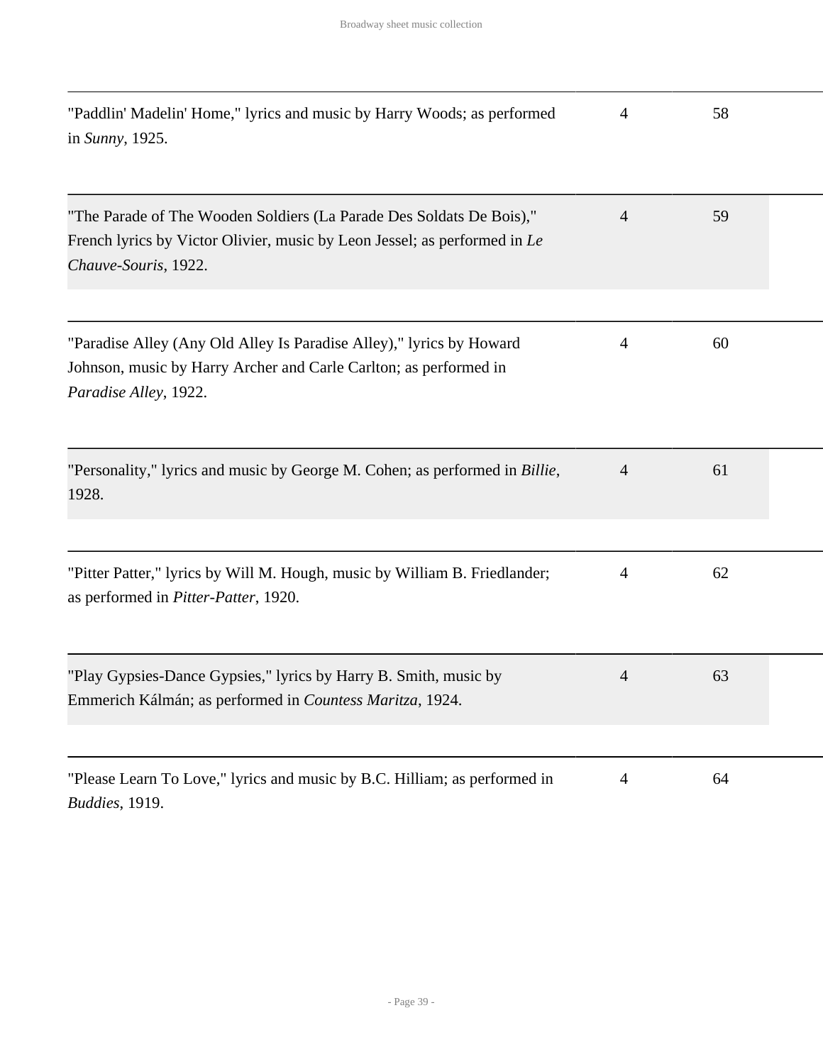| | | |
|---|---|---|
| "Paddlin' Madelin' Home," lyrics and music by Harry Woods; as performed in *Sunny*, 1925. | 4 | 58 |
| "The Parade of The Wooden Soldiers (La Parade Des Soldats De Bois)," French lyrics by Victor Olivier, music by Leon Jessel; as performed in *Le Chauve-Souris*, 1922. | 4 | 59 |
| "Paradise Alley (Any Old Alley Is Paradise Alley)," lyrics by Howard Johnson, music by Harry Archer and Carle Carlton; as performed in *Paradise Alley*, 1922. | 4 | 60 |
| "Personality," lyrics and music by George M. Cohen; as performed in *Billie*, 1928. | 4 | 61 |
| "Pitter Patter," lyrics by Will M. Hough, music by William B. Friedlander; as performed in *Pitter-Patter*, 1920. | 4 | 62 |
| "Play Gypsies-Dance Gypsies," lyrics by Harry B. Smith, music by Emmerich Kálmán; as performed in *Countess Maritza*, 1924. | 4 | 63 |
| "Please Learn To Love," lyrics and music by B.C. Hilliam; as performed in *Buddies*, 1919. | 4 | 64 |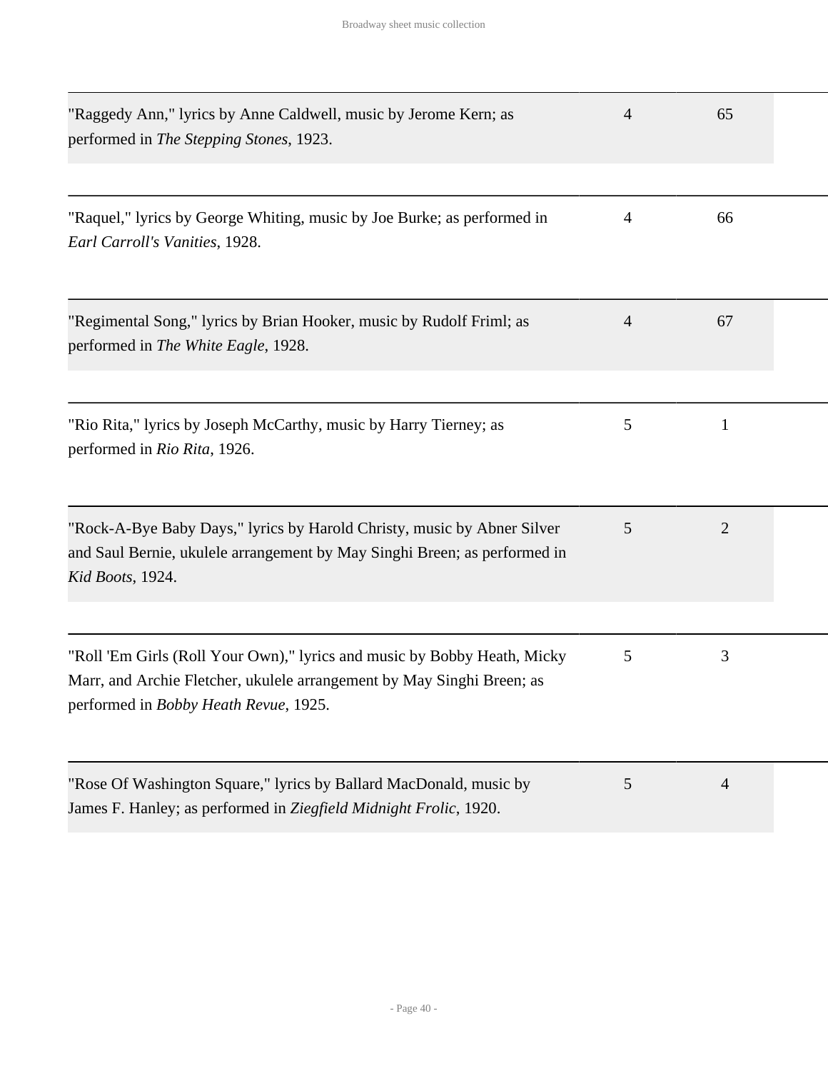| | | |
|---|---|---|
| "Raggedy Ann," lyrics by Anne Caldwell, music by Jerome Kern; as performed in *The Stepping Stones*, 1923. | 4 | 65 |
| "Raquel," lyrics by George Whiting, music by Joe Burke; as performed in *Earl Carroll's Vanities*, 1928. | 4 | 66 |
| "Regimental Song," lyrics by Brian Hooker, music by Rudolf Friml; as performed in *The White Eagle*, 1928. | 4 | 67 |
| "Rio Rita," lyrics by Joseph McCarthy, music by Harry Tierney; as performed in *Rio Rita*, 1926. | 5 | 1 |
| "Rock-A-Bye Baby Days," lyrics by Harold Christy, music by Abner Silver and Saul Bernie, ukulele arrangement by May Singhi Breen; as performed in *Kid Boots*, 1924. | 5 | 2 |
| "Roll 'Em Girls (Roll Your Own)," lyrics and music by Bobby Heath, Micky Marr, and Archie Fletcher, ukulele arrangement by May Singhi Breen; as performed in *Bobby Heath Revue*, 1925. | 5 | 3 |
| "Rose Of Washington Square," lyrics by Ballard MacDonald, music by James F. Hanley; as performed in *Ziegfield Midnight Frolic*, 1920. | 5 | 4 |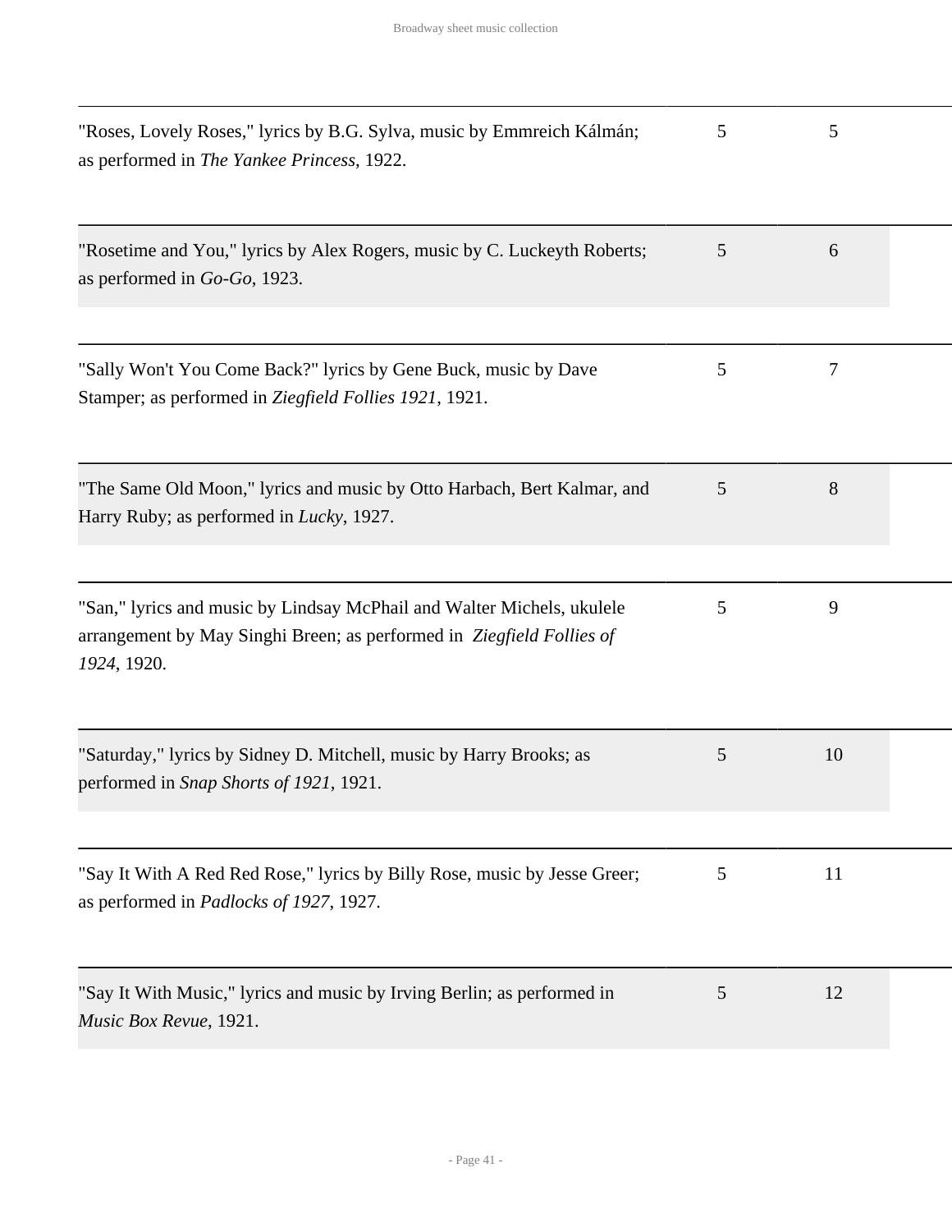| | | |
|---|---|---|
| "Roses, Lovely Roses," lyrics by B.G. Sylva, music by Emmreich Kálmán; as performed in *The Yankee Princess*, 1922. | 5 | 5 |
| "Rosetime and You," lyrics by Alex Rogers, music by C. Luckeyth Roberts; as performed in *Go-Go*, 1923. | 5 | 6 |
| "Sally Won't You Come Back?" lyrics by Gene Buck, music by Dave Stamper; as performed in *Ziegfield Follies 1921*, 1921. | 5 | 7 |
| "The Same Old Moon," lyrics and music by Otto Harbach, Bert Kalmar, and Harry Ruby; as performed in *Lucky*, 1927. | 5 | 8 |
| "San," lyrics and music by Lindsay McPhail and Walter Michels, ukulele arrangement by May Singhi Breen; as performed in *Ziegfield Follies of 1924*, 1920. | 5 | 9 |
| "Saturday," lyrics by Sidney D. Mitchell, music by Harry Brooks; as performed in *Snap Shorts of 1921*, 1921. | 5 | 10 |
| "Say It With A Red Red Rose," lyrics by Billy Rose, music by Jesse Greer; as performed in *Padlocks of 1927*, 1927. | 5 | 11 |
| "Say It With Music," lyrics and music by Irving Berlin; as performed in *Music Box Revue*, 1921. | 5 | 12 |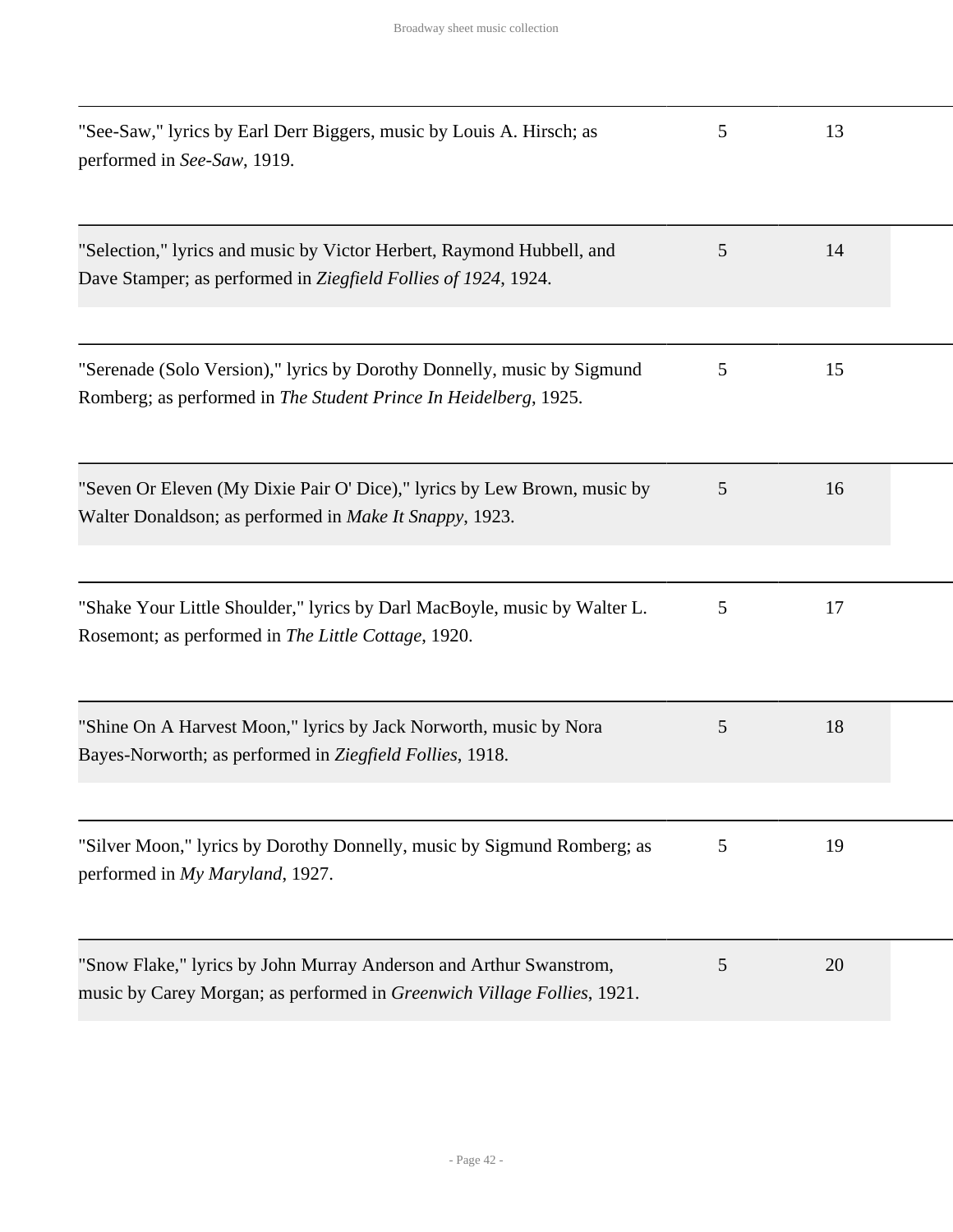| | | |
|---|---|---|
| "See-Saw," lyrics by Earl Derr Biggers, music by Louis A. Hirsch; as performed in *See-Saw*, 1919. | 5 | 13 |
| "Selection," lyrics and music by Victor Herbert, Raymond Hubbell, and Dave Stamper; as performed in *Ziegfield Follies of 1924*, 1924. | 5 | 14 |
| "Serenade (Solo Version)," lyrics by Dorothy Donnelly, music by Sigmund Romberg; as performed in *The Student Prince In Heidelberg*, 1925. | 5 | 15 |
| "Seven Or Eleven (My Dixie Pair O' Dice)," lyrics by Lew Brown, music by Walter Donaldson; as performed in *Make It Snappy*, 1923. | 5 | 16 |
| "Shake Your Little Shoulder," lyrics by Darl MacBoyle, music by Walter L. Rosemont; as performed in *The Little Cottage*, 1920. | 5 | 17 |
| "Shine On A Harvest Moon," lyrics by Jack Norworth, music by Nora Bayes-Norworth; as performed in *Ziegfield Follies*, 1918. | 5 | 18 |
| "Silver Moon," lyrics by Dorothy Donnelly, music by Sigmund Romberg; as performed in *My Maryland*, 1927. | 5 | 19 |
| "Snow Flake," lyrics by John Murray Anderson and Arthur Swanstrom, music by Carey Morgan; as performed in *Greenwich Village Follies*, 1921. | 5 | 20 |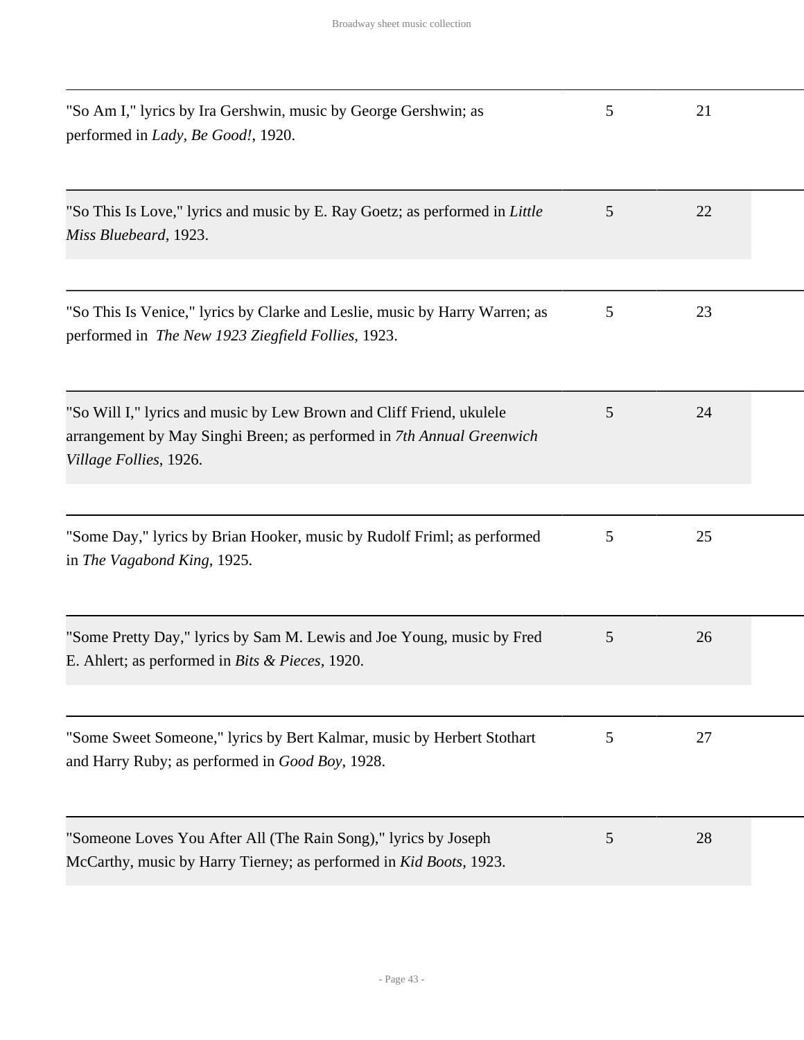| | | |
|---|---|---|
| "So Am I," lyrics by Ira Gershwin, music by George Gershwin; as performed in *Lady, Be Good!*, 1920. | 5 | 21 |
| "So This Is Love," lyrics and music by E. Ray Goetz; as performed in *Little Miss Bluebeard*, 1923. | 5 | 22 |
| "So This Is Venice," lyrics by Clarke and Leslie, music by Harry Warren; as performed in *The New 1923 Ziegfield Follies*, 1923. | 5 | 23 |
| "So Will I," lyrics and music by Lew Brown and Cliff Friend, ukulele arrangement by May Singhi Breen; as performed in *7th Annual Greenwich Village Follies*, 1926. | 5 | 24 |
| "Some Day," lyrics by Brian Hooker, music by Rudolf Friml; as performed in *The Vagabond King*, 1925. | 5 | 25 |
| "Some Pretty Day," lyrics by Sam M. Lewis and Joe Young, music by Fred E. Ahlert; as performed in *Bits & Pieces*, 1920. | 5 | 26 |
| "Some Sweet Someone," lyrics by Bert Kalmar, music by Herbert Stothart and Harry Ruby; as performed in *Good Boy*, 1928. | 5 | 27 |
| "Someone Loves You After All (The Rain Song)," lyrics by Joseph McCarthy, music by Harry Tierney; as performed in *Kid Boots*, 1923. | 5 | 28 |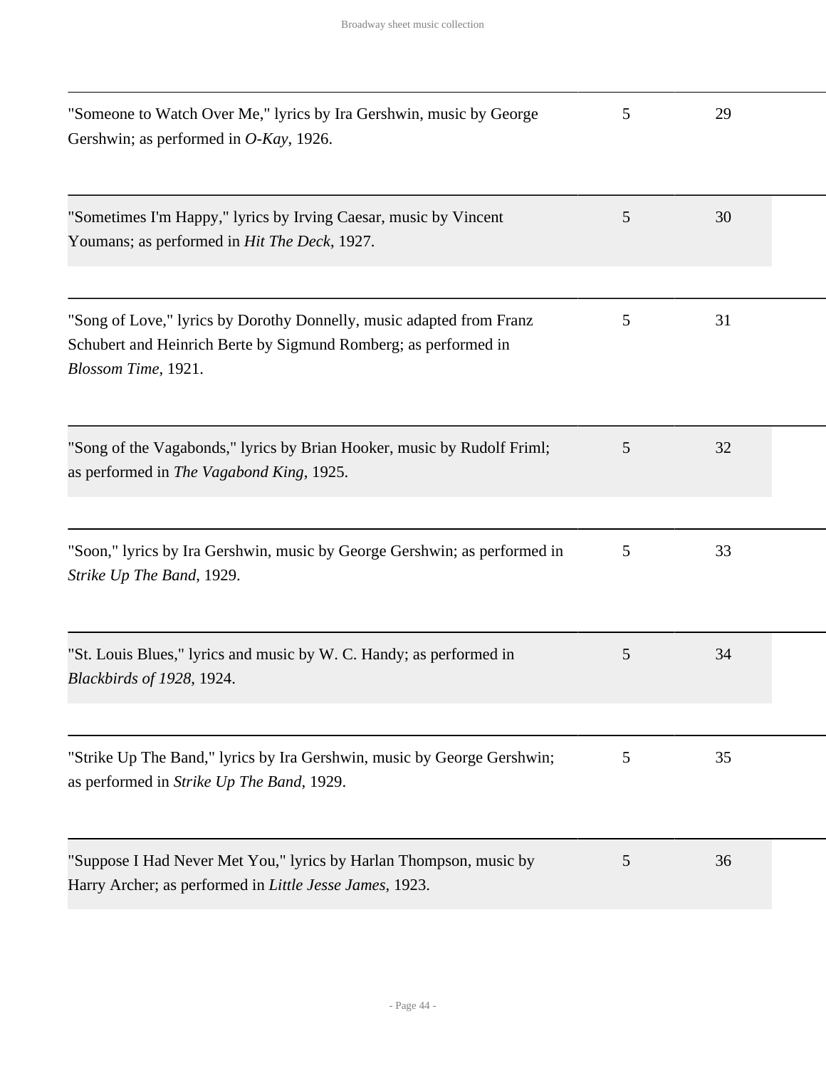| | | |
|---|---|---|
| "Someone to Watch Over Me," lyrics by Ira Gershwin, music by George Gershwin; as performed in *O-Kay*, 1926. | 5 | 29 |
| "Sometimes I'm Happy," lyrics by Irving Caesar, music by Vincent Youmans; as performed in *Hit The Deck*, 1927. | 5 | 30 |
| "Song of Love," lyrics by Dorothy Donnelly, music adapted from Franz Schubert and Heinrich Berte by Sigmund Romberg; as performed in *Blossom Time*, 1921. | 5 | 31 |
| "Song of the Vagabonds," lyrics by Brian Hooker, music by Rudolf Friml; as performed in *The Vagabond King*, 1925. | 5 | 32 |
| "Soon," lyrics by Ira Gershwin, music by George Gershwin; as performed in *Strike Up The Band*, 1929. | 5 | 33 |
| "St. Louis Blues," lyrics and music by W. C. Handy; as performed in *Blackbirds of 1928*, 1924. | 5 | 34 |
| "Strike Up The Band," lyrics by Ira Gershwin, music by George Gershwin; as performed in *Strike Up The Band*, 1929. | 5 | 35 |
| "Suppose I Had Never Met You," lyrics by Harlan Thompson, music by Harry Archer; as performed in *Little Jesse James*, 1923. | 5 | 36 |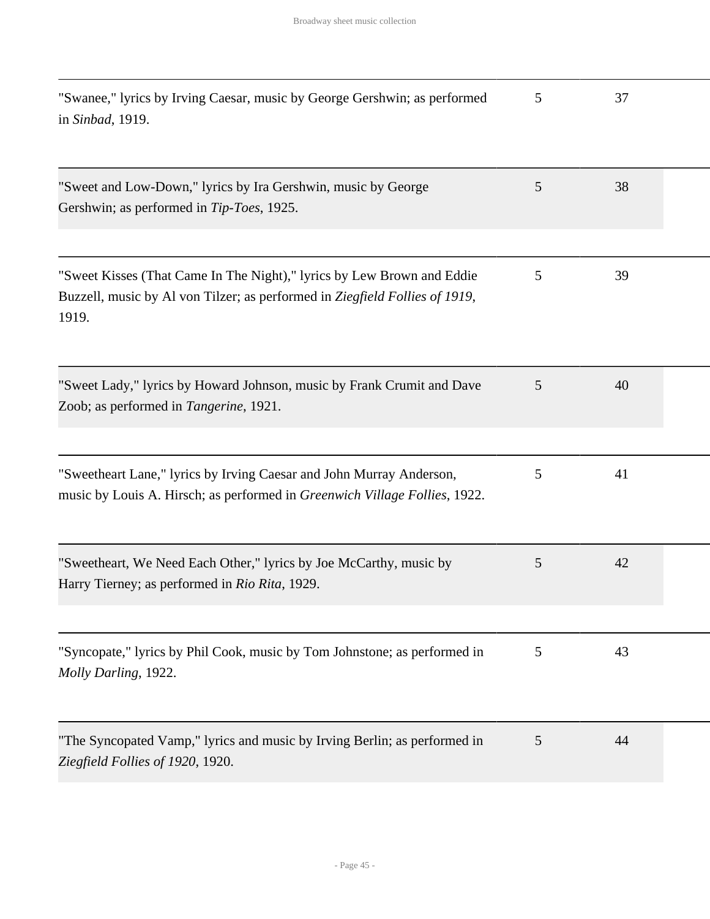| | | |
|---|---|---|
| "Swanee," lyrics by Irving Caesar, music by George Gershwin; as performed in *Sinbad*, 1919. | 5 | 37 |
| "Sweet and Low-Down," lyrics by Ira Gershwin, music by George Gershwin; as performed in *Tip-Toes*, 1925. | 5 | 38 |
| "Sweet Kisses (That Came In The Night)," lyrics by Lew Brown and Eddie Buzzell, music by Al von Tilzer; as performed in *Ziegfield Follies of 1919*, 1919. | 5 | 39 |
| "Sweet Lady," lyrics by Howard Johnson, music by Frank Crumit and Dave Zoob; as performed in *Tangerine*, 1921. | 5 | 40 |
| "Sweetheart Lane," lyrics by Irving Caesar and John Murray Anderson, music by Louis A. Hirsch; as performed in *Greenwich Village Follies*, 1922. | 5 | 41 |
| "Sweetheart, We Need Each Other," lyrics by Joe McCarthy, music by Harry Tierney; as performed in *Rio Rita*, 1929. | 5 | 42 |
| "Syncopate," lyrics by Phil Cook, music by Tom Johnstone; as performed in *Molly Darling*, 1922. | 5 | 43 |
| "The Syncopated Vamp," lyrics and music by Irving Berlin; as performed in *Ziegfield Follies of 1920*, 1920. | 5 | 44 |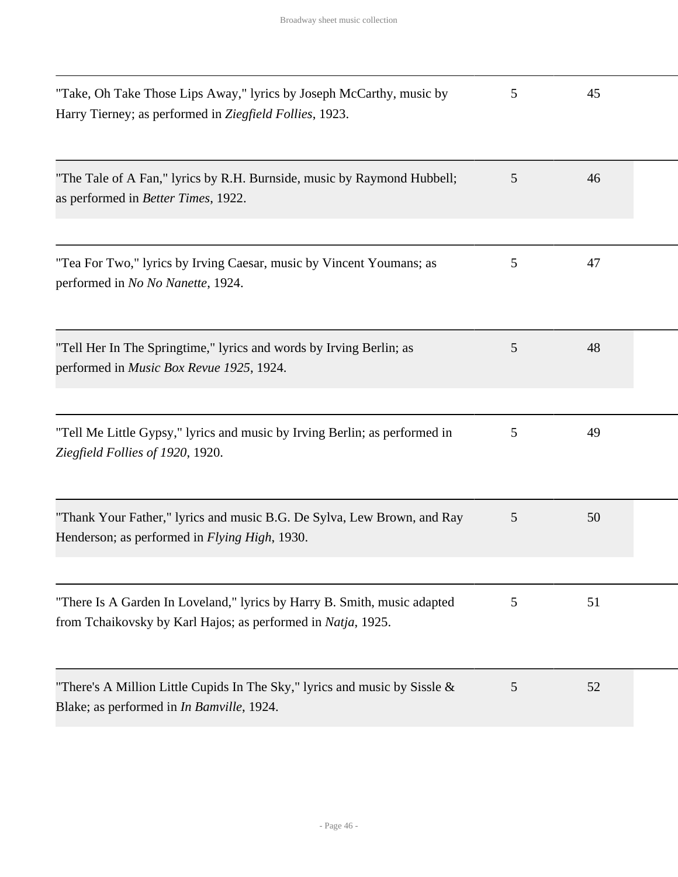| | | |
|---|---|---|
| "Take, Oh Take Those Lips Away," lyrics by Joseph McCarthy, music by Harry Tierney; as performed in *Ziegfield Follies*, 1923. | 5 | 45 |
| "The Tale of A Fan," lyrics by R.H. Burnside, music by Raymond Hubbell; as performed in *Better Times*, 1922. | 5 | 46 |
| "Tea For Two," lyrics by Irving Caesar, music by Vincent Youmans; as performed in *No No Nanette*, 1924. | 5 | 47 |
| "Tell Her In The Springtime," lyrics and words by Irving Berlin; as performed in *Music Box Revue 1925*, 1924. | 5 | 48 |
| "Tell Me Little Gypsy," lyrics and music by Irving Berlin; as performed in *Ziegfield Follies of 1920*, 1920. | 5 | 49 |
| "Thank Your Father," lyrics and music B.G. De Sylva, Lew Brown, and Ray Henderson; as performed in *Flying High*, 1930. | 5 | 50 |
| "There Is A Garden In Loveland," lyrics by Harry B. Smith, music adapted from Tchaikovsky by Karl Hajos; as performed in *Natja*, 1925. | 5 | 51 |
| "There's A Million Little Cupids In The Sky," lyrics and music by Sissle & Blake; as performed in *In Bamville*, 1924. | 5 | 52 |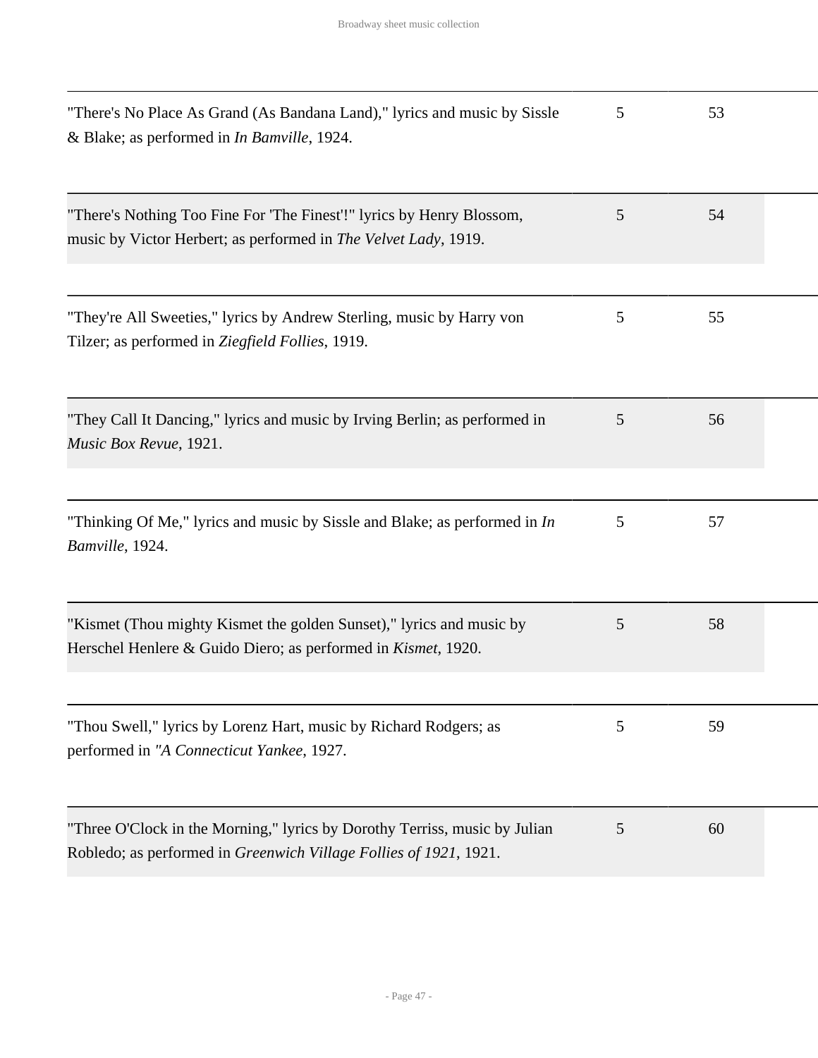| | | |
|---|---|---|
| "There's No Place As Grand (As Bandana Land)," lyrics and music by Sissle & Blake; as performed in *In Bamville*, 1924. | 5 | 53 |
| "There's Nothing Too Fine For 'The Finest'!" lyrics by Henry Blossom, music by Victor Herbert; as performed in *The Velvet Lady*, 1919. | 5 | 54 |
| "They're All Sweeties," lyrics by Andrew Sterling, music by Harry von Tilzer; as performed in *Ziegfield Follies*, 1919. | 5 | 55 |
| "They Call It Dancing," lyrics and music by Irving Berlin; as performed in *Music Box Revue*, 1921. | 5 | 56 |
| "Thinking Of Me," lyrics and music by Sissle and Blake; as performed in *In Bamville*, 1924. | 5 | 57 |
| "Kismet (Thou mighty Kismet the golden Sunset)," lyrics and music by Herschel Henlere & Guido Diero; as performed in *Kismet*, 1920. | 5 | 58 |
| "Thou Swell," lyrics by Lorenz Hart, music by Richard Rodgers; as performed in *"A Connecticut Yankee*, 1927. | 5 | 59 |
| "Three O'Clock in the Morning," lyrics by Dorothy Terriss, music by Julian Robledo; as performed in *Greenwich Village Follies of 1921*, 1921. | 5 | 60 |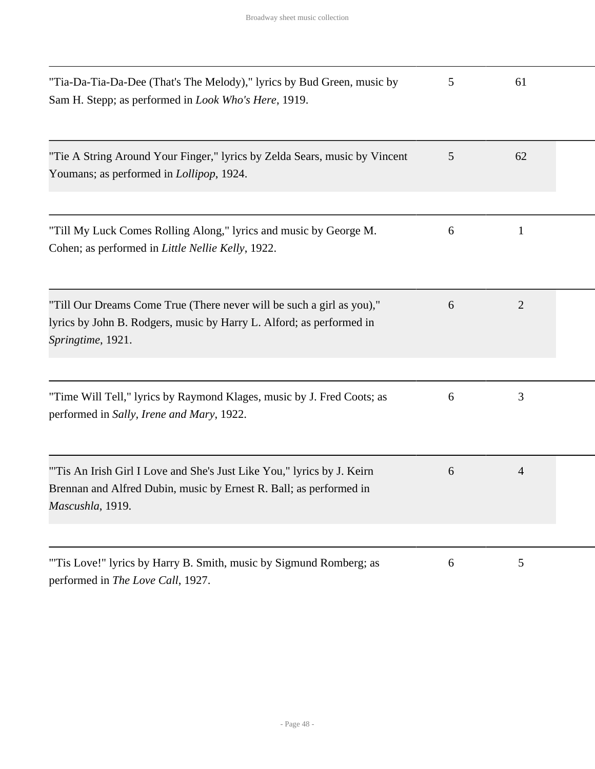| | | |
|---|---|---|
| "Tia-Da-Tia-Da-Dee (That's The Melody)," lyrics by Bud Green, music by Sam H. Stepp; as performed in *Look Who's Here*, 1919. | 5 | 61 |
| "Tie A String Around Your Finger," lyrics by Zelda Sears, music by Vincent Youmans; as performed in *Lollipop*, 1924. | 5 | 62 |
| "Till My Luck Comes Rolling Along," lyrics and music by George M. Cohen; as performed in *Little Nellie Kelly*, 1922. | 6 | 1 |
| "Till Our Dreams Come True (There never will be such a girl as you)," lyrics by John B. Rodgers, music by Harry L. Alford; as performed in *Springtime*, 1921. | 6 | 2 |
| "Time Will Tell," lyrics by Raymond Klages, music by J. Fred Coots; as performed in *Sally, Irene and Mary*, 1922. | 6 | 3 |
| "'Tis An Irish Girl I Love and She's Just Like You," lyrics by J. Keirn Brennan and Alfred Dubin, music by Ernest R. Ball; as performed in *Mascushla*, 1919. | 6 | 4 |
| "'Tis Love!" lyrics by Harry B. Smith, music by Sigmund Romberg; as performed in *The Love Call*, 1927. | 6 | 5 |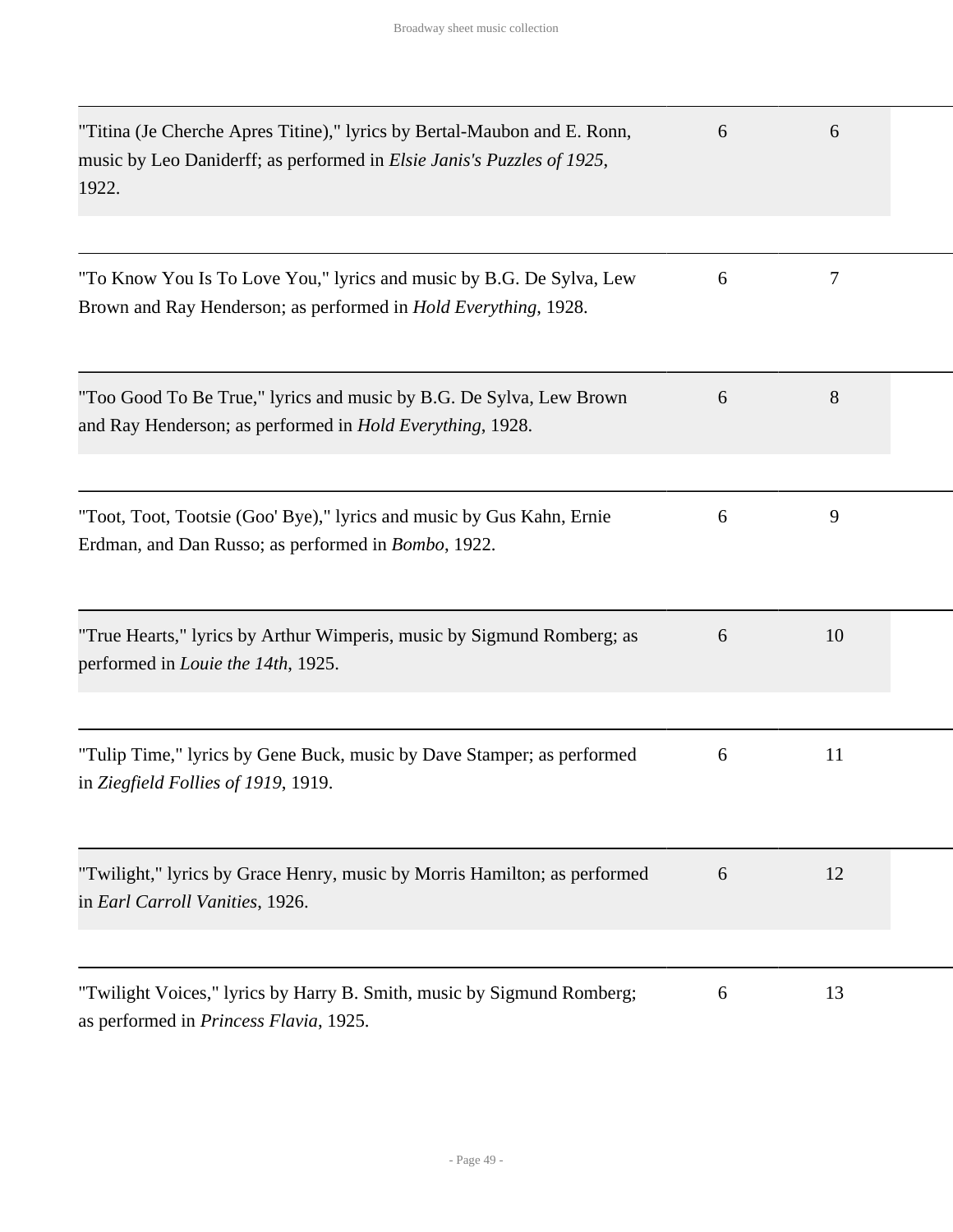| | | |
|---|---|---|
| "Titina (Je Cherche Apres Titine)," lyrics by Bertal-Maubon and E. Ronn, music by Leo Daniderff; as performed in *Elsie Janis's Puzzles of 1925*, 1922. | 6 | 6 |
| "To Know You Is To Love You," lyrics and music by B.G. De Sylva, Lew Brown and Ray Henderson; as performed in *Hold Everything*, 1928. | 6 | 7 |
| "Too Good To Be True," lyrics and music by B.G. De Sylva, Lew Brown and Ray Henderson; as performed in *Hold Everything*, 1928. | 6 | 8 |
| "Toot, Toot, Tootsie (Goo' Bye)," lyrics and music by Gus Kahn, Ernie Erdman, and Dan Russo; as performed in *Bombo*, 1922. | 6 | 9 |
| "True Hearts," lyrics by Arthur Wimperis, music by Sigmund Romberg; as performed in *Louie the 14th*, 1925. | 6 | 10 |
| "Tulip Time," lyrics by Gene Buck, music by Dave Stamper; as performed in *Ziegfield Follies of 1919*, 1919. | 6 | 11 |
| "Twilight," lyrics by Grace Henry, music by Morris Hamilton; as performed in *Earl Carroll Vanities*, 1926. | 6 | 12 |
| "Twilight Voices," lyrics by Harry B. Smith, music by Sigmund Romberg; as performed in *Princess Flavia*, 1925. | 6 | 13 |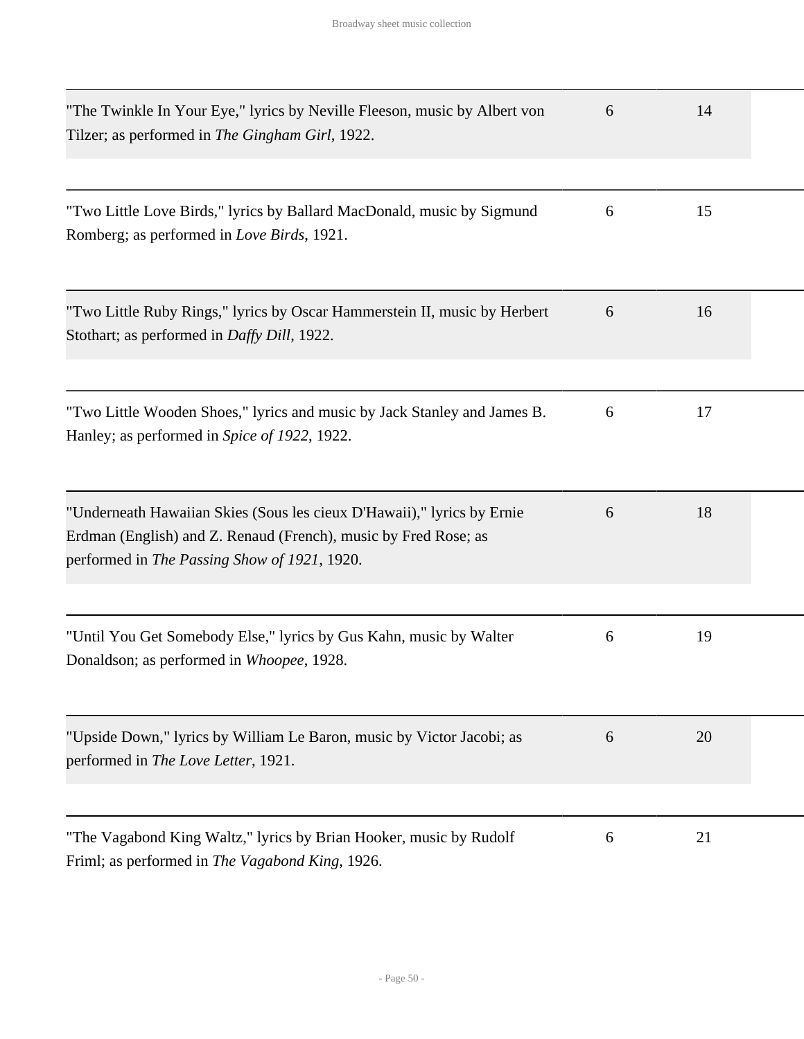| | | | |
|---|---|---|---|
| "The Twinkle In Your Eye," lyrics by Neville Fleeson, music by Albert von Tilzer; as performed in *The Gingham Girl*, 1922. | 6 | 14 | |
| "Two Little Love Birds," lyrics by Ballard MacDonald, music by Sigmund Romberg; as performed in *Love Birds*, 1921. | 6 | 15 | |
| "Two Little Ruby Rings," lyrics by Oscar Hammerstein II, music by Herbert Stothart; as performed in *Daffy Dill*, 1922. | 6 | 16 | |
| "Two Little Wooden Shoes," lyrics and music by Jack Stanley and James B. Hanley; as performed in *Spice of 1922*, 1922. | 6 | 17 | |
| "Underneath Hawaiian Skies (Sous les cieux D'Hawaii)," lyrics by Ernie Erdman (English) and Z. Renaud (French), music by Fred Rose; as performed in *The Passing Show of 1921*, 1920. | 6 | 18 | |
| "Until You Get Somebody Else," lyrics by Gus Kahn, music by Walter Donaldson; as performed in *Whoopee*, 1928. | 6 | 19 | |
| "Upside Down," lyrics by William Le Baron, music by Victor Jacobi; as performed in *The Love Letter*, 1921. | 6 | 20 | |
| "The Vagabond King Waltz," lyrics by Brian Hooker, music by Rudolf Friml; as performed in *The Vagabond King*, 1926. | 6 | 21 | |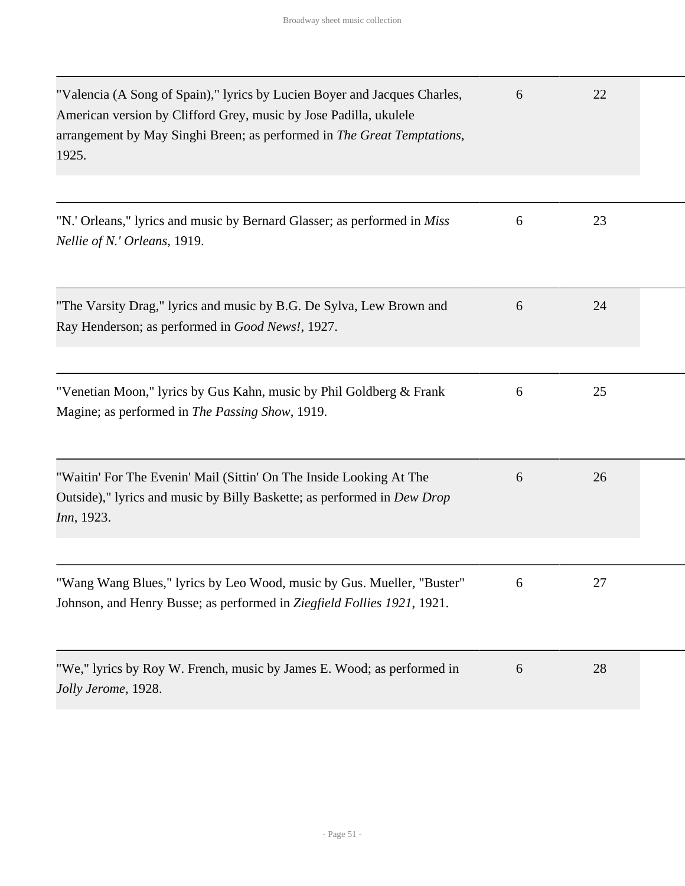| | | |
|---|---|---|
| "Valencia (A Song of Spain)," lyrics by Lucien Boyer and Jacques Charles, American version by Clifford Grey, music by Jose Padilla, ukulele arrangement by May Singhi Breen; as performed in *The Great Temptations*, 1925. | 6 | 22 |
| "N.' Orleans," lyrics and music by Bernard Glasser; as performed in *Miss Nellie of N.' Orleans*, 1919. | 6 | 23 |
| "The Varsity Drag," lyrics and music by B.G. De Sylva, Lew Brown and Ray Henderson; as performed in *Good News!*, 1927. | 6 | 24 |
| "Venetian Moon," lyrics by Gus Kahn, music by Phil Goldberg & Frank Magine; as performed in *The Passing Show*, 1919. | 6 | 25 |
| "Waitin' For The Evenin' Mail (Sittin' On The Inside Looking At The Outside)," lyrics and music by Billy Baskette; as performed in *Dew Drop Inn*, 1923. | 6 | 26 |
| "Wang Wang Blues," lyrics by Leo Wood, music by Gus. Mueller, "Buster" Johnson, and Henry Busse; as performed in *Ziegfield Follies 1921*, 1921. | 6 | 27 |
| "We," lyrics by Roy W. French, music by James E. Wood; as performed in *Jolly Jerome*, 1928. | 6 | 28 |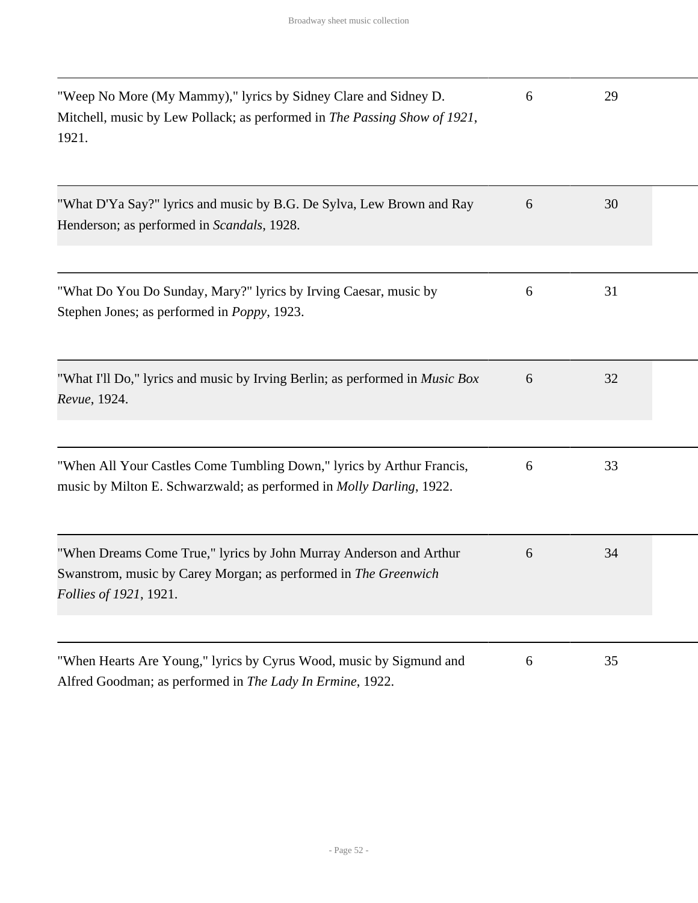| | | |
|---|---|---|
| "Weep No More (My Mammy)," lyrics by Sidney Clare and Sidney D. Mitchell, music by Lew Pollack; as performed in *The Passing Show of 1921*, 1921. | 6 | 29 |
| "What D'Ya Say?" lyrics and music by B.G. De Sylva, Lew Brown and Ray Henderson; as performed in *Scandals*, 1928. | 6 | 30 |
| "What Do You Do Sunday, Mary?" lyrics by Irving Caesar, music by Stephen Jones; as performed in *Poppy*, 1923. | 6 | 31 |
| "What I'll Do," lyrics and music by Irving Berlin; as performed in *Music Box Revue*, 1924. | 6 | 32 |
| "When All Your Castles Come Tumbling Down," lyrics by Arthur Francis, music by Milton E. Schwarzwald; as performed in *Molly Darling*, 1922. | 6 | 33 |
| "When Dreams Come True," lyrics by John Murray Anderson and Arthur Swanstrom, music by Carey Morgan; as performed in *The Greenwich Follies of 1921*, 1921. | 6 | 34 |
| "When Hearts Are Young," lyrics by Cyrus Wood, music by Sigmund and Alfred Goodman; as performed in *The Lady In Ermine*, 1922. | 6 | 35 |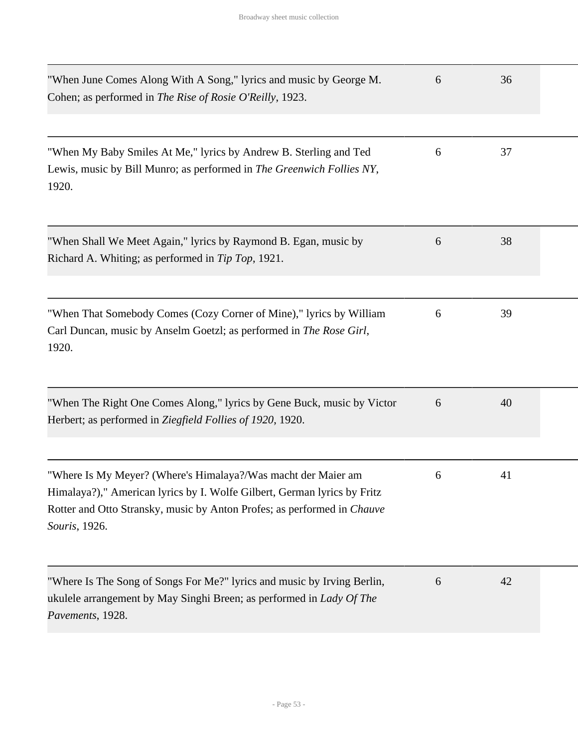| | | |
|---|---|---|
| "When June Comes Along With A Song," lyrics and music by George M. Cohen; as performed in *The Rise of Rosie O'Reilly*, 1923. | 6 | 36 |
| "When My Baby Smiles At Me," lyrics by Andrew B. Sterling and Ted Lewis, music by Bill Munro; as performed in *The Greenwich Follies NY*, 1920. | 6 | 37 |
| "When Shall We Meet Again," lyrics by Raymond B. Egan, music by Richard A. Whiting; as performed in *Tip Top*, 1921. | 6 | 38 |
| "When That Somebody Comes (Cozy Corner of Mine)," lyrics by William Carl Duncan, music by Anselm Goetzl; as performed in *The Rose Girl*, 1920. | 6 | 39 |
| "When The Right One Comes Along," lyrics by Gene Buck, music by Victor Herbert; as performed in *Ziegfield Follies of 1920*, 1920. | 6 | 40 |
| "Where Is My Meyer? (Where's Himalaya?/Was macht der Maier am Himalaya?)," American lyrics by I. Wolfe Gilbert, German lyrics by Fritz Rotter and Otto Stransky, music by Anton Profes; as performed in *Chauve Souris*, 1926. | 6 | 41 |
| "Where Is The Song of Songs For Me?" lyrics and music by Irving Berlin, ukulele arrangement by May Singhi Breen; as performed in *Lady Of The Pavements*, 1928. | 6 | 42 |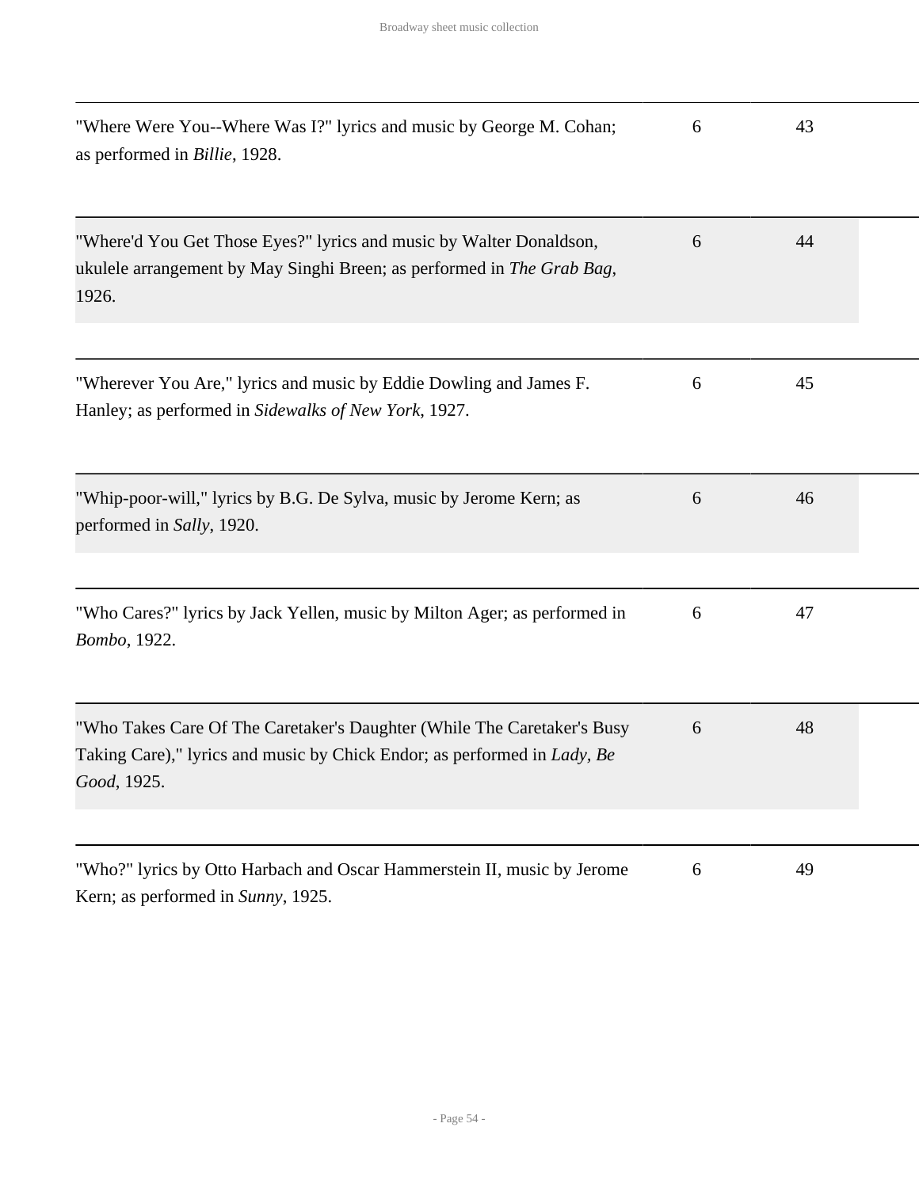| | | |
|---|---|---|
| "Where Were You--Where Was I?" lyrics and music by George M. Cohan; as performed in *Billie*, 1928. | 6 | 43 |
| "Where'd You Get Those Eyes?" lyrics and music by Walter Donaldson, ukulele arrangement by May Singhi Breen; as performed in *The Grab Bag*, 1926. | 6 | 44 |
| "Wherever You Are," lyrics and music by Eddie Dowling and James F. Hanley; as performed in *Sidewalks of New York*, 1927. | 6 | 45 |
| "Whip-poor-will," lyrics by B.G. De Sylva, music by Jerome Kern; as performed in *Sally*, 1920. | 6 | 46 |
| "Who Cares?" lyrics by Jack Yellen, music by Milton Ager; as performed in *Bombo*, 1922. | 6 | 47 |
| "Who Takes Care Of The Caretaker's Daughter (While The Caretaker's Busy Taking Care)," lyrics and music by Chick Endor; as performed in *Lady, Be Good*, 1925. | 6 | 48 |
| "Who?" lyrics by Otto Harbach and Oscar Hammerstein II, music by Jerome Kern; as performed in *Sunny*, 1925. | 6 | 49 |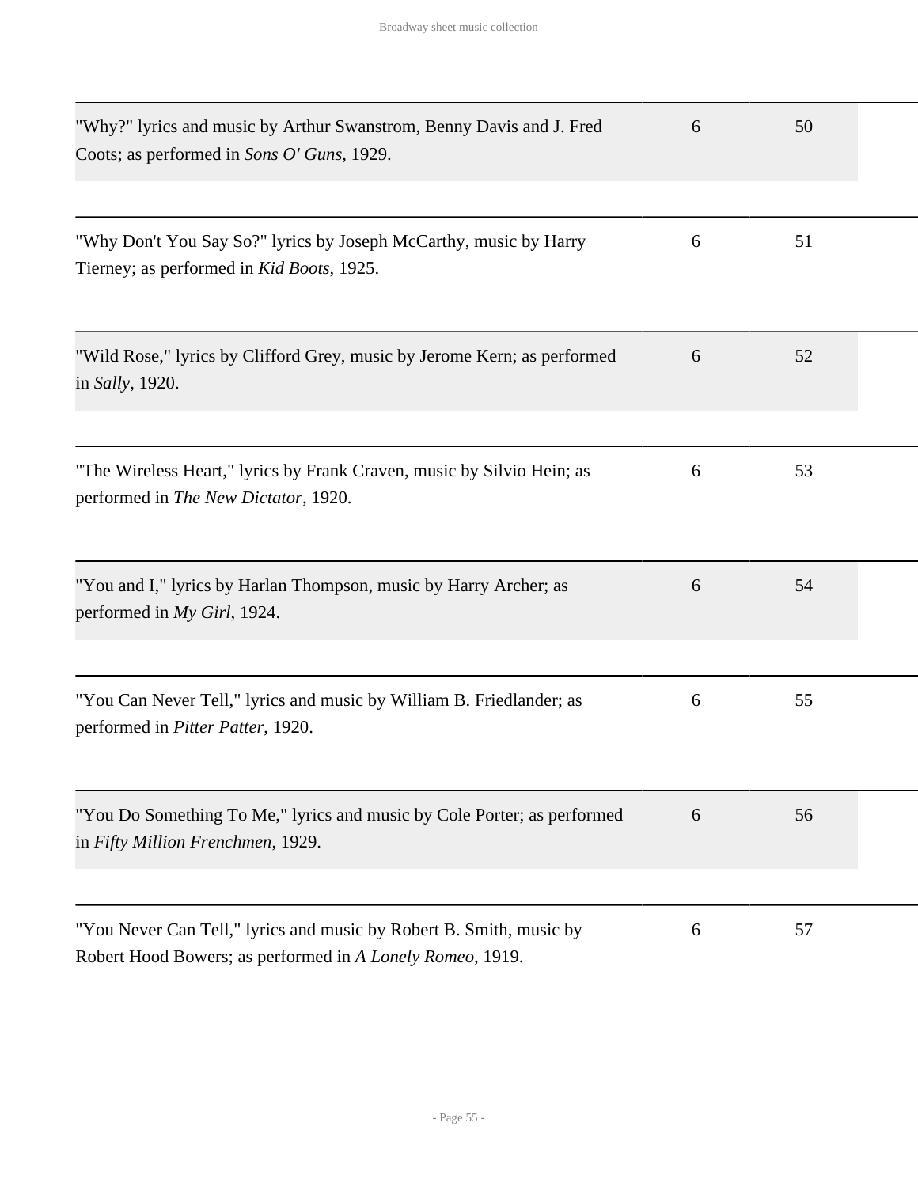| | | |
|---|---|---|
| "Why?" lyrics and music by Arthur Swanstrom, Benny Davis and J. Fred Coots; as performed in *Sons O' Guns*, 1929. | 6 | 50 |
| "Why Don't You Say So?" lyrics by Joseph McCarthy, music by Harry Tierney; as performed in *Kid Boots*, 1925. | 6 | 51 |
| "Wild Rose," lyrics by Clifford Grey, music by Jerome Kern; as performed in *Sally*, 1920. | 6 | 52 |
| "The Wireless Heart," lyrics by Frank Craven, music by Silvio Hein; as performed in *The New Dictator*, 1920. | 6 | 53 |
| "You and I," lyrics by Harlan Thompson, music by Harry Archer; as performed in *My Girl*, 1924. | 6 | 54 |
| "You Can Never Tell," lyrics and music by William B. Friedlander; as performed in *Pitter Patter*, 1920. | 6 | 55 |
| "You Do Something To Me," lyrics and music by Cole Porter; as performed in *Fifty Million Frenchmen*, 1929. | 6 | 56 |
| "You Never Can Tell," lyrics and music by Robert B. Smith, music by Robert Hood Bowers; as performed in *A Lonely Romeo*, 1919. | 6 | 57 |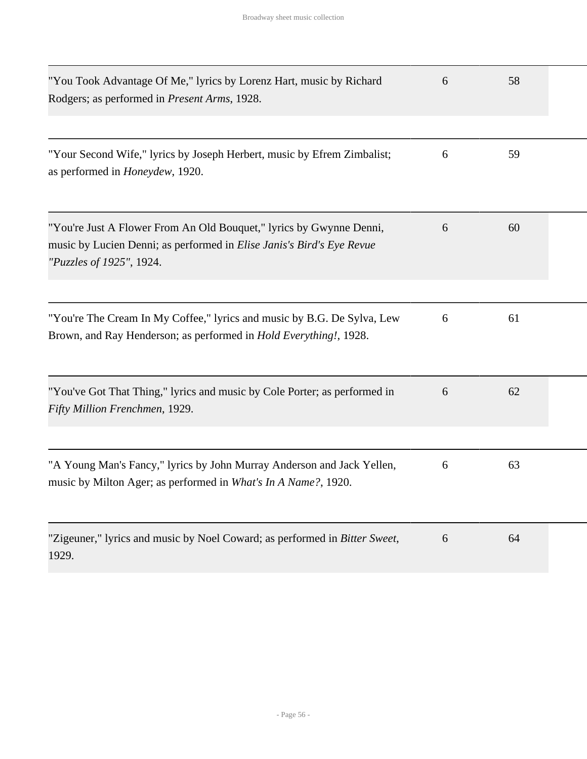| | | |
|---|---|---|
| "You Took Advantage Of Me," lyrics by Lorenz Hart, music by Richard Rodgers; as performed in *Present Arms*, 1928. | 6 | 58 |
| "Your Second Wife," lyrics by Joseph Herbert, music by Efrem Zimbalist; as performed in *Honeydew*, 1920. | 6 | 59 |
| "You're Just A Flower From An Old Bouquet," lyrics by Gwynne Denni, music by Lucien Denni; as performed in *Elise Janis's Bird's Eye Revue "Puzzles of 1925"*, 1924. | 6 | 60 |
| "You're The Cream In My Coffee," lyrics and music by B.G. De Sylva, Lew Brown, and Ray Henderson; as performed in *Hold Everything!*, 1928. | 6 | 61 |
| "You've Got That Thing," lyrics and music by Cole Porter; as performed in *Fifty Million Frenchmen*, 1929. | 6 | 62 |
| "A Young Man's Fancy," lyrics by John Murray Anderson and Jack Yellen, music by Milton Ager; as performed in *What's In A Name?*, 1920. | 6 | 63 |
| "Zigeuner," lyrics and music by Noel Coward; as performed in *Bitter Sweet*, 1929. | 6 | 64 |